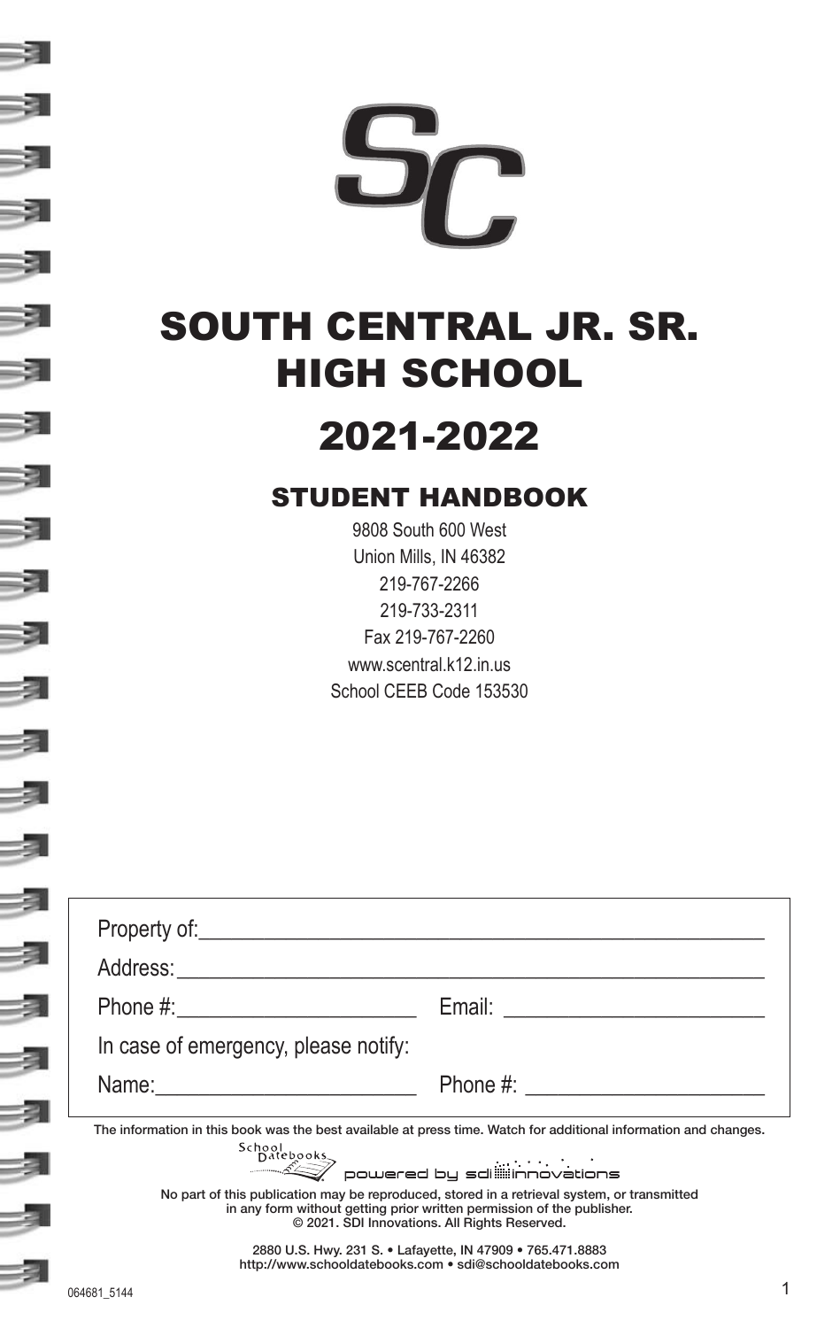SC

# SOUTH CENTRAL JR. SR. HIGH SCHOOL

# 2021-2022

## STUDENT HANDBOOK

9808 South 600 West
Union Mills, IN 46382
219-767-2266
219-733-2311
Fax 219-767-2260
www.scentral.k12.in.us
School CEEB Code 153530

Property of:______________________________________________

Address:_________________________________________________

Phone #:_____________________ Email: ______________________

In case of emergency, please notify:

Name:_______________________ Phone #: ____________________

The information in this book was the best available at press time. Watch for additional information and changes.

School Datebooks powered by sdi innovations

No part of this publication may be reproduced, stored in a retrieval system, or transmitted in any form without getting prior written permission of the publisher.
© 2021. SDI Innovations. All Rights Reserved.

2880 U.S. Hwy. 231 S. • Lafayette, IN 47909 • 765.471.8883
http://www.schooldatebooks.com • sdi@schooldatebooks.com

064681_5144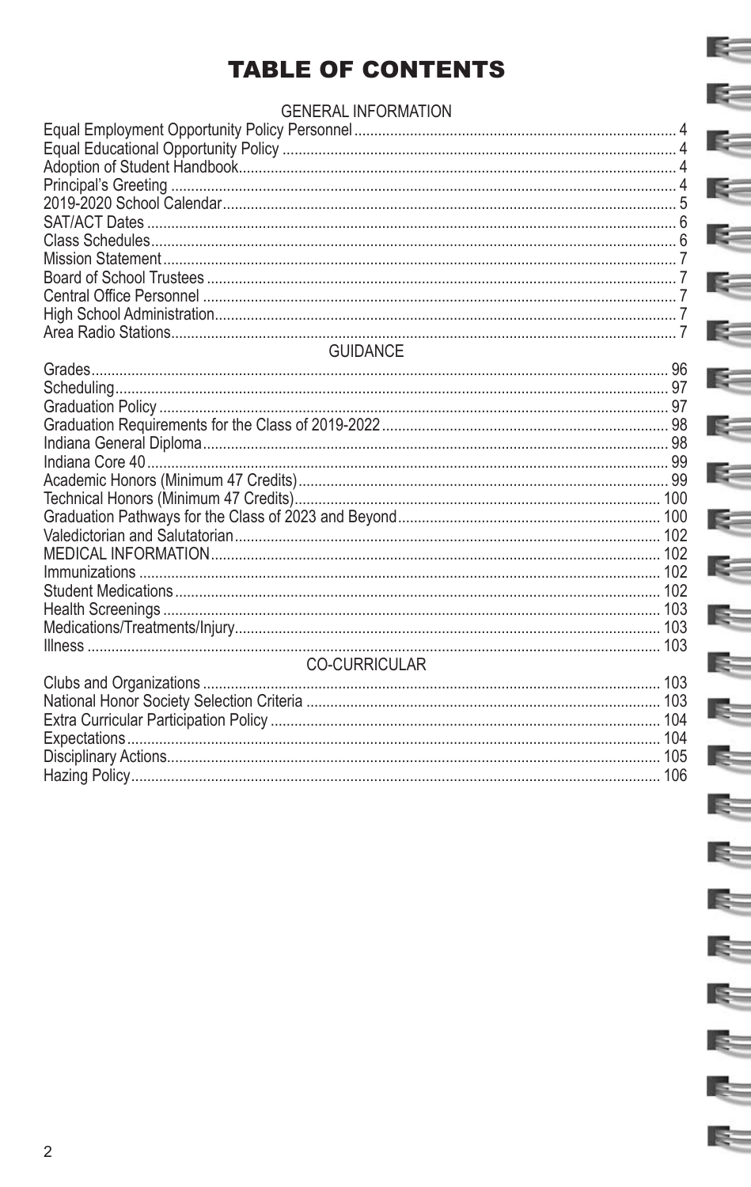# TABLE OF CONTENTS

## GENERAL INFORMATION

| | |
|---|---|
| Equal Employment Opportunity Policy Personnel | 4 |
| Equal Educational Opportunity Policy | 4 |
| Adoption of Student Handbook | 4 |
| Principal's Greeting | 4 |
| 2019-2020 School Calendar | 5 |
| SAT/ACT Dates | 6 |
| Class Schedules | 6 |
| Mission Statement | 7 |
| Board of School Trustees | 7 |
| Central Office Personnel | 7 |
| High School Administration | 7 |
| Area Radio Stations | 7 |

## GUIDANCE

| | |
|---|---|
| Grades | 96 |
| Scheduling | 97 |
| Graduation Policy | 97 |
| Graduation Requirements for the Class of 2019-2022 | 98 |
| Indiana General Diploma | 98 |
| Indiana Core 40 | 99 |
| Academic Honors (Minimum 47 Credits) | 99 |
| Technical Honors (Minimum 47 Credits) | 100 |
| Graduation Pathways for the Class of 2023 and Beyond | 100 |
| Valedictorian and Salutatorian | 102 |
| MEDICAL INFORMATION | 102 |
| Immunizations | 102 |
| Student Medications | 102 |
| Health Screenings | 103 |
| Medications/Treatments/Injury | 103 |
| Illness | 103 |

## CO-CURRICULAR

| | |
|---|---|
| Clubs and Organizations | 103 |
| National Honor Society Selection Criteria | 103 |
| Extra Curricular Participation Policy | 104 |
| Expectations | 104 |
| Disciplinary Actions | 105 |
| Hazing Policy | 106 |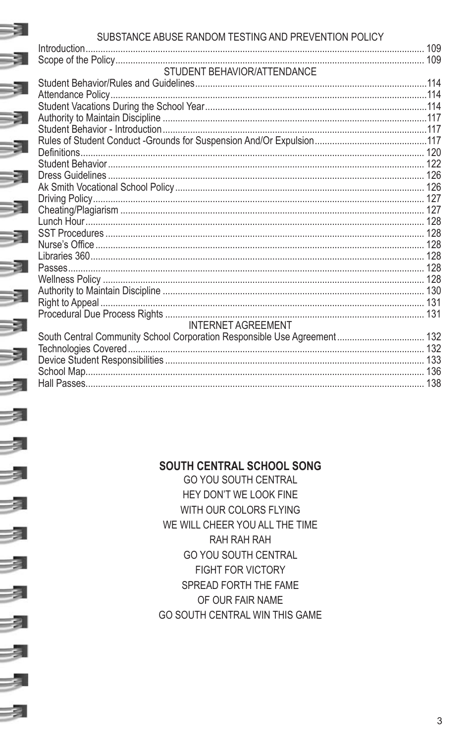## SUBSTANCE ABUSE RANDOM TESTING AND PREVENTION POLICY

| | |
|---|---|
| Introduction | 109 |
| Scope of the Policy | 109 |

## STUDENT BEHAVIOR/ATTENDANCE

| | |
|---|---|
| Student Behavior/Rules and Guidelines | 114 |
| Attendance Policy | 114 |
| Student Vacations During the School Year | 114 |
| Authority to Maintain Discipline | 117 |
| Student Behavior - Introduction | 117 |
| Rules of Student Conduct -Grounds for Suspension And/Or Expulsion | 117 |
| Definitions | 120 |
| Student Behavior | 122 |
| Dress Guidelines | 126 |
| Ak Smith Vocational School Policy | 126 |
| Driving Policy | 127 |
| Cheating/Plagiarism | 127 |
| Lunch Hour | 128 |
| SST Procedures | 128 |
| Nurse's Office | 128 |
| Libraries 360 | 128 |
| Passes | 128 |
| Wellness Policy | 128 |
| Authority to Maintain Discipline | 130 |
| Right to Appeal | 131 |
| Procedural Due Process Rights | 131 |

## INTERNET AGREEMENT

| | |
|---|---|
| South Central Community School Corporation Responsible Use Agreement | 132 |
| Technologies Covered | 132 |
| Device Student Responsibilities | 133 |
| School Map | 136 |
| Hall Passes | 138 |

## SOUTH CENTRAL SCHOOL SONG

GO YOU SOUTH CENTRAL
HEY DON'T WE LOOK FINE
WITH OUR COLORS FLYING
WE WILL CHEER YOU ALL THE TIME
RAH RAH RAH
GO YOU SOUTH CENTRAL
FIGHT FOR VICTORY
SPREAD FORTH THE FAME
OF OUR FAIR NAME
GO SOUTH CENTRAL WIN THIS GAME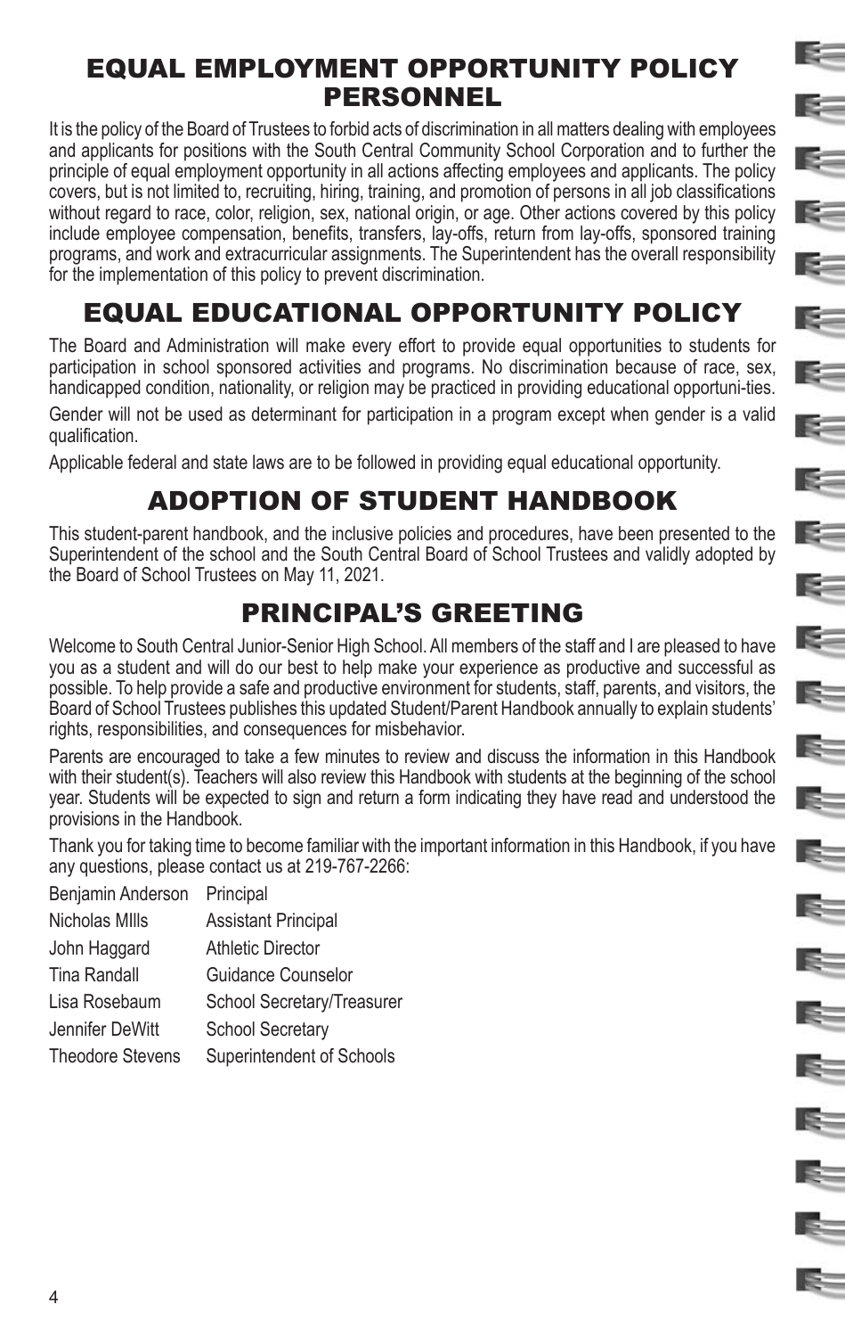# EQUAL EMPLOYMENT OPPORTUNITY POLICY PERSONNEL

It is the policy of the Board of Trustees to forbid acts of discrimination in all matters dealing with employees and applicants for positions with the South Central Community School Corporation and to further the principle of equal employment opportunity in all actions affecting employees and applicants. The policy covers, but is not limited to, recruiting, hiring, training, and promotion of persons in all job classifications without regard to race, color, religion, sex, national origin, or age. Other actions covered by this policy include employee compensation, benefits, transfers, lay-offs, return from lay-offs, sponsored training programs, and work and extracurricular assignments. The Superintendent has the overall responsibility for the implementation of this policy to prevent discrimination.

# EQUAL EDUCATIONAL OPPORTUNITY POLICY

The Board and Administration will make every effort to provide equal opportunities to students for participation in school sponsored activities and programs. No discrimination because of race, sex, handicapped condition, nationality, or religion may be practiced in providing educational opportuni-ties.

Gender will not be used as determinant for participation in a program except when gender is a valid qualification.

Applicable federal and state laws are to be followed in providing equal educational opportunity.

# ADOPTION OF STUDENT HANDBOOK

This student-parent handbook, and the inclusive policies and procedures, have been presented to the Superintendent of the school and the South Central Board of School Trustees and validly adopted by the Board of School Trustees on May 11, 2021.

# PRINCIPAL'S GREETING

Welcome to South Central Junior-Senior High School. All members of the staff and I are pleased to have you as a student and will do our best to help make your experience as productive and successful as possible. To help provide a safe and productive environment for students, staff, parents, and visitors, the Board of School Trustees publishes this updated Student/Parent Handbook annually to explain students' rights, responsibilities, and consequences for misbehavior.

Parents are encouraged to take a few minutes to review and discuss the information in this Handbook with their student(s). Teachers will also review this Handbook with students at the beginning of the school year. Students will be expected to sign and return a form indicating they have read and understood the provisions in the Handbook.

Thank you for taking time to become familiar with the important information in this Handbook, if you have any questions, please contact us at 219-767-2266:

| | |
|---|---|
| Benjamin Anderson | Principal |
| Nicholas MIlls | Assistant Principal |
| John Haggard | Athletic Director |
| Tina Randall | Guidance Counselor |
| Lisa Rosebaum | School Secretary/Treasurer |
| Jennifer DeWitt | School Secretary |
| Theodore Stevens | Superintendent of Schools |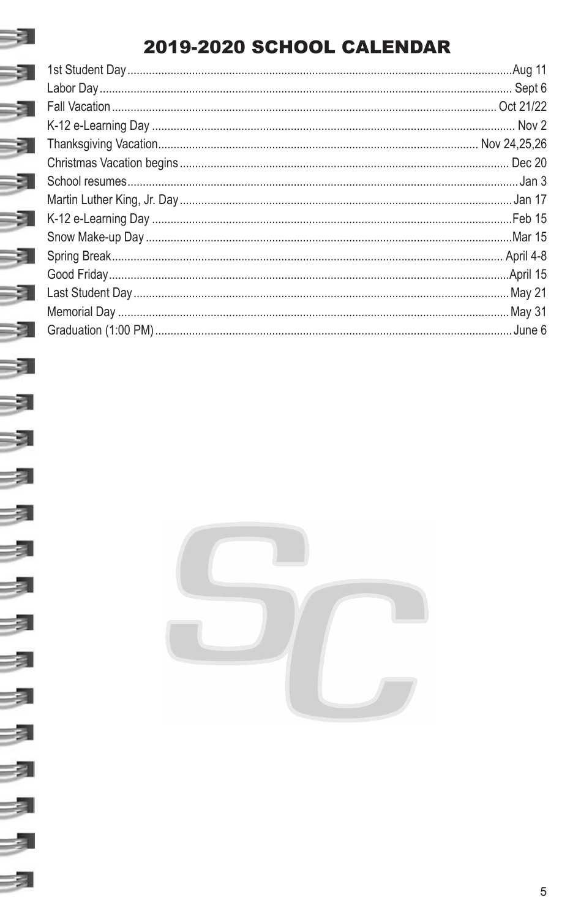# 2019-2020 SCHOOL CALENDAR

| | |
|---|---|
| 1st Student Day | Aug 11 |
| Labor Day | Sept 6 |
| Fall Vacation | Oct 21/22 |
| K-12 e-Learning Day | Nov 2 |
| Thanksgiving Vacation | Nov 24,25,26 |
| Christmas Vacation begins | Dec 20 |
| School resumes | Jan 3 |
| Martin Luther King, Jr. Day | Jan 17 |
| K-12 e-Learning Day | Feb 15 |
| Snow Make-up Day | Mar 15 |
| Spring Break | April 4-8 |
| Good Friday | April 15 |
| Last Student Day | May 21 |
| Memorial Day | May 31 |
| Graduation (1:00 PM) | June 6 |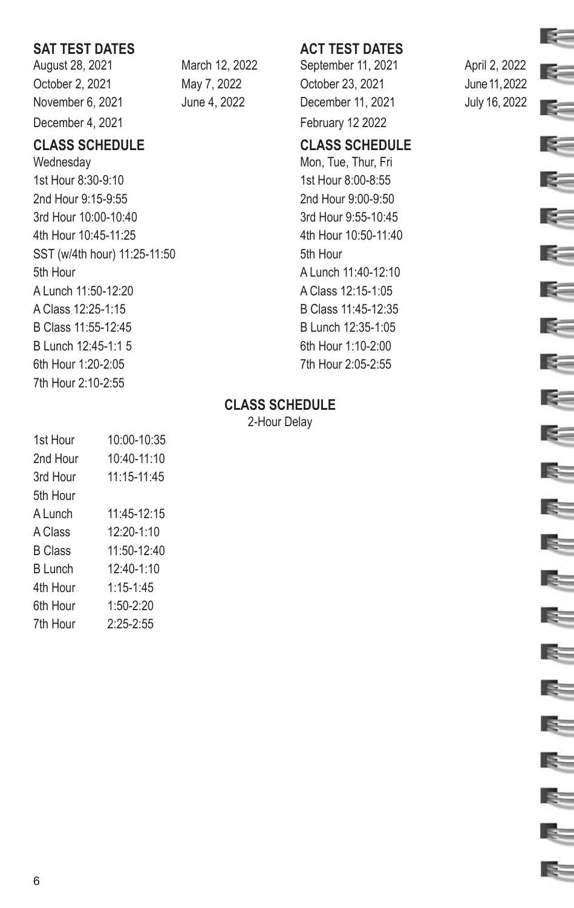## SAT TEST DATES

August 28, 2021
October 2, 2021
November 6, 2021
December 4, 2021
March 12, 2022
May 7, 2022
June 4, 2022

## CLASS SCHEDULE

Wednesday

1st Hour 8:30-9:10
2nd Hour 9:15-9:55
3rd Hour 10:00-10:40
4th Hour 10:45-11:25
SST (w/4th hour) 11:25-11:50
5th Hour
A Lunch 11:50-12:20
A Class 12:25-1:15
B Class 11:55-12:45
B Lunch 12:45-1:1 5
6th Hour 1:20-2:05
7th Hour 2:10-2:55

## ACT TEST DATES

September 11, 2021
October 23, 2021
December 11, 2021
February 12 2022
April 2, 2022
June 11, 2022
July 16, 2022

## CLASS SCHEDULE

Mon, Tue, Thur, Fri

1st Hour 8:00-8:55
2nd Hour 9:00-9:50
3rd Hour 9:55-10:45
4th Hour 10:50-11:40
5th Hour
A Lunch 11:40-12:10
A Class 12:15-1:05
B Class 11:45-12:35
B Lunch 12:35-1:05
6th Hour 1:10-2:00
7th Hour 2:05-2:55

## CLASS SCHEDULE

2-Hour Delay

| | |
|---|---|
| 1st Hour | 10:00-10:35 |
| 2nd Hour | 10:40-11:10 |
| 3rd Hour | 11:15-11:45 |
| 5th Hour | |
| A Lunch | 11:45-12:15 |
| A Class | 12:20-1:10 |
| B Class | 11:50-12:40 |
| B Lunch | 12:40-1:10 |
| 4th Hour | 1:15-1:45 |
| 6th Hour | 1:50-2:20 |
| 7th Hour | 2:25-2:55 |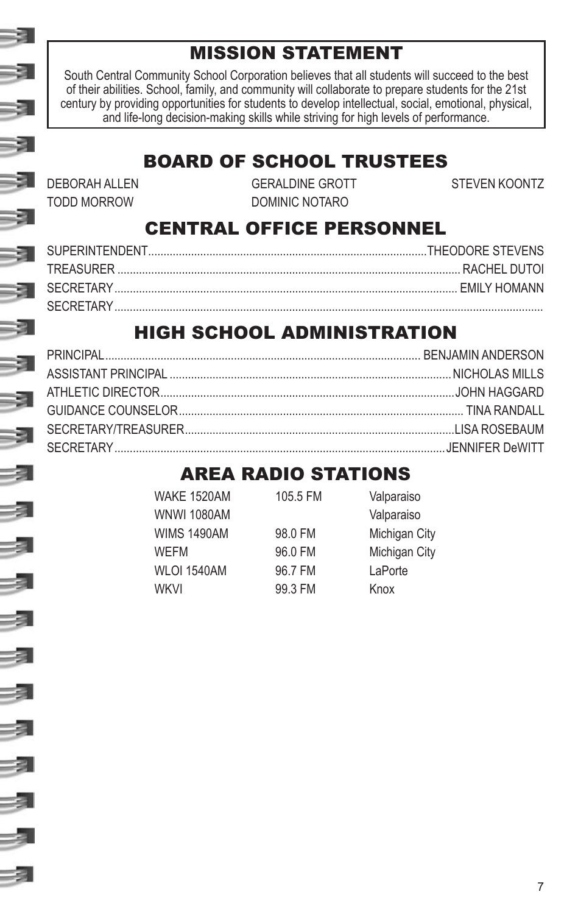## MISSION STATEMENT

South Central Community School Corporation believes that all students will succeed to the best of their abilities. School, family, and community will collaborate to prepare students for the 21st century by providing opportunities for students to develop intellectual, social, emotional, physical, and life-long decision-making skills while striving for high levels of performance.

## BOARD OF SCHOOL TRUSTEES

DEBORAH ALLEN
GERALDINE GROTT
STEVEN KOONTZ
TODD MORROW
DOMINIC NOTARO

## CENTRAL OFFICE PERSONNEL

SUPERINTENDENT......THEODORE STEVENS
TREASURER...... RACHEL DUTOI
SECRETARY...... EMILY HOMANN
SECRETARY......

## HIGH SCHOOL ADMINISTRATION

PRINCIPAL...... BENJAMIN ANDERSON
ASSISTANT PRINCIPAL...... NICHOLAS MILLS
ATHLETIC DIRECTOR...... JOHN HAGGARD
GUIDANCE COUNSELOR...... TINA RANDALL
SECRETARY/TREASURER...... LISA ROSEBAUM
SECRETARY...... JENNIFER DeWITT

## AREA RADIO STATIONS

| | | |
|---|---|---|
| WAKE 1520AM | 105.5 FM | Valparaiso |
| WNWI 1080AM | | Valparaiso |
| WIMS 1490AM | 98.0 FM | Michigan City |
| WEFM | 96.0 FM | Michigan City |
| WLOI 1540AM | 96.7 FM | LaPorte |
| WKVI | 99.3 FM | Knox |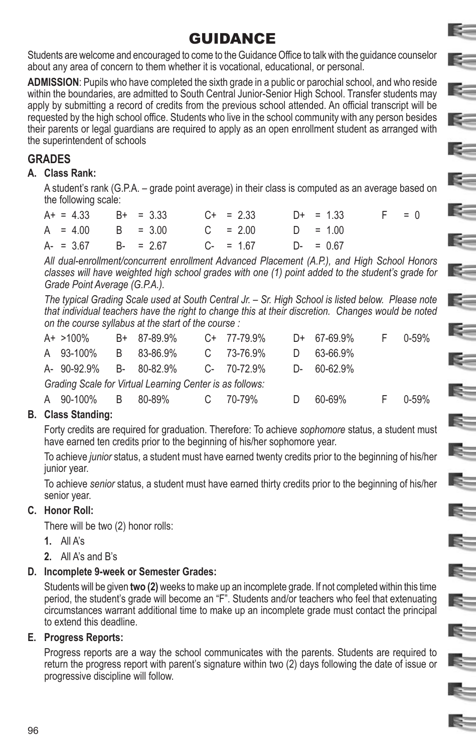# GUIDANCE

Students are welcome and encouraged to come to the Guidance Office to talk with the guidance counselor about any area of concern to them whether it is vocational, educational, or personal.

**ADMISSION**: Pupils who have completed the sixth grade in a public or parochial school, and who reside within the boundaries, are admitted to South Central Junior-Senior High School. Transfer students may apply by submitting a record of credits from the previous school attended. An official transcript will be requested by the high school office. Students who live in the school community with any person besides their parents or legal guardians are required to apply as an open enrollment student as arranged with the superintendent of schools

## GRADES

### A. Class Rank:

A student's rank (G.P.A. – grade point average) in their class is computed as an average based on the following scale:

| | | | | |
|---|---|---|---|---|
| A+ = 4.33 | B+ = 3.33 | C+ = 2.33 | D+ = 1.33 | F = 0 |
| A = 4.00 | B = 3.00 | C = 2.00 | D = 1.00 | |
| A- = 3.67 | B- = 2.67 | C- = 1.67 | D- = 0.67 | |

*All dual-enrollment/concurrent enrollment Advanced Placement (A.P.), and High School Honors classes will have weighted high school grades with one (1) point added to the student's grade for Grade Point Average (G.P.A.).*

*The typical Grading Scale used at South Central Jr. – Sr. High School is listed below. Please note that individual teachers have the right to change this at their discretion. Changes would be noted on the course syllabus at the start of the course :*

| | | | | |
|---|---|---|---|---|
| A+ >100% | B+ 87-89.9% | C+ 77-79.9% | D+ 67-69.9% | F 0-59% |
| A 93-100% | B 83-86.9% | C 73-76.9% | D 63-66.9% | |
| A- 90-92.9% | B- 80-82.9% | C- 70-72.9% | D- 60-62.9% | |

*Grading Scale for Virtual Learning Center is as follows:*

| | | | | |
|---|---|---|---|---|
| A 90-100% | B 80-89% | C 70-79% | D 60-69% | F 0-59% |

### B. Class Standing:

Forty credits are required for graduation. Therefore: To achieve *sophomore* status, a student must have earned ten credits prior to the beginning of his/her sophomore year.

To achieve *junior* status, a student must have earned twenty credits prior to the beginning of his/her junior year.

To achieve *senior* status, a student must have earned thirty credits prior to the beginning of his/her senior year.

### C. Honor Roll:

There will be two (2) honor rolls:

1. All A's
2. All A's and B's

### D. Incomplete 9-week or Semester Grades:

Students will be given **two (2)** weeks to make up an incomplete grade. If not completed within this time period, the student's grade will become an "F". Students and/or teachers who feel that extenuating circumstances warrant additional time to make up an incomplete grade must contact the principal to extend this deadline.

### E. Progress Reports:

Progress reports are a way the school communicates with the parents. Students are required to return the progress report with parent's signature within two (2) days following the date of issue or progressive discipline will follow.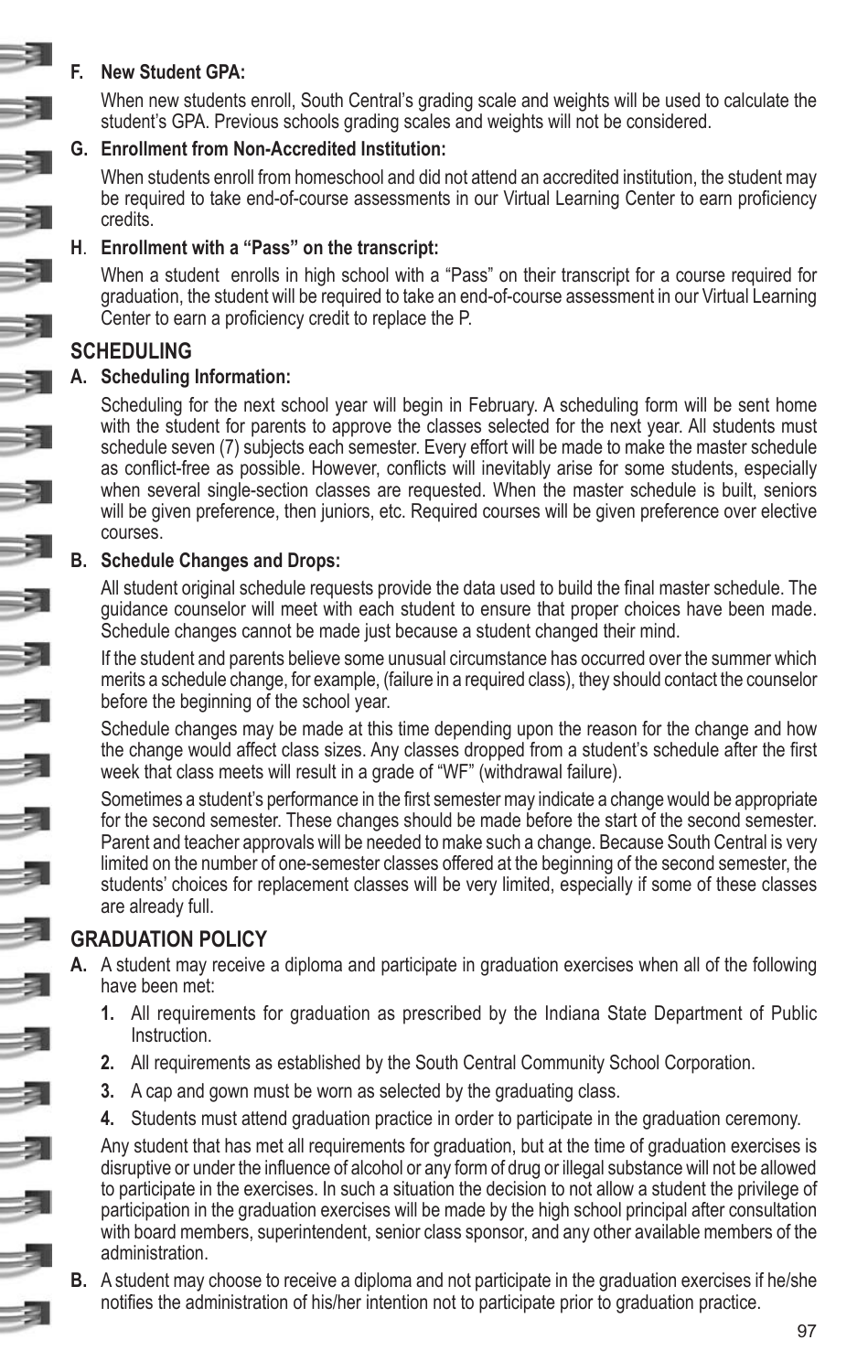**F. New Student GPA:**

When new students enroll, South Central's grading scale and weights will be used to calculate the student's GPA. Previous schools grading scales and weights will not be considered.

**G. Enrollment from Non-Accredited Institution:**

When students enroll from homeschool and did not attend an accredited institution, the student may be required to take end-of-course assessments in our Virtual Learning Center to earn proficiency credits.

**H. Enrollment with a "Pass" on the transcript:**

When a student enrolls in high school with a "Pass" on their transcript for a course required for graduation, the student will be required to take an end-of-course assessment in our Virtual Learning Center to earn a proficiency credit to replace the P.

## SCHEDULING

**A. Scheduling Information:**

Scheduling for the next school year will begin in February. A scheduling form will be sent home with the student for parents to approve the classes selected for the next year. All students must schedule seven (7) subjects each semester. Every effort will be made to make the master schedule as conflict-free as possible. However, conflicts will inevitably arise for some students, especially when several single-section classes are requested. When the master schedule is built, seniors will be given preference, then juniors, etc. Required courses will be given preference over elective courses.

**B. Schedule Changes and Drops:**

All student original schedule requests provide the data used to build the final master schedule. The guidance counselor will meet with each student to ensure that proper choices have been made. Schedule changes cannot be made just because a student changed their mind.

If the student and parents believe some unusual circumstance has occurred over the summer which merits a schedule change, for example, (failure in a required class), they should contact the counselor before the beginning of the school year.

Schedule changes may be made at this time depending upon the reason for the change and how the change would affect class sizes. Any classes dropped from a student's schedule after the first week that class meets will result in a grade of "WF" (withdrawal failure).

Sometimes a student's performance in the first semester may indicate a change would be appropriate for the second semester. These changes should be made before the start of the second semester. Parent and teacher approvals will be needed to make such a change. Because South Central is very limited on the number of one-semester classes offered at the beginning of the second semester, the students' choices for replacement classes will be very limited, especially if some of these classes are already full.

## GRADUATION POLICY

**A.** A student may receive a diploma and participate in graduation exercises when all of the following have been met:

1. All requirements for graduation as prescribed by the Indiana State Department of Public Instruction.
2. All requirements as established by the South Central Community School Corporation.
3. A cap and gown must be worn as selected by the graduating class.
4. Students must attend graduation practice in order to participate in the graduation ceremony.

Any student that has met all requirements for graduation, but at the time of graduation exercises is disruptive or under the influence of alcohol or any form of drug or illegal substance will not be allowed to participate in the exercises. In such a situation the decision to not allow a student the privilege of participation in the graduation exercises will be made by the high school principal after consultation with board members, superintendent, senior class sponsor, and any other available members of the administration.

**B.** A student may choose to receive a diploma and not participate in the graduation exercises if he/she notifies the administration of his/her intention not to participate prior to graduation practice.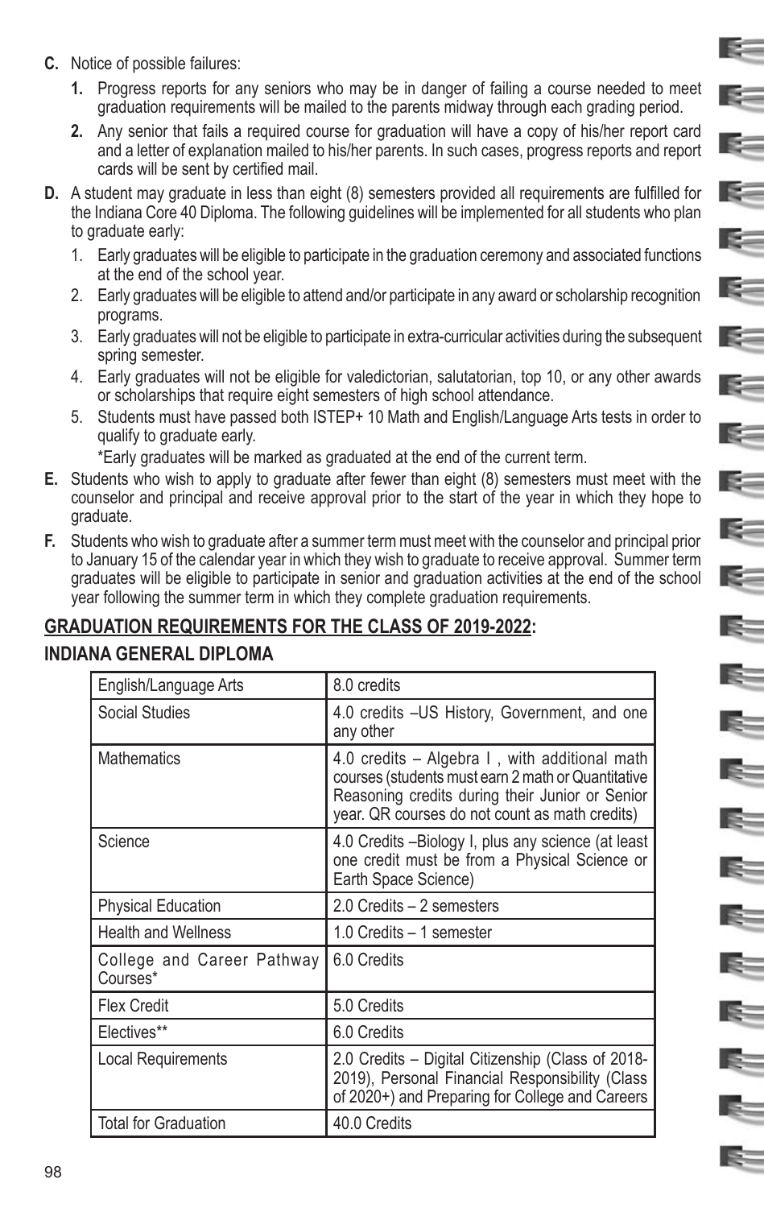**C.** Notice of possible failures:

  **1.** Progress reports for any seniors who may be in danger of failing a course needed to meet graduation requirements will be mailed to the parents midway through each grading period.

  **2.** Any senior that fails a required course for graduation will have a copy of his/her report card and a letter of explanation mailed to his/her parents. In such cases, progress reports and report cards will be sent by certified mail.

**D.** A student may graduate in less than eight (8) semesters provided all requirements are fulfilled for the Indiana Core 40 Diploma. The following guidelines will be implemented for all students who plan to graduate early:

  1. Early graduates will be eligible to participate in the graduation ceremony and associated functions at the end of the school year.
  2. Early graduates will be eligible to attend and/or participate in any award or scholarship recognition programs.
  3. Early graduates will not be eligible to participate in extra-curricular activities during the subsequent spring semester.
  4. Early graduates will not be eligible for valedictorian, salutatorian, top 10, or any other awards or scholarships that require eight semesters of high school attendance.
  5. Students must have passed both ISTEP+ 10 Math and English/Language Arts tests in order to qualify to graduate early.

  *Early graduates will be marked as graduated at the end of the current term.

**E.** Students who wish to apply to graduate after fewer than eight (8) semesters must meet with the counselor and principal and receive approval prior to the start of the year in which they hope to graduate.

**F.** Students who wish to graduate after a summer term must meet with the counselor and principal prior to January 15 of the calendar year in which they wish to graduate to receive approval. Summer term graduates will be eligible to participate in senior and graduation activities at the end of the school year following the summer term in which they complete graduation requirements.

## GRADUATION REQUIREMENTS FOR THE CLASS OF 2019-2022:

### INDIANA GENERAL DIPLOMA

| English/Language Arts | 8.0 credits |
|---|---|
| Social Studies | 4.0 credits –US History, Government, and one any other |
| Mathematics | 4.0 credits – Algebra I , with additional math courses (students must earn 2 math or Quantitative Reasoning credits during their Junior or Senior year. QR courses do not count as math credits) |
| Science | 4.0 Credits –Biology I, plus any science (at least one credit must be from a Physical Science or Earth Space Science) |
| Physical Education | 2.0 Credits – 2 semesters |
| Health and Wellness | 1.0 Credits – 1 semester |
| College and Career Pathway Courses* | 6.0 Credits |
| Flex Credit | 5.0 Credits |
| Electives** | 6.0 Credits |
| Local Requirements | 2.0 Credits – Digital Citizenship (Class of 2018-2019), Personal Financial Responsibility (Class of 2020+) and Preparing for College and Careers |
| Total for Graduation | 40.0 Credits |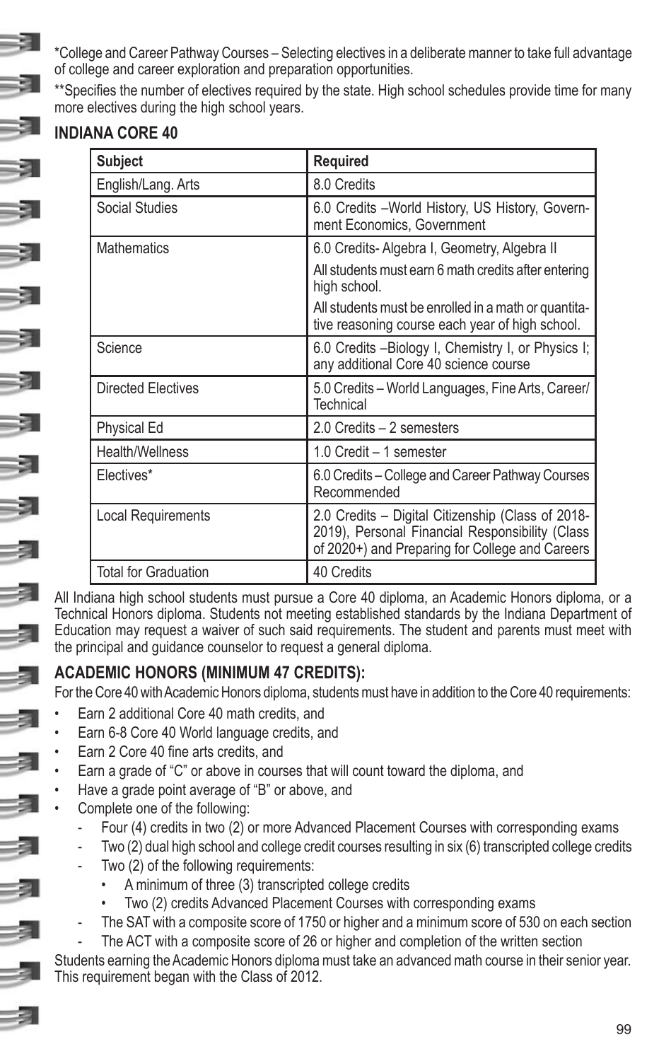*College and Career Pathway Courses – Selecting electives in a deliberate manner to take full advantage of college and career exploration and preparation opportunities.

**Specifies the number of electives required by the state. High school schedules provide time for many more electives during the high school years.

## INDIANA CORE 40

| Subject | Required |
|---|---|
| English/Lang. Arts | 8.0 Credits |
| Social Studies | 6.0 Credits –World History, US History, Government Economics, Government |
| Mathematics | 6.0 Credits- Algebra I, Geometry, Algebra II<br>All students must earn 6 math credits after entering high school.<br>All students must be enrolled in a math or quantitative reasoning course each year of high school. |
| Science | 6.0 Credits –Biology I, Chemistry I, or Physics I; any additional Core 40 science course |
| Directed Electives | 5.0 Credits – World Languages, Fine Arts, Career/Technical |
| Physical Ed | 2.0 Credits – 2 semesters |
| Health/Wellness | 1.0 Credit – 1 semester |
| Electives* | 6.0 Credits – College and Career Pathway Courses Recommended |
| Local Requirements | 2.0 Credits – Digital Citizenship (Class of 2018-2019), Personal Financial Responsibility (Class of 2020+) and Preparing for College and Careers |
| Total for Graduation | 40 Credits |

All Indiana high school students must pursue a Core 40 diploma, an Academic Honors diploma, or a Technical Honors diploma. Students not meeting established standards by the Indiana Department of Education may request a waiver of such said requirements. The student and parents must meet with the principal and guidance counselor to request a general diploma.

## ACADEMIC HONORS (MINIMUM 47 CREDITS):

For the Core 40 with Academic Honors diploma, students must have in addition to the Core 40 requirements:

- Earn 2 additional Core 40 math credits, and
- Earn 6-8 Core 40 World language credits, and
- Earn 2 Core 40 fine arts credits, and
- Earn a grade of "C" or above in courses that will count toward the diploma, and
- Have a grade point average of "B" or above, and
- Complete one of the following:
  - Four (4) credits in two (2) or more Advanced Placement Courses with corresponding exams
  - Two (2) dual high school and college credit courses resulting in six (6) transcripted college credits
  - Two (2) of the following requirements:
    - A minimum of three (3) transcripted college credits
    - Two (2) credits Advanced Placement Courses with corresponding exams
  - The SAT with a composite score of 1750 or higher and a minimum score of 530 on each section
  - The ACT with a composite score of 26 or higher and completion of the written section

Students earning the Academic Honors diploma must take an advanced math course in their senior year. This requirement began with the Class of 2012.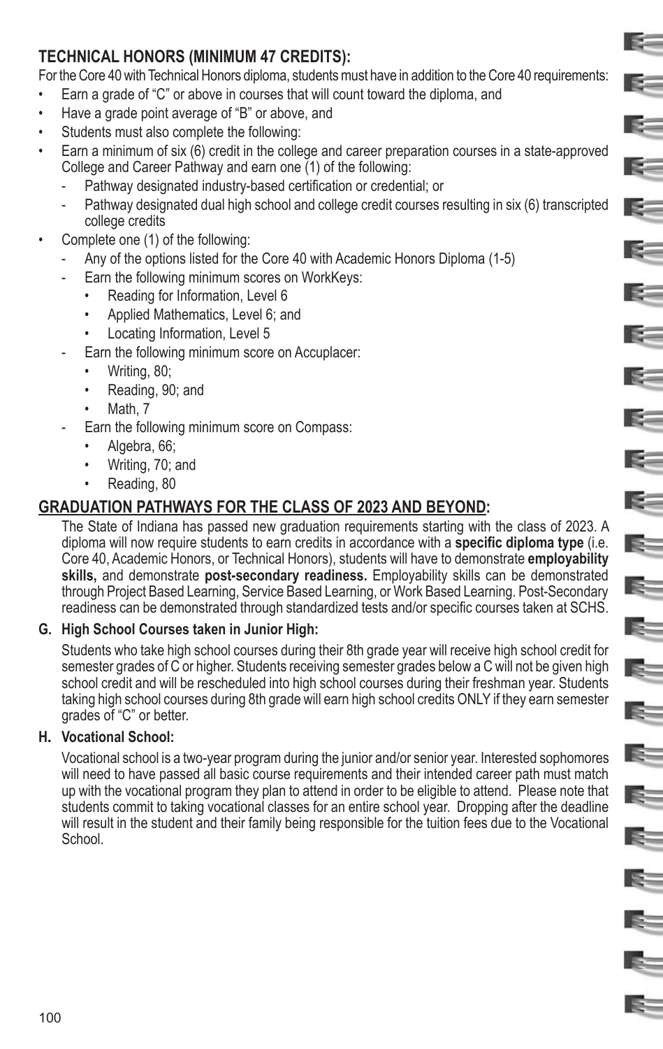### TECHNICAL HONORS (MINIMUM 47 CREDITS):

For the Core 40 with Technical Honors diploma, students must have in addition to the Core 40 requirements:

- Earn a grade of "C" or above in courses that will count toward the diploma, and
- Have a grade point average of "B" or above, and
- Students must also complete the following:
- Earn a minimum of six (6) credit in the college and career preparation courses in a state-approved College and Career Pathway and earn one (1) of the following:
  - Pathway designated industry-based certification or credential; or
  - Pathway designated dual high school and college credit courses resulting in six (6) transcripted college credits
- Complete one (1) of the following:
  - Any of the options listed for the Core 40 with Academic Honors Diploma (1-5)
  - Earn the following minimum scores on WorkKeys:
    - Reading for Information, Level 6
    - Applied Mathematics, Level 6; and
    - Locating Information, Level 5
  - Earn the following minimum score on Accuplacer:
    - Writing, 80;
    - Reading, 90; and
    - Math, 7
  - Earn the following minimum score on Compass:
    - Algebra, 66;
    - Writing, 70; and
    - Reading, 80

## GRADUATION PATHWAYS FOR THE CLASS OF 2023 AND BEYOND:

The State of Indiana has passed new graduation requirements starting with the class of 2023. A diploma will now require students to earn credits in accordance with a **specific diploma type** (i.e. Core 40, Academic Honors, or Technical Honors), students will have to demonstrate **employability skills,** and demonstrate **post-secondary readiness.** Employability skills can be demonstrated through Project Based Learning, Service Based Learning, or Work Based Learning. Post-Secondary readiness can be demonstrated through standardized tests and/or specific courses taken at SCHS.

### G. High School Courses taken in Junior High:

Students who take high school courses during their 8th grade year will receive high school credit for semester grades of C or higher. Students receiving semester grades below a C will not be given high school credit and will be rescheduled into high school courses during their freshman year. Students taking high school courses during 8th grade will earn high school credits ONLY if they earn semester grades of "C" or better.

### H. Vocational School:

Vocational school is a two-year program during the junior and/or senior year. Interested sophomores will need to have passed all basic course requirements and their intended career path must match up with the vocational program they plan to attend in order to be eligible to attend. Please note that students commit to taking vocational classes for an entire school year. Dropping after the deadline will result in the student and their family being responsible for the tuition fees due to the Vocational School.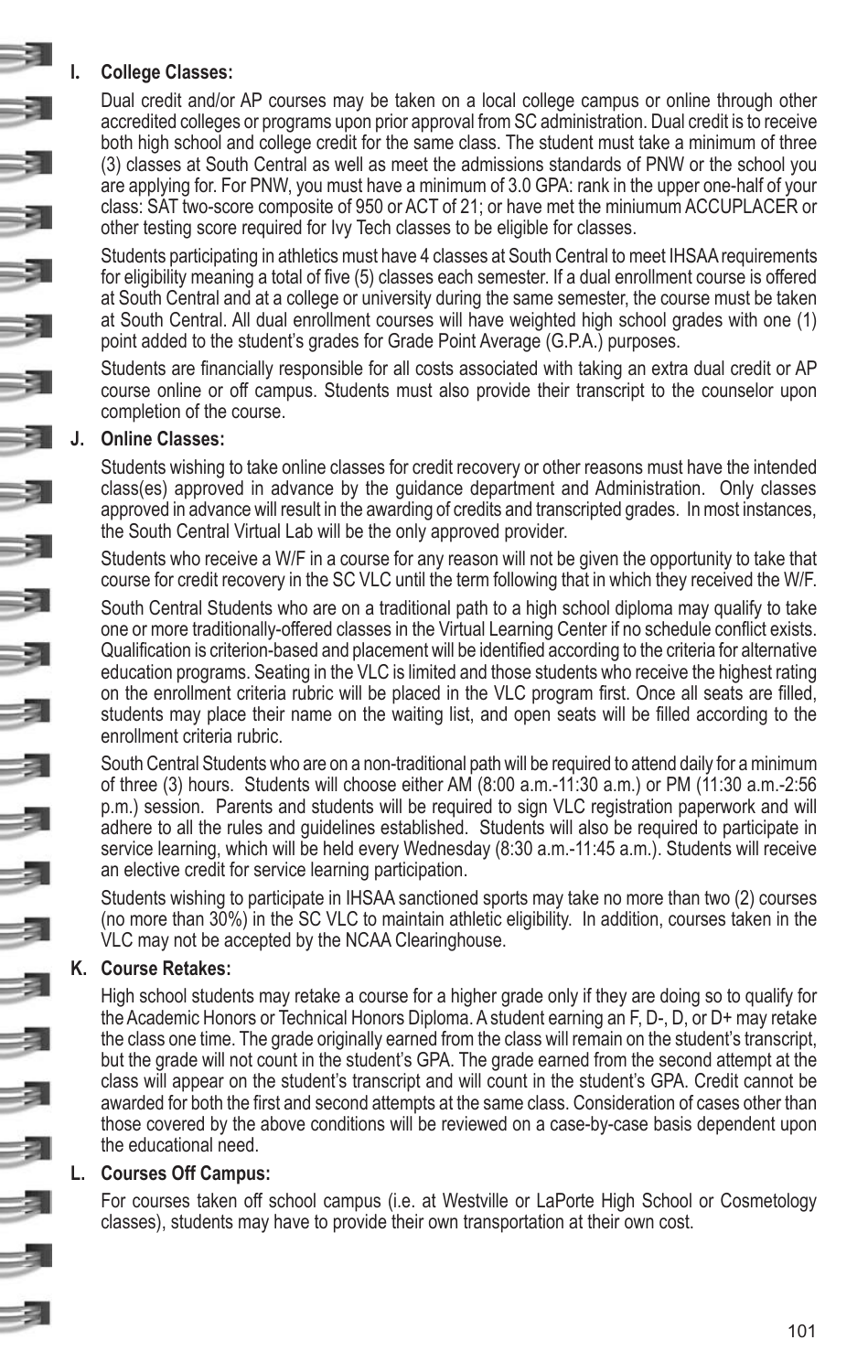## I. College Classes:

Dual credit and/or AP courses may be taken on a local college campus or online through other accredited colleges or programs upon prior approval from SC administration. Dual credit is to receive both high school and college credit for the same class. The student must take a minimum of three (3) classes at South Central as well as meet the admissions standards of PNW or the school you are applying for. For PNW, you must have a minimum of 3.0 GPA: rank in the upper one-half of your class: SAT two-score composite of 950 or ACT of 21; or have met the miniumum ACCUPLACER or other testing score required for Ivy Tech classes to be eligible for classes.

Students participating in athletics must have 4 classes at South Central to meet IHSAA requirements for eligibility meaning a total of five (5) classes each semester. If a dual enrollment course is offered at South Central and at a college or university during the same semester, the course must be taken at South Central. All dual enrollment courses will have weighted high school grades with one (1) point added to the student's grades for Grade Point Average (G.P.A.) purposes.

Students are financially responsible for all costs associated with taking an extra dual credit or AP course online or off campus. Students must also provide their transcript to the counselor upon completion of the course.

## J. Online Classes:

Students wishing to take online classes for credit recovery or other reasons must have the intended class(es) approved in advance by the guidance department and Administration. Only classes approved in advance will result in the awarding of credits and transcripted grades. In most instances, the South Central Virtual Lab will be the only approved provider.

Students who receive a W/F in a course for any reason will not be given the opportunity to take that course for credit recovery in the SC VLC until the term following that in which they received the W/F.

South Central Students who are on a traditional path to a high school diploma may qualify to take one or more traditionally-offered classes in the Virtual Learning Center if no schedule conflict exists. Qualification is criterion-based and placement will be identified according to the criteria for alternative education programs. Seating in the VLC is limited and those students who receive the highest rating on the enrollment criteria rubric will be placed in the VLC program first. Once all seats are filled, students may place their name on the waiting list, and open seats will be filled according to the enrollment criteria rubric.

South Central Students who are on a non-traditional path will be required to attend daily for a minimum of three (3) hours. Students will choose either AM (8:00 a.m.-11:30 a.m.) or PM (11:30 a.m.-2:56 p.m.) session. Parents and students will be required to sign VLC registration paperwork and will adhere to all the rules and guidelines established. Students will also be required to participate in service learning, which will be held every Wednesday (8:30 a.m.-11:45 a.m.). Students will receive an elective credit for service learning participation.

Students wishing to participate in IHSAA sanctioned sports may take no more than two (2) courses (no more than 30%) in the SC VLC to maintain athletic eligibility. In addition, courses taken in the VLC may not be accepted by the NCAA Clearinghouse.

## K. Course Retakes:

High school students may retake a course for a higher grade only if they are doing so to qualify for the Academic Honors or Technical Honors Diploma. A student earning an F, D-, D, or D+ may retake the class one time. The grade originally earned from the class will remain on the student's transcript, but the grade will not count in the student's GPA. The grade earned from the second attempt at the class will appear on the student's transcript and will count in the student's GPA. Credit cannot be awarded for both the first and second attempts at the same class. Consideration of cases other than those covered by the above conditions will be reviewed on a case-by-case basis dependent upon the educational need.

## L. Courses Off Campus:

For courses taken off school campus (i.e. at Westville or LaPorte High School or Cosmetology classes), students may have to provide their own transportation at their own cost.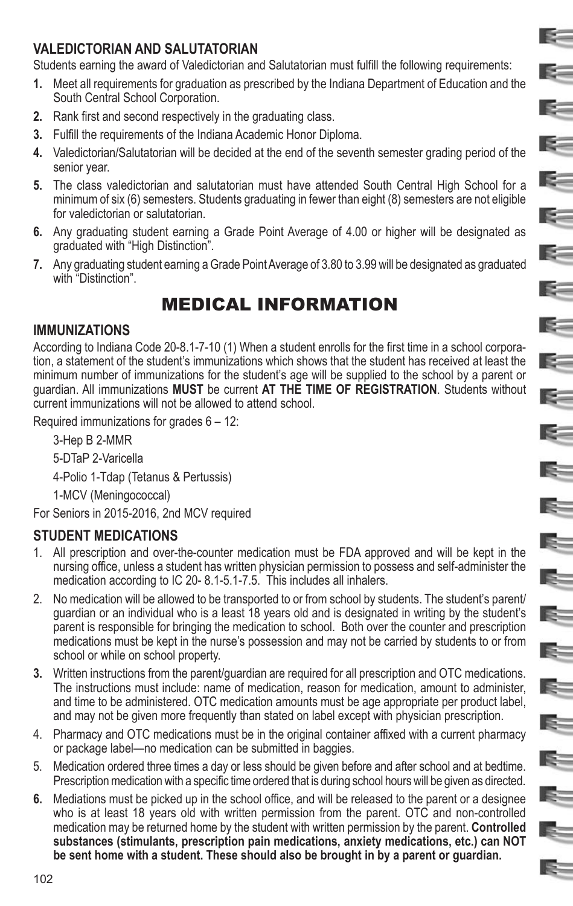### VALEDICTORIAN AND SALUTATORIAN

Students earning the award of Valedictorian and Salutatorian must fulfill the following requirements:

1. Meet all requirements for graduation as prescribed by the Indiana Department of Education and the South Central School Corporation.
2. Rank first and second respectively in the graduating class.
3. Fulfill the requirements of the Indiana Academic Honor Diploma.
4. Valedictorian/Salutatorian will be decided at the end of the seventh semester grading period of the senior year.
5. The class valedictorian and salutatorian must have attended South Central High School for a minimum of six (6) semesters. Students graduating in fewer than eight (8) semesters are not eligible for valedictorian or salutatorian.
6. Any graduating student earning a Grade Point Average of 4.00 or higher will be designated as graduated with "High Distinction".
7. Any graduating student earning a Grade Point Average of 3.80 to 3.99 will be designated as graduated with "Distinction".

## MEDICAL INFORMATION

### IMMUNIZATIONS

According to Indiana Code 20-8.1-7-10 (1) When a student enrolls for the first time in a school corporation, a statement of the student's immunizations which shows that the student has received at least the minimum number of immunizations for the student's age will be supplied to the school by a parent or guardian. All immunizations **MUST** be current **AT THE TIME OF REGISTRATION**. Students without current immunizations will not be allowed to attend school.

Required immunizations for grades 6 – 12:

3-Hep B 2-MMR

5-DTaP 2-Varicella

4-Polio 1-Tdap (Tetanus & Pertussis)

1-MCV (Meningococcal)

For Seniors in 2015-2016, 2nd MCV required

### STUDENT MEDICATIONS

1. All prescription and over-the-counter medication must be FDA approved and will be kept in the nursing office, unless a student has written physician permission to possess and self-administer the medication according to IC 20- 8.1-5.1-7.5. This includes all inhalers.
2. No medication will be allowed to be transported to or from school by students. The student's parent/guardian or an individual who is a least 18 years old and is designated in writing by the student's parent is responsible for bringing the medication to school. Both over the counter and prescription medications must be kept in the nurse's possession and may not be carried by students to or from school or while on school property.
3. Written instructions from the parent/guardian are required for all prescription and OTC medications. The instructions must include: name of medication, reason for medication, amount to administer, and time to be administered. OTC medication amounts must be age appropriate per product label, and may not be given more frequently than stated on label except with physician prescription.
4. Pharmacy and OTC medications must be in the original container affixed with a current pharmacy or package label—no medication can be submitted in baggies.
5. Medication ordered three times a day or less should be given before and after school and at bedtime. Prescription medication with a specific time ordered that is during school hours will be given as directed.
6. Mediations must be picked up in the school office, and will be released to the parent or a designee who is at least 18 years old with written permission from the parent. OTC and non-controlled medication may be returned home by the student with written permission by the parent. **Controlled substances (stimulants, prescription pain medications, anxiety medications, etc.) can NOT be sent home with a student. These should also be brought in by a parent or guardian.**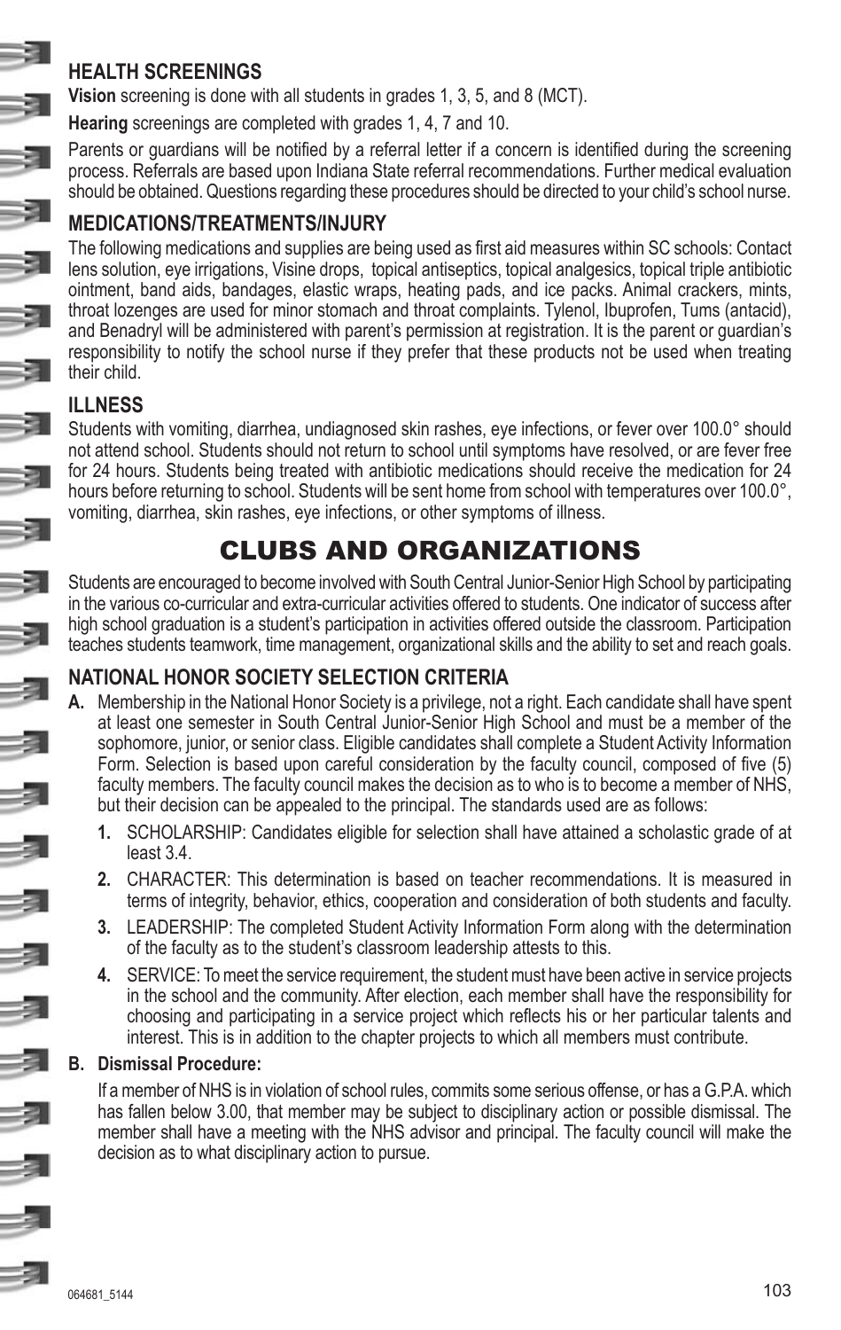### HEALTH SCREENINGS

**Vision** screening is done with all students in grades 1, 3, 5, and 8 (MCT).

**Hearing** screenings are completed with grades 1, 4, 7 and 10.

Parents or guardians will be notified by a referral letter if a concern is identified during the screening process. Referrals are based upon Indiana State referral recommendations. Further medical evaluation should be obtained. Questions regarding these procedures should be directed to your child's school nurse.

### MEDICATIONS/TREATMENTS/INJURY

The following medications and supplies are being used as first aid measures within SC schools: Contact lens solution, eye irrigations, Visine drops, topical antiseptics, topical analgesics, topical triple antibiotic ointment, band aids, bandages, elastic wraps, heating pads, and ice packs. Animal crackers, mints, throat lozenges are used for minor stomach and throat complaints. Tylenol, Ibuprofen, Tums (antacid), and Benadryl will be administered with parent's permission at registration. It is the parent or guardian's responsibility to notify the school nurse if they prefer that these products not be used when treating their child.

### ILLNESS

Students with vomiting, diarrhea, undiagnosed skin rashes, eye infections, or fever over 100.0° should not attend school. Students should not return to school until symptoms have resolved, or are fever free for 24 hours. Students being treated with antibiotic medications should receive the medication for 24 hours before returning to school. Students will be sent home from school with temperatures over 100.0°, vomiting, diarrhea, skin rashes, eye infections, or other symptoms of illness.

## CLUBS AND ORGANIZATIONS

Students are encouraged to become involved with South Central Junior-Senior High School by participating in the various co-curricular and extra-curricular activities offered to students. One indicator of success after high school graduation is a student's participation in activities offered outside the classroom. Participation teaches students teamwork, time management, organizational skills and the ability to set and reach goals.

### NATIONAL HONOR SOCIETY SELECTION CRITERIA

**A.** Membership in the National Honor Society is a privilege, not a right. Each candidate shall have spent at least one semester in South Central Junior-Senior High School and must be a member of the sophomore, junior, or senior class. Eligible candidates shall complete a Student Activity Information Form. Selection is based upon careful consideration by the faculty council, composed of five (5) faculty members. The faculty council makes the decision as to who is to become a member of NHS, but their decision can be appealed to the principal. The standards used are as follows:

1. SCHOLARSHIP: Candidates eligible for selection shall have attained a scholastic grade of at least 3.4.
2. CHARACTER: This determination is based on teacher recommendations. It is measured in terms of integrity, behavior, ethics, cooperation and consideration of both students and faculty.
3. LEADERSHIP: The completed Student Activity Information Form along with the determination of the faculty as to the student's classroom leadership attests to this.
4. SERVICE: To meet the service requirement, the student must have been active in service projects in the school and the community. After election, each member shall have the responsibility for choosing and participating in a service project which reflects his or her particular talents and interest. This is in addition to the chapter projects to which all members must contribute.

**B. Dismissal Procedure:**

If a member of NHS is in violation of school rules, commits some serious offense, or has a G.P.A. which has fallen below 3.00, that member may be subject to disciplinary action or possible dismissal. The member shall have a meeting with the NHS advisor and principal. The faculty council will make the decision as to what disciplinary action to pursue.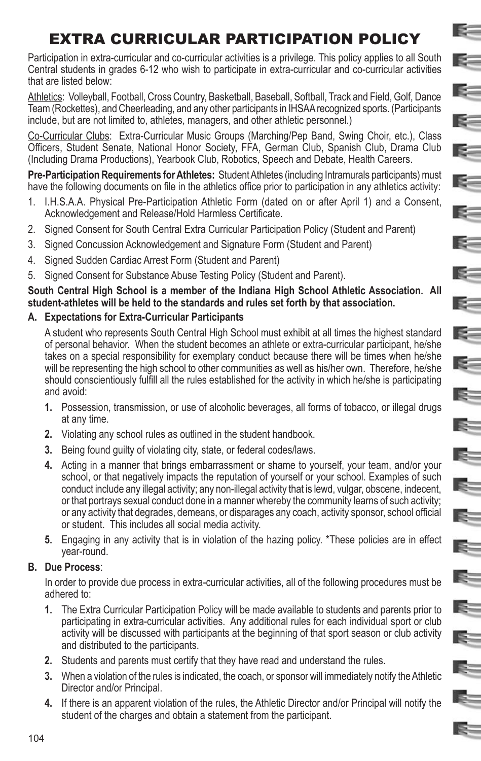# EXTRA CURRICULAR PARTICIPATION POLICY

Participation in extra-curricular and co-curricular activities is a privilege. This policy applies to all South Central students in grades 6-12 who wish to participate in extra-curricular and co-curricular activities that are listed below:

Athletics: Volleyball, Football, Cross Country, Basketball, Baseball, Softball, Track and Field, Golf, Dance Team (Rockettes), and Cheerleading, and any other participants in IHSAA recognized sports. (Participants include, but are not limited to, athletes, managers, and other athletic personnel.)

Co-Curricular Clubs: Extra-Curricular Music Groups (Marching/Pep Band, Swing Choir, etc.), Class Officers, Student Senate, National Honor Society, FFA, German Club, Spanish Club, Drama Club (Including Drama Productions), Yearbook Club, Robotics, Speech and Debate, Health Careers.

**Pre-Participation Requirements for Athletes:** Student Athletes (including Intramurals participants) must have the following documents on file in the athletics office prior to participation in any athletics activity:

1. I.H.S.A.A. Physical Pre-Participation Athletic Form (dated on or after April 1) and a Consent, Acknowledgement and Release/Hold Harmless Certificate.
2. Signed Consent for South Central Extra Curricular Participation Policy (Student and Parent)
3. Signed Concussion Acknowledgement and Signature Form (Student and Parent)
4. Signed Sudden Cardiac Arrest Form (Student and Parent)
5. Signed Consent for Substance Abuse Testing Policy (Student and Parent).

**South Central High School is a member of the Indiana High School Athletic Association. All student-athletes will be held to the standards and rules set forth by that association.**

**A. Expectations for Extra-Curricular Participants**

A student who represents South Central High School must exhibit at all times the highest standard of personal behavior. When the student becomes an athlete or extra-curricular participant, he/she takes on a special responsibility for exemplary conduct because there will be times when he/she will be representing the high school to other communities as well as his/her own. Therefore, he/she should conscientiously fulfill all the rules established for the activity in which he/she is participating and avoid:

1. Possession, transmission, or use of alcoholic beverages, all forms of tobacco, or illegal drugs at any time.
2. Violating any school rules as outlined in the student handbook.
3. Being found guilty of violating city, state, or federal codes/laws.
4. Acting in a manner that brings embarrassment or shame to yourself, your team, and/or your school, or that negatively impacts the reputation of yourself or your school. Examples of such conduct include any illegal activity; any non-illegal activity that is lewd, vulgar, obscene, indecent, or that portrays sexual conduct done in a manner whereby the community learns of such activity; or any activity that degrades, demeans, or disparages any coach, activity sponsor, school official or student. This includes all social media activity.
5. Engaging in any activity that is in violation of the hazing policy. *These policies are in effect year-round.

**B. Due Process**:

In order to provide due process in extra-curricular activities, all of the following procedures must be adhered to:

1. The Extra Curricular Participation Policy will be made available to students and parents prior to participating in extra-curricular activities. Any additional rules for each individual sport or club activity will be discussed with participants at the beginning of that sport season or club activity and distributed to the participants.
2. Students and parents must certify that they have read and understand the rules.
3. When a violation of the rules is indicated, the coach, or sponsor will immediately notify the Athletic Director and/or Principal.
4. If there is an apparent violation of the rules, the Athletic Director and/or Principal will notify the student of the charges and obtain a statement from the participant.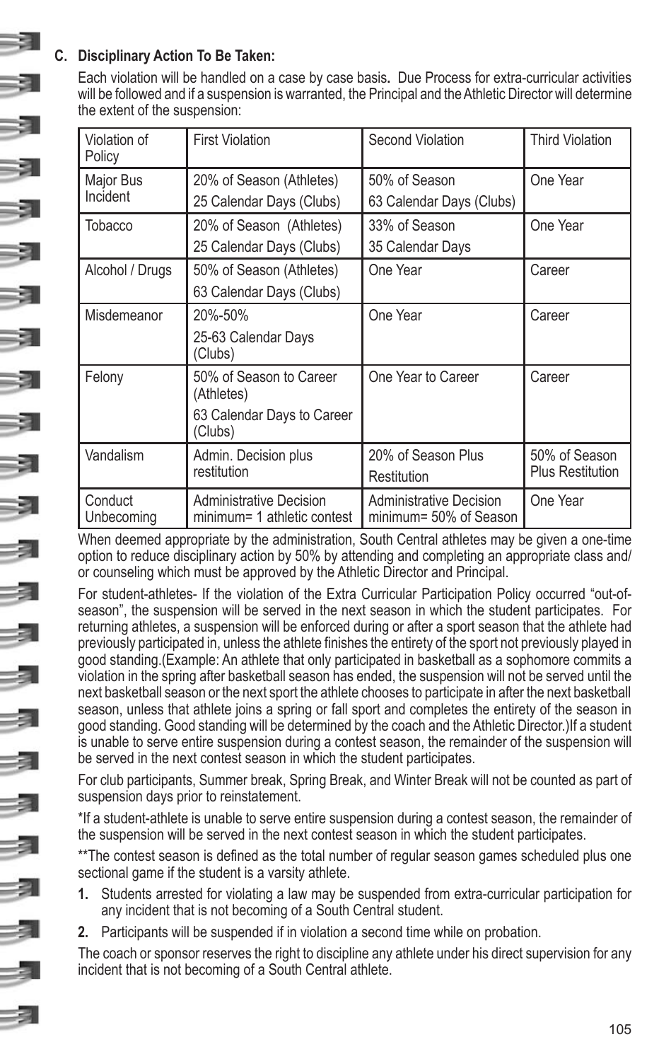### C. Disciplinary Action To Be Taken:

Each violation will be handled on a case by case basis**.** Due Process for extra-curricular activities will be followed and if a suspension is warranted, the Principal and the Athletic Director will determine the extent of the suspension:

| Violation of Policy | First Violation | Second Violation | Third Violation |
|---|---|---|---|
| Major Bus Incident | 20% of Season (Athletes)<br>25 Calendar Days (Clubs) | 50% of Season<br>63 Calendar Days (Clubs) | One Year |
| Tobacco | 20% of Season (Athletes)<br>25 Calendar Days (Clubs) | 33% of Season<br>35 Calendar Days | One Year |
| Alcohol / Drugs | 50% of Season (Athletes)<br>63 Calendar Days (Clubs) | One Year | Career |
| Misdemeanor | 20%-50%<br>25-63 Calendar Days (Clubs) | One Year | Career |
| Felony | 50% of Season to Career (Athletes)<br>63 Calendar Days to Career (Clubs) | One Year to Career | Career |
| Vandalism | Admin. Decision plus restitution | 20% of Season Plus Restitution | 50% of Season Plus Restitution |
| Conduct Unbecoming | Administrative Decision minimum= 1 athletic contest | Administrative Decision minimum= 50% of Season | One Year |

When deemed appropriate by the administration, South Central athletes may be given a one-time option to reduce disciplinary action by 50% by attending and completing an appropriate class and/or counseling which must be approved by the Athletic Director and Principal.

For student-athletes- If the violation of the Extra Curricular Participation Policy occurred "out-of-season", the suspension will be served in the next season in which the student participates. For returning athletes, a suspension will be enforced during or after a sport season that the athlete had previously participated in, unless the athlete finishes the entirety of the sport not previously played in good standing.(Example: An athlete that only participated in basketball as a sophomore commits a violation in the spring after basketball season has ended, the suspension will not be served until the next basketball season or the next sport the athlete chooses to participate in after the next basketball season, unless that athlete joins a spring or fall sport and completes the entirety of the season in good standing. Good standing will be determined by the coach and the Athletic Director.)If a student is unable to serve entire suspension during a contest season, the remainder of the suspension will be served in the next contest season in which the student participates.

For club participants, Summer break, Spring Break, and Winter Break will not be counted as part of suspension days prior to reinstatement.

*If a student-athlete is unable to serve entire suspension during a contest season, the remainder of the suspension will be served in the next contest season in which the student participates.

**The contest season is defined as the total number of regular season games scheduled plus one sectional game if the student is a varsity athlete.

1. Students arrested for violating a law may be suspended from extra-curricular participation for any incident that is not becoming of a South Central student.
2. Participants will be suspended if in violation a second time while on probation.

The coach or sponsor reserves the right to discipline any athlete under his direct supervision for any incident that is not becoming of a South Central athlete.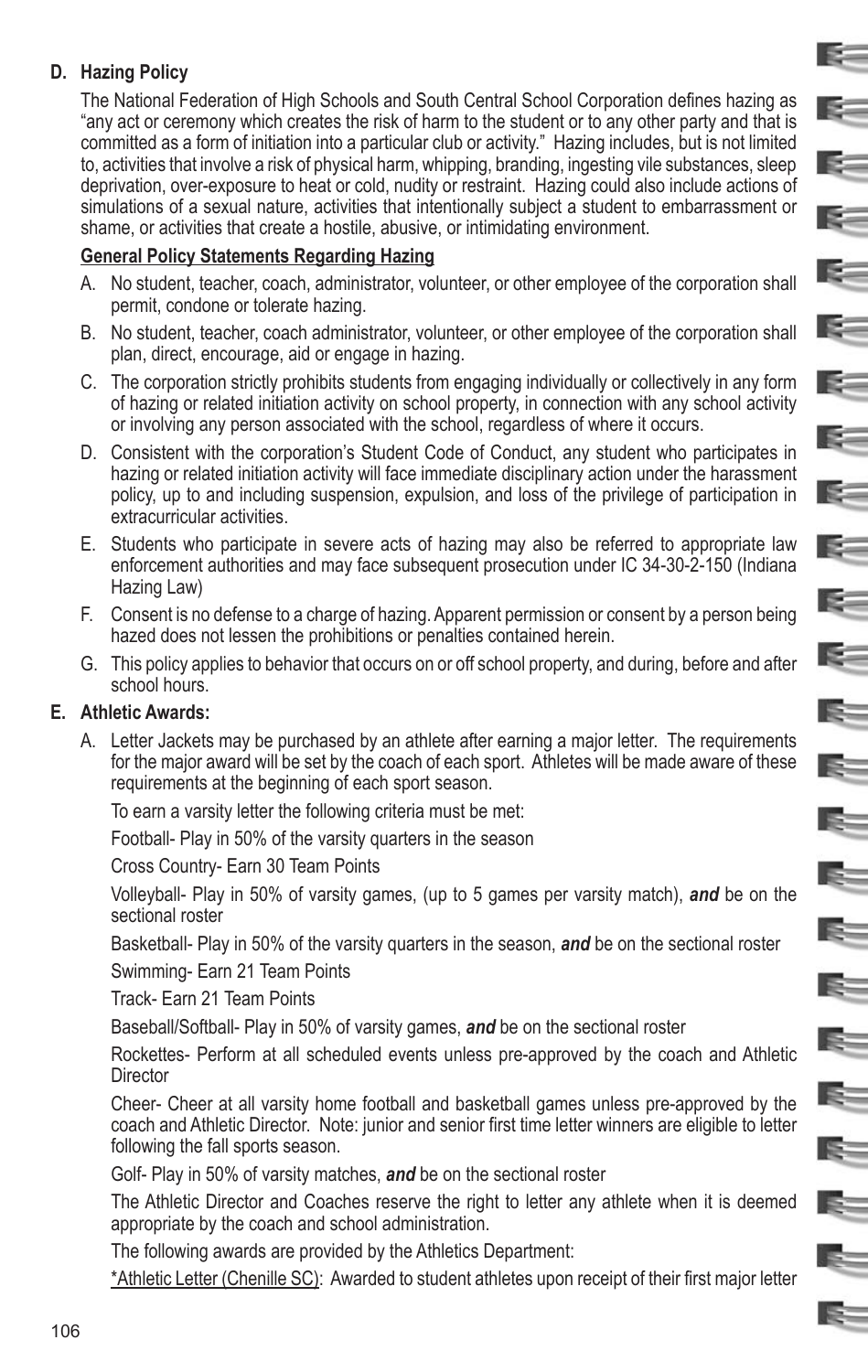**D. Hazing Policy**

The National Federation of High Schools and South Central School Corporation defines hazing as "any act or ceremony which creates the risk of harm to the student or to any other party and that is committed as a form of initiation into a particular club or activity." Hazing includes, but is not limited to, activities that involve a risk of physical harm, whipping, branding, ingesting vile substances, sleep deprivation, over-exposure to heat or cold, nudity or restraint. Hazing could also include actions of simulations of a sexual nature, activities that intentionally subject a student to embarrassment or shame, or activities that create a hostile, abusive, or intimidating environment.

**General Policy Statements Regarding Hazing**

A. No student, teacher, coach, administrator, volunteer, or other employee of the corporation shall permit, condone or tolerate hazing.

B. No student, teacher, coach administrator, volunteer, or other employee of the corporation shall plan, direct, encourage, aid or engage in hazing.

C. The corporation strictly prohibits students from engaging individually or collectively in any form of hazing or related initiation activity on school property, in connection with any school activity or involving any person associated with the school, regardless of where it occurs.

D. Consistent with the corporation's Student Code of Conduct, any student who participates in hazing or related initiation activity will face immediate disciplinary action under the harassment policy, up to and including suspension, expulsion, and loss of the privilege of participation in extracurricular activities.

E. Students who participate in severe acts of hazing may also be referred to appropriate law enforcement authorities and may face subsequent prosecution under IC 34-30-2-150 (Indiana Hazing Law)

F. Consent is no defense to a charge of hazing. Apparent permission or consent by a person being hazed does not lessen the prohibitions or penalties contained herein.

G. This policy applies to behavior that occurs on or off school property, and during, before and after school hours.

**E. Athletic Awards:**

A. Letter Jackets may be purchased by an athlete after earning a major letter. The requirements for the major award will be set by the coach of each sport. Athletes will be made aware of these requirements at the beginning of each sport season.

To earn a varsity letter the following criteria must be met:

Football- Play in 50% of the varsity quarters in the season

Cross Country- Earn 30 Team Points

Volleyball- Play in 50% of varsity games, (up to 5 games per varsity match), ***and*** be on the sectional roster

Basketball- Play in 50% of the varsity quarters in the season, ***and*** be on the sectional roster

Swimming- Earn 21 Team Points

Track- Earn 21 Team Points

Baseball/Softball- Play in 50% of varsity games, ***and*** be on the sectional roster

Rockettes- Perform at all scheduled events unless pre-approved by the coach and Athletic Director

Cheer- Cheer at all varsity home football and basketball games unless pre-approved by the coach and Athletic Director. Note: junior and senior first time letter winners are eligible to letter following the fall sports season.

Golf- Play in 50% of varsity matches, ***and*** be on the sectional roster

The Athletic Director and Coaches reserve the right to letter any athlete when it is deemed appropriate by the coach and school administration.

The following awards are provided by the Athletics Department:

*Athletic Letter (Chenille SC): Awarded to student athletes upon receipt of their first major letter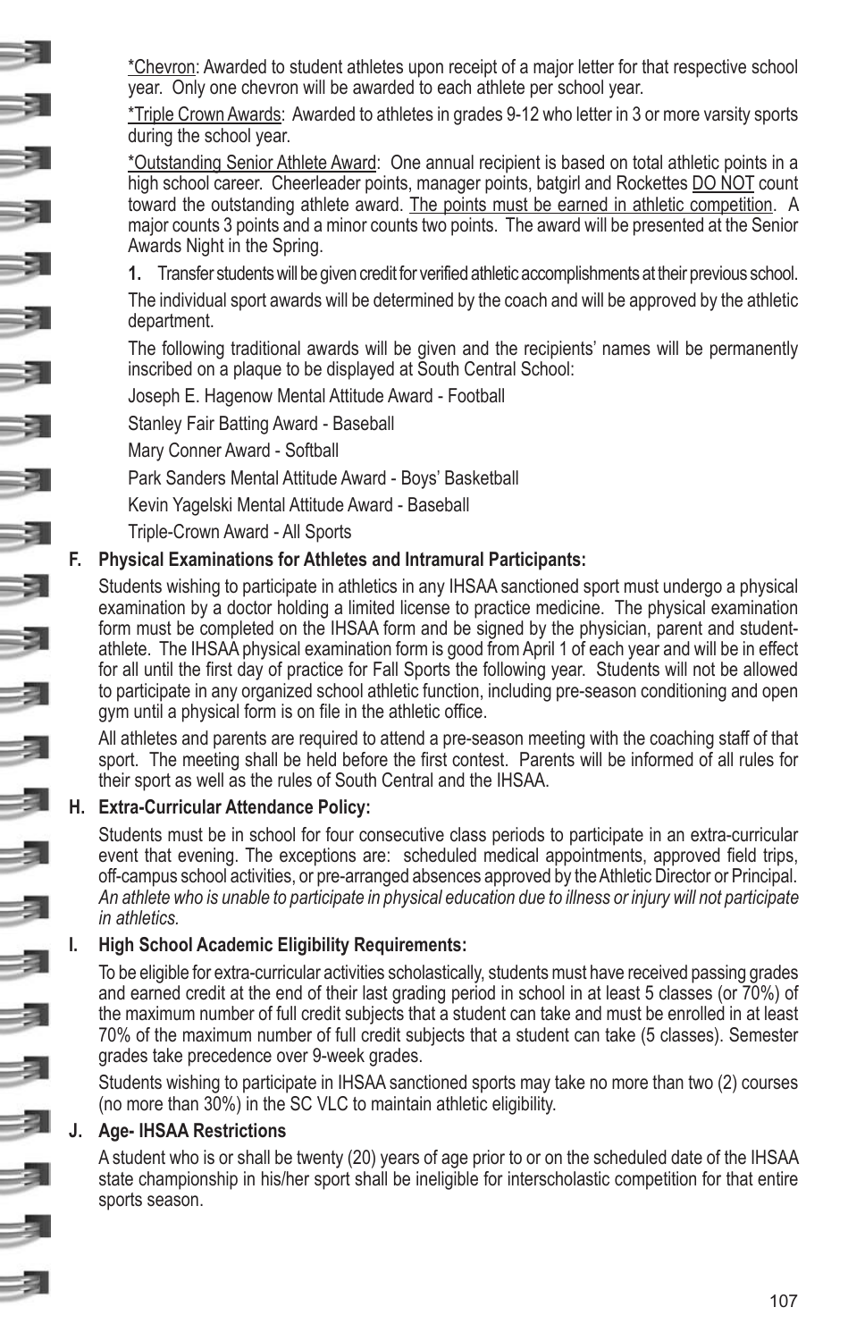<u>*Chevron</u>: Awarded to student athletes upon receipt of a major letter for that respective school year. Only one chevron will be awarded to each athlete per school year.

<u>*Triple Crown Awards</u>: Awarded to athletes in grades 9-12 who letter in 3 or more varsity sports during the school year.

<u>*Outstanding Senior Athlete Award</u>: One annual recipient is based on total athletic points in a high school career. Cheerleader points, manager points, batgirl and Rockettes <u>DO NOT</u> count toward the outstanding athlete award. <u>The points must be earned in athletic competition</u>. A major counts 3 points and a minor counts two points. The award will be presented at the Senior Awards Night in the Spring.

1. Transfer students will be given credit for verified athletic accomplishments at their previous school.

The individual sport awards will be determined by the coach and will be approved by the athletic department.

The following traditional awards will be given and the recipients' names will be permanently inscribed on a plaque to be displayed at South Central School:

Joseph E. Hagenow Mental Attitude Award - Football

Stanley Fair Batting Award - Baseball

Mary Conner Award - Softball

Park Sanders Mental Attitude Award - Boys' Basketball

Kevin Yagelski Mental Attitude Award - Baseball

Triple-Crown Award - All Sports

**F. Physical Examinations for Athletes and Intramural Participants:**

Students wishing to participate in athletics in any IHSAA sanctioned sport must undergo a physical examination by a doctor holding a limited license to practice medicine. The physical examination form must be completed on the IHSAA form and be signed by the physician, parent and student-athlete. The IHSAA physical examination form is good from April 1 of each year and will be in effect for all until the first day of practice for Fall Sports the following year. Students will not be allowed to participate in any organized school athletic function, including pre-season conditioning and open gym until a physical form is on file in the athletic office.

All athletes and parents are required to attend a pre-season meeting with the coaching staff of that sport. The meeting shall be held before the first contest. Parents will be informed of all rules for their sport as well as the rules of South Central and the IHSAA.

**H. Extra-Curricular Attendance Policy:**

Students must be in school for four consecutive class periods to participate in an extra-curricular event that evening. The exceptions are: scheduled medical appointments, approved field trips, off-campus school activities, or pre-arranged absences approved by the Athletic Director or Principal. *An athlete who is unable to participate in physical education due to illness or injury will not participate in athletics.*

**I. High School Academic Eligibility Requirements:**

To be eligible for extra-curricular activities scholastically, students must have received passing grades and earned credit at the end of their last grading period in school in at least 5 classes (or 70%) of the maximum number of full credit subjects that a student can take and must be enrolled in at least 70% of the maximum number of full credit subjects that a student can take (5 classes). Semester grades take precedence over 9-week grades.

Students wishing to participate in IHSAA sanctioned sports may take no more than two (2) courses (no more than 30%) in the SC VLC to maintain athletic eligibility.

**J. Age- IHSAA Restrictions**

A student who is or shall be twenty (20) years of age prior to or on the scheduled date of the IHSAA state championship in his/her sport shall be ineligible for interscholastic competition for that entire sports season.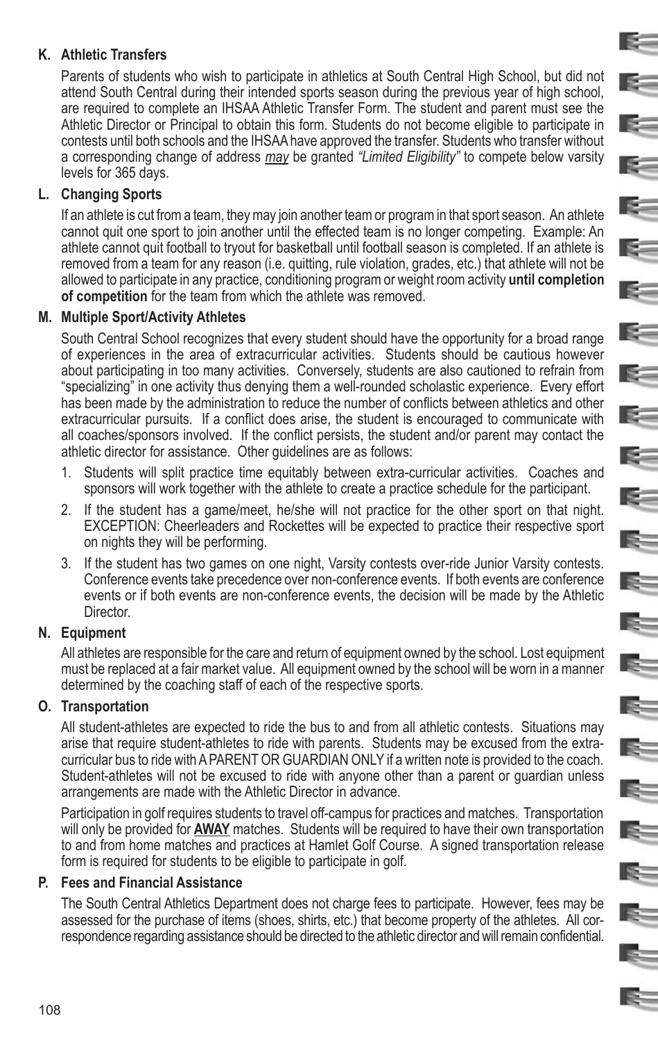### K. Athletic Transfers

Parents of students who wish to participate in athletics at South Central High School, but did not attend South Central during their intended sports season during the previous year of high school, are required to complete an IHSAA Athletic Transfer Form. The student and parent must see the Athletic Director or Principal to obtain this form. Students do not become eligible to participate in contests until both schools and the IHSAA have approved the transfer. Students who transfer without a corresponding change of address *may* be granted *"Limited Eligibility"* to compete below varsity levels for 365 days.

### L. Changing Sports

If an athlete is cut from a team, they may join another team or program in that sport season. An athlete cannot quit one sport to join another until the effected team is no longer competing. Example: An athlete cannot quit football to tryout for basketball until football season is completed. If an athlete is removed from a team for any reason (i.e. quitting, rule violation, grades, etc.) that athlete will not be allowed to participate in any practice, conditioning program or weight room activity **until completion of competition** for the team from which the athlete was removed.

### M. Multiple Sport/Activity Athletes

South Central School recognizes that every student should have the opportunity for a broad range of experiences in the area of extracurricular activities. Students should be cautious however about participating in too many activities. Conversely, students are also cautioned to refrain from "specializing" in one activity thus denying them a well-rounded scholastic experience. Every effort has been made by the administration to reduce the number of conflicts between athletics and other extracurricular pursuits. If a conflict does arise, the student is encouraged to communicate with all coaches/sponsors involved. If the conflict persists, the student and/or parent may contact the athletic director for assistance. Other guidelines are as follows:

1. Students will split practice time equitably between extra-curricular activities. Coaches and sponsors will work together with the athlete to create a practice schedule for the participant.
2. If the student has a game/meet, he/she will not practice for the other sport on that night. EXCEPTION: Cheerleaders and Rockettes will be expected to practice their respective sport on nights they will be performing.
3. If the student has two games on one night, Varsity contests over-ride Junior Varsity contests. Conference events take precedence over non-conference events. If both events are conference events or if both events are non-conference events, the decision will be made by the Athletic Director.

### N. Equipment

All athletes are responsible for the care and return of equipment owned by the school. Lost equipment must be replaced at a fair market value. All equipment owned by the school will be worn in a manner determined by the coaching staff of each of the respective sports.

### O. Transportation

All student-athletes are expected to ride the bus to and from all athletic contests. Situations may arise that require student-athletes to ride with parents. Students may be excused from the extra-curricular bus to ride with A PARENT OR GUARDIAN ONLY if a written note is provided to the coach. Student-athletes will not be excused to ride with anyone other than a parent or guardian unless arrangements are made with the Athletic Director in advance.

Participation in golf requires students to travel off-campus for practices and matches. Transportation will only be provided for **AWAY** matches. Students will be required to have their own transportation to and from home matches and practices at Hamlet Golf Course. A signed transportation release form is required for students to be eligible to participate in golf.

### P. Fees and Financial Assistance

The South Central Athletics Department does not charge fees to participate. However, fees may be assessed for the purchase of items (shoes, shirts, etc.) that become property of the athletes. All correspondence regarding assistance should be directed to the athletic director and will remain confidential.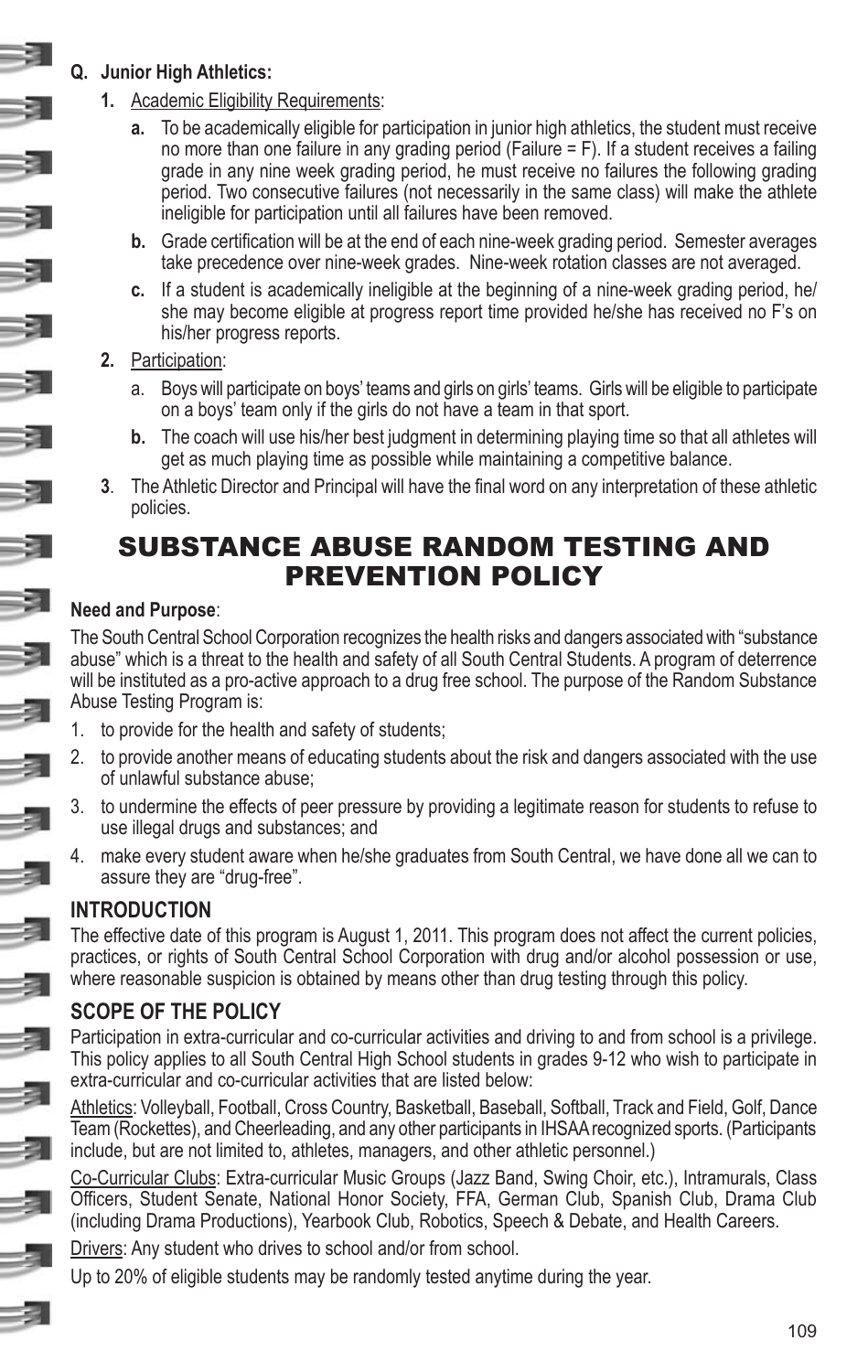**Q. Junior High Athletics:**

1. Academic Eligibility Requirements:
   - **a.** To be academically eligible for participation in junior high athletics, the student must receive no more than one failure in any grading period (Failure = F). If a student receives a failing grade in any nine week grading period, he must receive no failures the following grading period. Two consecutive failures (not necessarily in the same class) will make the athlete ineligible for participation until all failures have been removed.
   - **b.** Grade certification will be at the end of each nine-week grading period. Semester averages take precedence over nine-week grades. Nine-week rotation classes are not averaged.
   - **c.** If a student is academically ineligible at the beginning of a nine-week grading period, he/she may become eligible at progress report time provided he/she has received no F's on his/her progress reports.
2. Participation:
   - a. Boys will participate on boys' teams and girls on girls' teams. Girls will be eligible to participate on a boys' team only if the girls do not have a team in that sport.
   - **b.** The coach will use his/her best judgment in determining playing time so that all athletes will get as much playing time as possible while maintaining a competitive balance.
3. The Athletic Director and Principal will have the final word on any interpretation of these athletic policies.

# SUBSTANCE ABUSE RANDOM TESTING AND PREVENTION POLICY

**Need and Purpose**:

The South Central School Corporation recognizes the health risks and dangers associated with "substance abuse" which is a threat to the health and safety of all South Central Students. A program of deterrence will be instituted as a pro-active approach to a drug free school. The purpose of the Random Substance Abuse Testing Program is:

1. to provide for the health and safety of students;
2. to provide another means of educating students about the risk and dangers associated with the use of unlawful substance abuse;
3. to undermine the effects of peer pressure by providing a legitimate reason for students to refuse to use illegal drugs and substances; and
4. make every student aware when he/she graduates from South Central, we have done all we can to assure they are "drug-free".

## INTRODUCTION

The effective date of this program is August 1, 2011. This program does not affect the current policies, practices, or rights of South Central School Corporation with drug and/or alcohol possession or use, where reasonable suspicion is obtained by means other than drug testing through this policy.

## SCOPE OF THE POLICY

Participation in extra-curricular and co-curricular activities and driving to and from school is a privilege. This policy applies to all South Central High School students in grades 9-12 who wish to participate in extra-curricular and co-curricular activities that are listed below:

Athletics: Volleyball, Football, Cross Country, Basketball, Baseball, Softball, Track and Field, Golf, Dance Team (Rockettes), and Cheerleading, and any other participants in IHSAA recognized sports. (Participants include, but are not limited to, athletes, managers, and other athletic personnel.)

Co-Curricular Clubs: Extra-curricular Music Groups (Jazz Band, Swing Choir, etc.), Intramurals, Class Officers, Student Senate, National Honor Society, FFA, German Club, Spanish Club, Drama Club (including Drama Productions), Yearbook Club, Robotics, Speech & Debate, and Health Careers.

Drivers: Any student who drives to school and/or from school.

Up to 20% of eligible students may be randomly tested anytime during the year.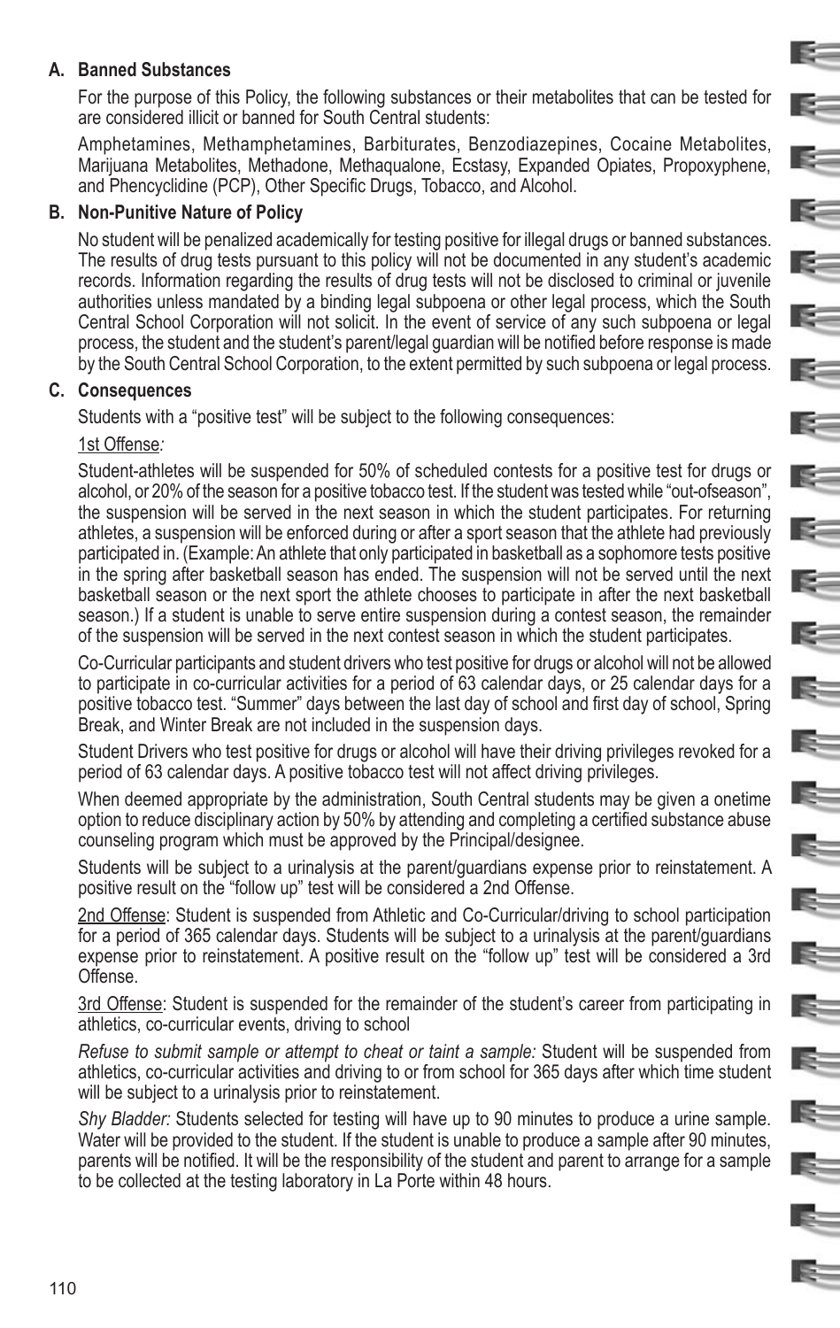**A. Banned Substances**

For the purpose of this Policy, the following substances or their metabolites that can be tested for are considered illicit or banned for South Central students:

Amphetamines, Methamphetamines, Barbiturates, Benzodiazepines, Cocaine Metabolites, Marijuana Metabolites, Methadone, Methaqualone, Ecstasy, Expanded Opiates, Propoxyphene, and Phencyclidine (PCP), Other Specific Drugs, Tobacco, and Alcohol.

**B. Non-Punitive Nature of Policy**

No student will be penalized academically for testing positive for illegal drugs or banned substances. The results of drug tests pursuant to this policy will not be documented in any student's academic records. Information regarding the results of drug tests will not be disclosed to criminal or juvenile authorities unless mandated by a binding legal subpoena or other legal process, which the South Central School Corporation will not solicit. In the event of service of any such subpoena or legal process, the student and the student's parent/legal guardian will be notified before response is made by the South Central School Corporation, to the extent permitted by such subpoena or legal process.

**C. Consequences**

Students with a "positive test" will be subject to the following consequences:

1st Offense*:*

Student-athletes will be suspended for 50% of scheduled contests for a positive test for drugs or alcohol, or 20% of the season for a positive tobacco test. If the student was tested while "out-ofseason", the suspension will be served in the next season in which the student participates. For returning athletes, a suspension will be enforced during or after a sport season that the athlete had previously participated in. (Example: An athlete that only participated in basketball as a sophomore tests positive in the spring after basketball season has ended. The suspension will not be served until the next basketball season or the next sport the athlete chooses to participate in after the next basketball season.) If a student is unable to serve entire suspension during a contest season, the remainder of the suspension will be served in the next contest season in which the student participates.

Co-Curricular participants and student drivers who test positive for drugs or alcohol will not be allowed to participate in co-curricular activities for a period of 63 calendar days, or 25 calendar days for a positive tobacco test. "Summer" days between the last day of school and first day of school, Spring Break, and Winter Break are not included in the suspension days.

Student Drivers who test positive for drugs or alcohol will have their driving privileges revoked for a period of 63 calendar days. A positive tobacco test will not affect driving privileges.

When deemed appropriate by the administration, South Central students may be given a onetime option to reduce disciplinary action by 50% by attending and completing a certified substance abuse counseling program which must be approved by the Principal/designee.

Students will be subject to a urinalysis at the parent/guardians expense prior to reinstatement. A positive result on the "follow up" test will be considered a 2nd Offense.

2nd Offense: Student is suspended from Athletic and Co-Curricular/driving to school participation for a period of 365 calendar days. Students will be subject to a urinalysis at the parent/guardians expense prior to reinstatement. A positive result on the "follow up" test will be considered a 3rd Offense.

3rd Offense: Student is suspended for the remainder of the student's career from participating in athletics, co-curricular events, driving to school

*Refuse to submit sample or attempt to cheat or taint a sample:* Student will be suspended from athletics, co-curricular activities and driving to or from school for 365 days after which time student will be subject to a urinalysis prior to reinstatement.

*Shy Bladder:* Students selected for testing will have up to 90 minutes to produce a urine sample. Water will be provided to the student. If the student is unable to produce a sample after 90 minutes, parents will be notified. It will be the responsibility of the student and parent to arrange for a sample to be collected at the testing laboratory in La Porte within 48 hours.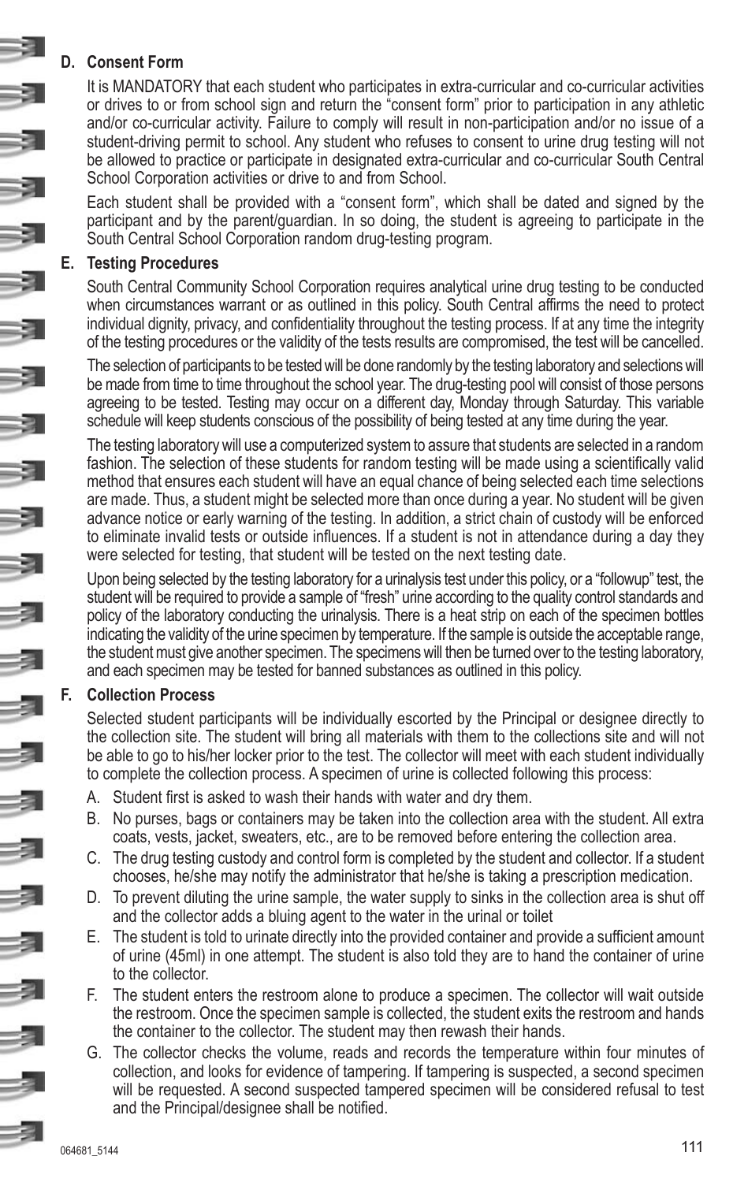### D. Consent Form

It is MANDATORY that each student who participates in extra-curricular and co-curricular activities or drives to or from school sign and return the "consent form" prior to participation in any athletic and/or co-curricular activity. Failure to comply will result in non-participation and/or no issue of a student-driving permit to school. Any student who refuses to consent to urine drug testing will not be allowed to practice or participate in designated extra-curricular and co-curricular South Central School Corporation activities or drive to and from School.

Each student shall be provided with a "consent form", which shall be dated and signed by the participant and by the parent/guardian. In so doing, the student is agreeing to participate in the South Central School Corporation random drug-testing program.

### E. Testing Procedures

South Central Community School Corporation requires analytical urine drug testing to be conducted when circumstances warrant or as outlined in this policy. South Central affirms the need to protect individual dignity, privacy, and confidentiality throughout the testing process. If at any time the integrity of the testing procedures or the validity of the tests results are compromised, the test will be cancelled.

The selection of participants to be tested will be done randomly by the testing laboratory and selections will be made from time to time throughout the school year. The drug-testing pool will consist of those persons agreeing to be tested. Testing may occur on a different day, Monday through Saturday. This variable schedule will keep students conscious of the possibility of being tested at any time during the year.

The testing laboratory will use a computerized system to assure that students are selected in a random fashion. The selection of these students for random testing will be made using a scientifically valid method that ensures each student will have an equal chance of being selected each time selections are made. Thus, a student might be selected more than once during a year. No student will be given advance notice or early warning of the testing. In addition, a strict chain of custody will be enforced to eliminate invalid tests or outside influences. If a student is not in attendance during a day they were selected for testing, that student will be tested on the next testing date.

Upon being selected by the testing laboratory for a urinalysis test under this policy, or a "followup" test, the student will be required to provide a sample of "fresh" urine according to the quality control standards and policy of the laboratory conducting the urinalysis. There is a heat strip on each of the specimen bottles indicating the validity of the urine specimen by temperature. If the sample is outside the acceptable range, the student must give another specimen. The specimens will then be turned over to the testing laboratory, and each specimen may be tested for banned substances as outlined in this policy.

### F. Collection Process

Selected student participants will be individually escorted by the Principal or designee directly to the collection site. The student will bring all materials with them to the collections site and will not be able to go to his/her locker prior to the test. The collector will meet with each student individually to complete the collection process. A specimen of urine is collected following this process:

A. Student first is asked to wash their hands with water and dry them.

B. No purses, bags or containers may be taken into the collection area with the student. All extra coats, vests, jacket, sweaters, etc., are to be removed before entering the collection area.

C. The drug testing custody and control form is completed by the student and collector. If a student chooses, he/she may notify the administrator that he/she is taking a prescription medication.

D. To prevent diluting the urine sample, the water supply to sinks in the collection area is shut off and the collector adds a bluing agent to the water in the urinal or toilet

E. The student is told to urinate directly into the provided container and provide a sufficient amount of urine (45ml) in one attempt. The student is also told they are to hand the container of urine to the collector.

F. The student enters the restroom alone to produce a specimen. The collector will wait outside the restroom. Once the specimen sample is collected, the student exits the restroom and hands the container to the collector. The student may then rewash their hands.

G. The collector checks the volume, reads and records the temperature within four minutes of collection, and looks for evidence of tampering. If tampering is suspected, a second specimen will be requested. A second suspected tampered specimen will be considered refusal to test and the Principal/designee shall be notified.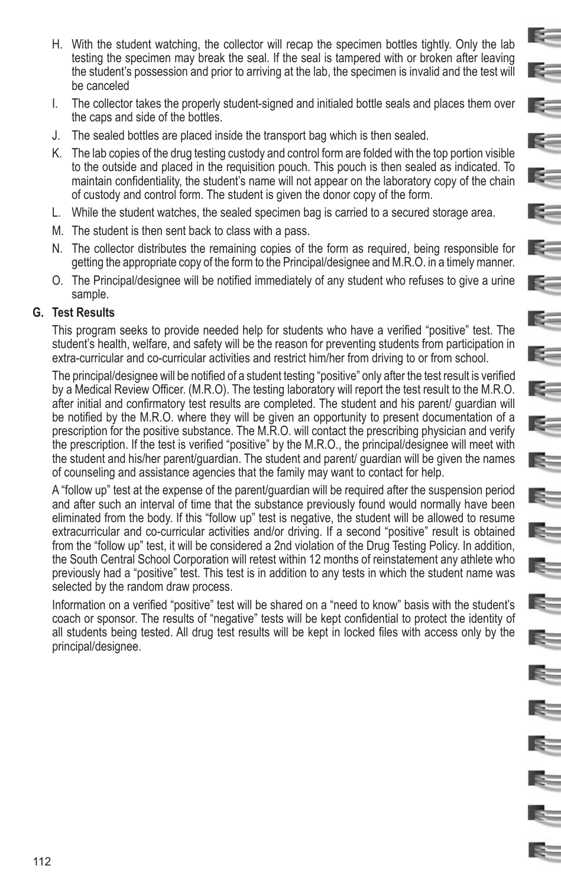H. With the student watching, the collector will recap the specimen bottles tightly. Only the lab testing the specimen may break the seal. If the seal is tampered with or broken after leaving the student's possession and prior to arriving at the lab, the specimen is invalid and the test will be canceled

I. The collector takes the properly student-signed and initialed bottle seals and places them over the caps and side of the bottles.

J. The sealed bottles are placed inside the transport bag which is then sealed.

K. The lab copies of the drug testing custody and control form are folded with the top portion visible to the outside and placed in the requisition pouch. This pouch is then sealed as indicated. To maintain confidentiality, the student's name will not appear on the laboratory copy of the chain of custody and control form. The student is given the donor copy of the form.

L. While the student watches, the sealed specimen bag is carried to a secured storage area.

M. The student is then sent back to class with a pass.

N. The collector distributes the remaining copies of the form as required, being responsible for getting the appropriate copy of the form to the Principal/designee and M.R.O. in a timely manner.

O. The Principal/designee will be notified immediately of any student who refuses to give a urine sample.

**G. Test Results**

This program seeks to provide needed help for students who have a verified "positive" test. The student's health, welfare, and safety will be the reason for preventing students from participation in extra-curricular and co-curricular activities and restrict him/her from driving to or from school.

The principal/designee will be notified of a student testing "positive" only after the test result is verified by a Medical Review Officer. (M.R.O). The testing laboratory will report the test result to the M.R.O. after initial and confirmatory test results are completed. The student and his parent/ guardian will be notified by the M.R.O. where they will be given an opportunity to present documentation of a prescription for the positive substance. The M.R.O. will contact the prescribing physician and verify the prescription. If the test is verified "positive" by the M.R.O., the principal/designee will meet with the student and his/her parent/guardian. The student and parent/ guardian will be given the names of counseling and assistance agencies that the family may want to contact for help.

A "follow up" test at the expense of the parent/guardian will be required after the suspension period and after such an interval of time that the substance previously found would normally have been eliminated from the body. If this "follow up" test is negative, the student will be allowed to resume extracurricular and co-curricular activities and/or driving. If a second "positive" result is obtained from the "follow up" test, it will be considered a 2nd violation of the Drug Testing Policy. In addition, the South Central School Corporation will retest within 12 months of reinstatement any athlete who previously had a "positive" test. This test is in addition to any tests in which the student name was selected by the random draw process.

Information on a verified "positive" test will be shared on a "need to know" basis with the student's coach or sponsor. The results of "negative" tests will be kept confidential to protect the identity of all students being tested. All drug test results will be kept in locked files with access only by the principal/designee.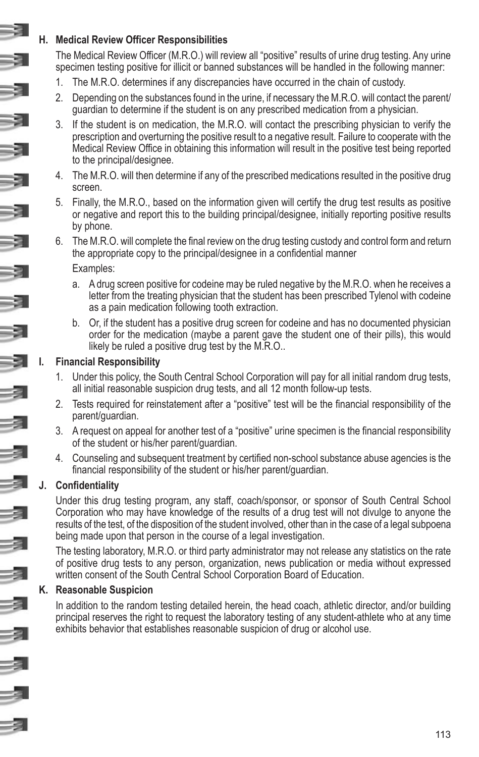### H. Medical Review Officer Responsibilities

The Medical Review Officer (M.R.O.) will review all "positive" results of urine drug testing. Any urine specimen testing positive for illicit or banned substances will be handled in the following manner:

1. The M.R.O. determines if any discrepancies have occurred in the chain of custody.
2. Depending on the substances found in the urine, if necessary the M.R.O. will contact the parent/ guardian to determine if the student is on any prescribed medication from a physician.
3. If the student is on medication, the M.R.O. will contact the prescribing physician to verify the prescription and overturning the positive result to a negative result. Failure to cooperate with the Medical Review Office in obtaining this information will result in the positive test being reported to the principal/designee.
4. The M.R.O. will then determine if any of the prescribed medications resulted in the positive drug screen.
5. Finally, the M.R.O., based on the information given will certify the drug test results as positive or negative and report this to the building principal/designee, initially reporting positive results by phone.
6. The M.R.O. will complete the final review on the drug testing custody and control form and return the appropriate copy to the principal/designee in a confidential manner

   Examples:

   a. A drug screen positive for codeine may be ruled negative by the M.R.O. when he receives a letter from the treating physician that the student has been prescribed Tylenol with codeine as a pain medication following tooth extraction.
   b. Or, if the student has a positive drug screen for codeine and has no documented physician order for the medication (maybe a parent gave the student one of their pills), this would likely be ruled a positive drug test by the M.R.O..

### I. Financial Responsibility

1. Under this policy, the South Central School Corporation will pay for all initial random drug tests, all initial reasonable suspicion drug tests, and all 12 month follow-up tests.
2. Tests required for reinstatement after a "positive" test will be the financial responsibility of the parent/guardian.
3. A request on appeal for another test of a "positive" urine specimen is the financial responsibility of the student or his/her parent/guardian.
4. Counseling and subsequent treatment by certified non-school substance abuse agencies is the financial responsibility of the student or his/her parent/guardian.

### J. Confidentiality

Under this drug testing program, any staff, coach/sponsor, or sponsor of South Central School Corporation who may have knowledge of the results of a drug test will not divulge to anyone the results of the test, of the disposition of the student involved, other than in the case of a legal subpoena being made upon that person in the course of a legal investigation.

The testing laboratory, M.R.O. or third party administrator may not release any statistics on the rate of positive drug tests to any person, organization, news publication or media without expressed written consent of the South Central School Corporation Board of Education.

### K. Reasonable Suspicion

In addition to the random testing detailed herein, the head coach, athletic director, and/or building principal reserves the right to request the laboratory testing of any student-athlete who at any time exhibits behavior that establishes reasonable suspicion of drug or alcohol use.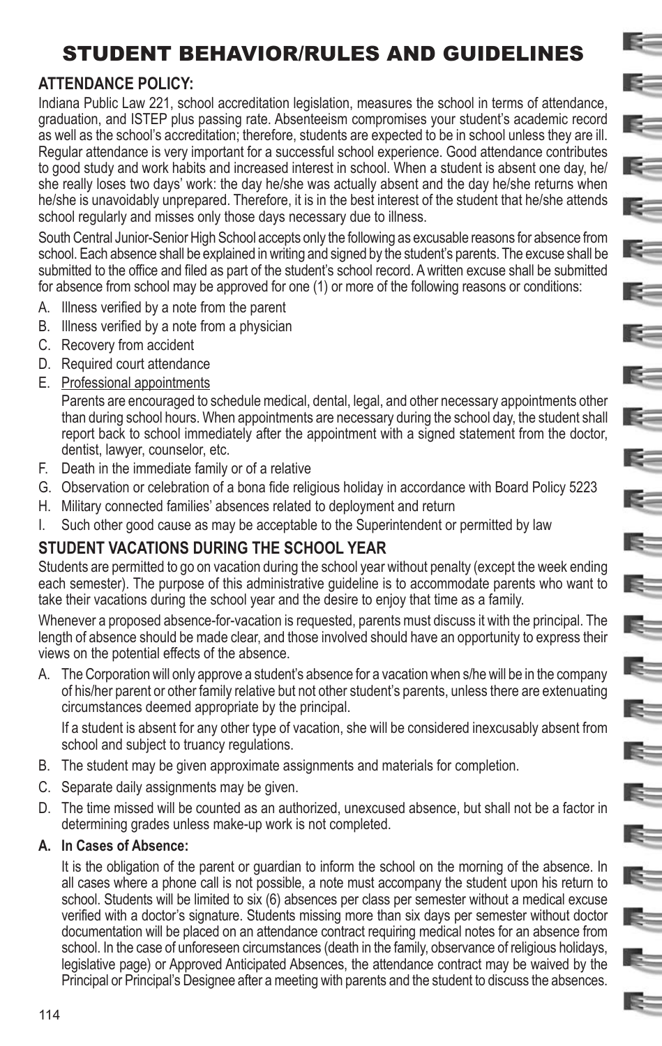# STUDENT BEHAVIOR/RULES AND GUIDELINES

## ATTENDANCE POLICY:

Indiana Public Law 221, school accreditation legislation, measures the school in terms of attendance, graduation, and ISTEP plus passing rate. Absenteeism compromises your student's academic record as well as the school's accreditation; therefore, students are expected to be in school unless they are ill. Regular attendance is very important for a successful school experience. Good attendance contributes to good study and work habits and increased interest in school. When a student is absent one day, he/she really loses two days' work: the day he/she was actually absent and the day he/she returns when he/she is unavoidably unprepared. Therefore, it is in the best interest of the student that he/she attends school regularly and misses only those days necessary due to illness.

South Central Junior-Senior High School accepts only the following as excusable reasons for absence from school. Each absence shall be explained in writing and signed by the student's parents. The excuse shall be submitted to the office and filed as part of the student's school record. A written excuse shall be submitted for absence from school may be approved for one (1) or more of the following reasons or conditions:

A. Illness verified by a note from the parent
B. Illness verified by a note from a physician
C. Recovery from accident
D. Required court attendance
E. Professional appointments

   Parents are encouraged to schedule medical, dental, legal, and other necessary appointments other than during school hours. When appointments are necessary during the school day, the student shall report back to school immediately after the appointment with a signed statement from the doctor, dentist, lawyer, counselor, etc.
F. Death in the immediate family or of a relative
G. Observation or celebration of a bona fide religious holiday in accordance with Board Policy 5223
H. Military connected families' absences related to deployment and return
I. Such other good cause as may be acceptable to the Superintendent or permitted by law

## STUDENT VACATIONS DURING THE SCHOOL YEAR

Students are permitted to go on vacation during the school year without penalty (except the week ending each semester). The purpose of this administrative guideline is to accommodate parents who want to take their vacations during the school year and the desire to enjoy that time as a family.

Whenever a proposed absence-for-vacation is requested, parents must discuss it with the principal. The length of absence should be made clear, and those involved should have an opportunity to express their views on the potential effects of the absence.

A. The Corporation will only approve a student's absence for a vacation when s/he will be in the company of his/her parent or other family relative but not other student's parents, unless there are extenuating circumstances deemed appropriate by the principal.

   If a student is absent for any other type of vacation, she will be considered inexcusably absent from school and subject to truancy regulations.
B. The student may be given approximate assignments and materials for completion.
C. Separate daily assignments may be given.
D. The time missed will be counted as an authorized, unexcused absence, but shall not be a factor in determining grades unless make-up work is not completed.

**A. In Cases of Absence:**

It is the obligation of the parent or guardian to inform the school on the morning of the absence. In all cases where a phone call is not possible, a note must accompany the student upon his return to school. Students will be limited to six (6) absences per class per semester without a medical excuse verified with a doctor's signature. Students missing more than six days per semester without doctor documentation will be placed on an attendance contract requiring medical notes for an absence from school. In the case of unforeseen circumstances (death in the family, observance of religious holidays, legislative page) or Approved Anticipated Absences, the attendance contract may be waived by the Principal or Principal's Designee after a meeting with parents and the student to discuss the absences.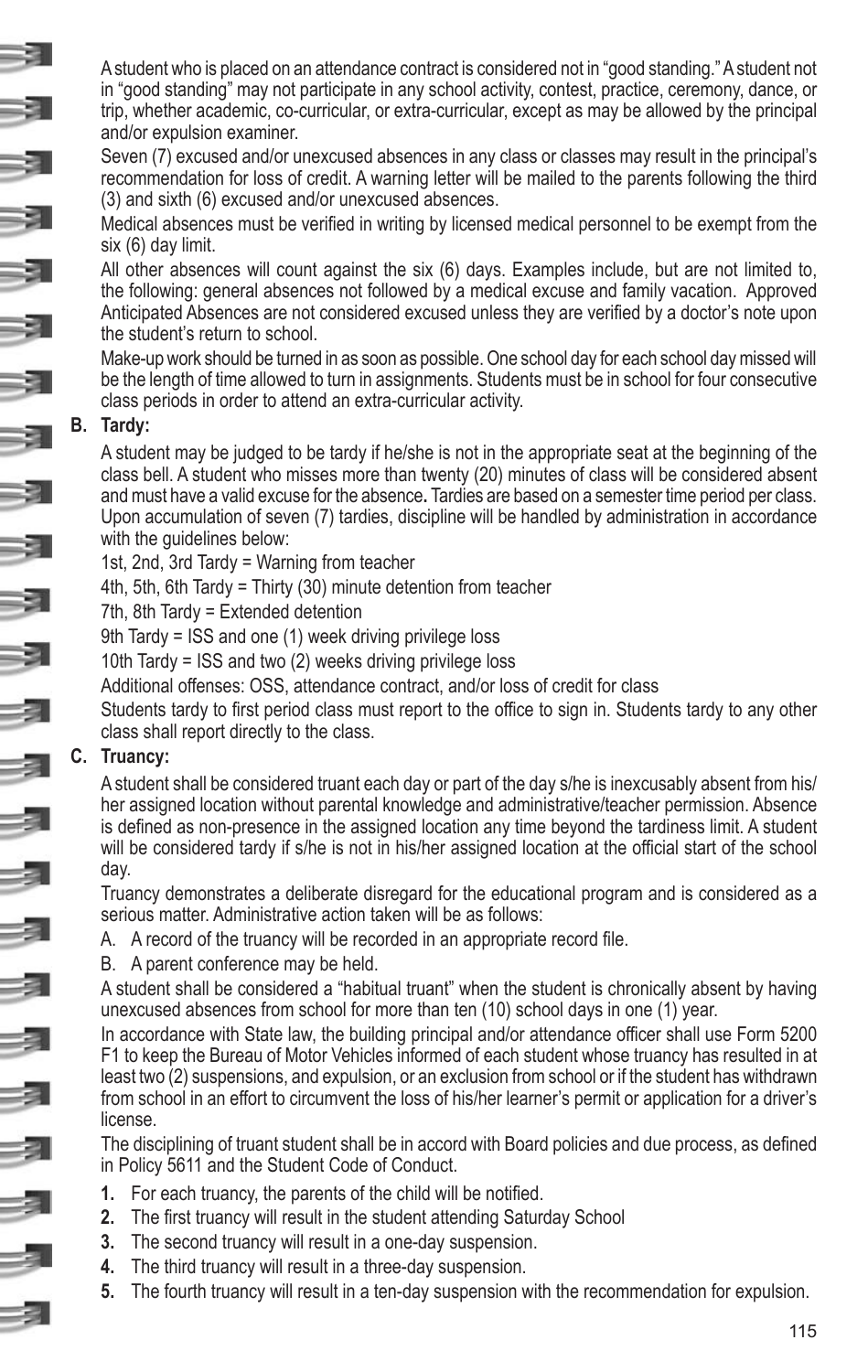A student who is placed on an attendance contract is considered not in "good standing." A student not in "good standing" may not participate in any school activity, contest, practice, ceremony, dance, or trip, whether academic, co-curricular, or extra-curricular, except as may be allowed by the principal and/or expulsion examiner.

Seven (7) excused and/or unexcused absences in any class or classes may result in the principal's recommendation for loss of credit. A warning letter will be mailed to the parents following the third (3) and sixth (6) excused and/or unexcused absences.

Medical absences must be verified in writing by licensed medical personnel to be exempt from the six (6) day limit.

All other absences will count against the six (6) days. Examples include, but are not limited to, the following: general absences not followed by a medical excuse and family vacation. Approved Anticipated Absences are not considered excused unless they are verified by a doctor's note upon the student's return to school.

Make-up work should be turned in as soon as possible. One school day for each school day missed will be the length of time allowed to turn in assignments. Students must be in school for four consecutive class periods in order to attend an extra-curricular activity.

**B. Tardy:**

A student may be judged to be tardy if he/she is not in the appropriate seat at the beginning of the class bell. A student who misses more than twenty (20) minutes of class will be considered absent and must have a valid excuse for the absence**.** Tardies are based on a semester time period per class. Upon accumulation of seven (7) tardies, discipline will be handled by administration in accordance with the guidelines below:

1st, 2nd, 3rd Tardy = Warning from teacher

4th, 5th, 6th Tardy = Thirty (30) minute detention from teacher

7th, 8th Tardy = Extended detention

9th Tardy = ISS and one (1) week driving privilege loss

10th Tardy = ISS and two (2) weeks driving privilege loss

Additional offenses: OSS, attendance contract, and/or loss of credit for class

Students tardy to first period class must report to the office to sign in. Students tardy to any other class shall report directly to the class.

**C. Truancy:**

A student shall be considered truant each day or part of the day s/he is inexcusably absent from his/her assigned location without parental knowledge and administrative/teacher permission. Absence is defined as non-presence in the assigned location any time beyond the tardiness limit. A student will be considered tardy if s/he is not in his/her assigned location at the official start of the school day.

Truancy demonstrates a deliberate disregard for the educational program and is considered as a serious matter. Administrative action taken will be as follows:

A. A record of the truancy will be recorded in an appropriate record file.

B. A parent conference may be held.

A student shall be considered a "habitual truant" when the student is chronically absent by having unexcused absences from school for more than ten (10) school days in one (1) year.

In accordance with State law, the building principal and/or attendance officer shall use Form 5200 F1 to keep the Bureau of Motor Vehicles informed of each student whose truancy has resulted in at least two (2) suspensions, and expulsion, or an exclusion from school or if the student has withdrawn from school in an effort to circumvent the loss of his/her learner's permit or application for a driver's license.

The disciplining of truant student shall be in accord with Board policies and due process, as defined in Policy 5611 and the Student Code of Conduct.

1. For each truancy, the parents of the child will be notified.
2. The first truancy will result in the student attending Saturday School
3. The second truancy will result in a one-day suspension.
4. The third truancy will result in a three-day suspension.
5. The fourth truancy will result in a ten-day suspension with the recommendation for expulsion.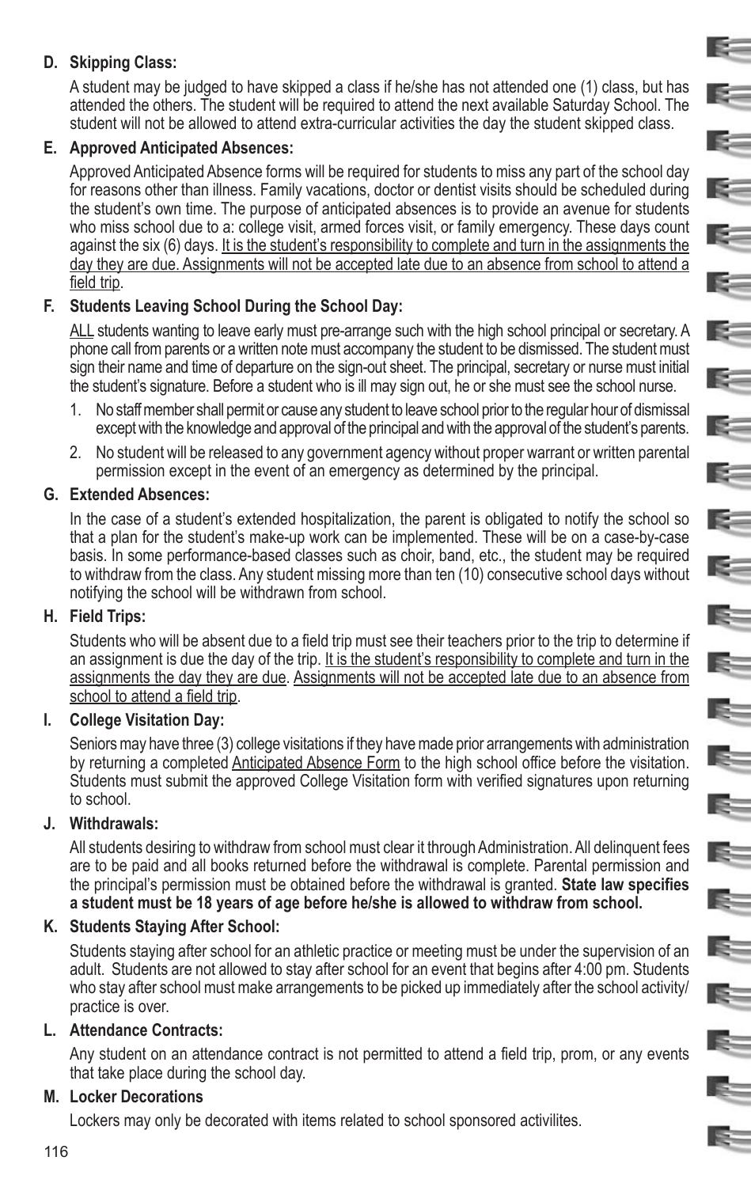**D. Skipping Class:**

A student may be judged to have skipped a class if he/she has not attended one (1) class, but has attended the others. The student will be required to attend the next available Saturday School. The student will not be allowed to attend extra-curricular activities the day the student skipped class.

**E. Approved Anticipated Absences:**

Approved Anticipated Absence forms will be required for students to miss any part of the school day for reasons other than illness. Family vacations, doctor or dentist visits should be scheduled during the student's own time. The purpose of anticipated absences is to provide an avenue for students who miss school due to a: college visit, armed forces visit, or family emergency. These days count against the six (6) days. <u>It is the student's responsibility to complete and turn in the assignments the day they are due. Assignments will not be accepted late due to an absence from school to attend a field trip</u>.

**F. Students Leaving School During the School Day:**

<u>ALL</u> students wanting to leave early must pre-arrange such with the high school principal or secretary. A phone call from parents or a written note must accompany the student to be dismissed. The student must sign their name and time of departure on the sign-out sheet. The principal, secretary or nurse must initial the student's signature. Before a student who is ill may sign out, he or she must see the school nurse.

1. No staff member shall permit or cause any student to leave school prior to the regular hour of dismissal except with the knowledge and approval of the principal and with the approval of the student's parents.
2. No student will be released to any government agency without proper warrant or written parental permission except in the event of an emergency as determined by the principal.

**G. Extended Absences:**

In the case of a student's extended hospitalization, the parent is obligated to notify the school so that a plan for the student's make-up work can be implemented. These will be on a case-by-case basis. In some performance-based classes such as choir, band, etc., the student may be required to withdraw from the class. Any student missing more than ten (10) consecutive school days without notifying the school will be withdrawn from school.

**H. Field Trips:**

Students who will be absent due to a field trip must see their teachers prior to the trip to determine if an assignment is due the day of the trip. <u>It is the student's responsibility to complete and turn in the assignments the day they are due</u>. <u>Assignments will not be accepted late due to an absence from school to attend a field trip</u>.

**I. College Visitation Day:**

Seniors may have three (3) college visitations if they have made prior arrangements with administration by returning a completed <u>Anticipated Absence Form</u> to the high school office before the visitation. Students must submit the approved College Visitation form with verified signatures upon returning to school.

**J. Withdrawals:**

All students desiring to withdraw from school must clear it through Administration. All delinquent fees are to be paid and all books returned before the withdrawal is complete. Parental permission and the principal's permission must be obtained before the withdrawal is granted. **State law specifies a student must be 18 years of age before he/she is allowed to withdraw from school.**

**K. Students Staying After School:**

Students staying after school for an athletic practice or meeting must be under the supervision of an adult. Students are not allowed to stay after school for an event that begins after 4:00 pm. Students who stay after school must make arrangements to be picked up immediately after the school activity/practice is over.

**L. Attendance Contracts:**

Any student on an attendance contract is not permitted to attend a field trip, prom, or any events that take place during the school day.

**M. Locker Decorations**

Lockers may only be decorated with items related to school sponsored activilites.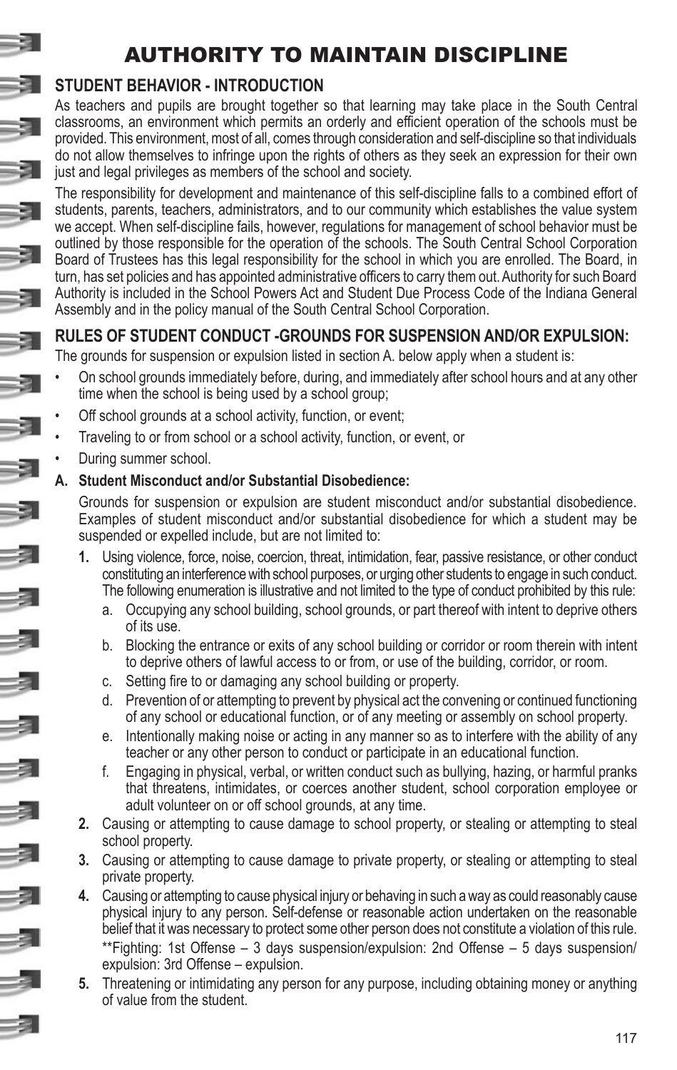# AUTHORITY TO MAINTAIN DISCIPLINE

## STUDENT BEHAVIOR - INTRODUCTION

As teachers and pupils are brought together so that learning may take place in the South Central classrooms, an environment which permits an orderly and efficient operation of the schools must be provided. This environment, most of all, comes through consideration and self-discipline so that individuals do not allow themselves to infringe upon the rights of others as they seek an expression for their own just and legal privileges as members of the school and society.

The responsibility for development and maintenance of this self-discipline falls to a combined effort of students, parents, teachers, administrators, and to our community which establishes the value system we accept. When self-discipline fails, however, regulations for management of school behavior must be outlined by those responsible for the operation of the schools. The South Central School Corporation Board of Trustees has this legal responsibility for the school in which you are enrolled. The Board, in turn, has set policies and has appointed administrative officers to carry them out. Authority for such Board Authority is included in the School Powers Act and Student Due Process Code of the Indiana General Assembly and in the policy manual of the South Central School Corporation.

## RULES OF STUDENT CONDUCT -GROUNDS FOR SUSPENSION AND/OR EXPULSION:

The grounds for suspension or expulsion listed in section A. below apply when a student is:

- On school grounds immediately before, during, and immediately after school hours and at any other time when the school is being used by a school group;
- Off school grounds at a school activity, function, or event;
- Traveling to or from school or a school activity, function, or event, or
- During summer school.

**A. Student Misconduct and/or Substantial Disobedience:**

Grounds for suspension or expulsion are student misconduct and/or substantial disobedience. Examples of student misconduct and/or substantial disobedience for which a student may be suspended or expelled include, but are not limited to:

1. Using violence, force, noise, coercion, threat, intimidation, fear, passive resistance, or other conduct constituting an interference with school purposes, or urging other students to engage in such conduct. The following enumeration is illustrative and not limited to the type of conduct prohibited by this rule:
   a. Occupying any school building, school grounds, or part thereof with intent to deprive others of its use.
   b. Blocking the entrance or exits of any school building or corridor or room therein with intent to deprive others of lawful access to or from, or use of the building, corridor, or room.
   c. Setting fire to or damaging any school building or property.
   d. Prevention of or attempting to prevent by physical act the convening or continued functioning of any school or educational function, or of any meeting or assembly on school property.
   e. Intentionally making noise or acting in any manner so as to interfere with the ability of any teacher or any other person to conduct or participate in an educational function.
   f. Engaging in physical, verbal, or written conduct such as bullying, hazing, or harmful pranks that threatens, intimidates, or coerces another student, school corporation employee or adult volunteer on or off school grounds, at any time.
2. Causing or attempting to cause damage to school property, or stealing or attempting to steal school property.
3. Causing or attempting to cause damage to private property, or stealing or attempting to steal private property.
4. Causing or attempting to cause physical injury or behaving in such a way as could reasonably cause physical injury to any person. Self-defense or reasonable action undertaken on the reasonable belief that it was necessary to protect some other person does not constitute a violation of this rule.

   **Fighting: 1st Offense – 3 days suspension/expulsion: 2nd Offense – 5 days suspension/expulsion: 3rd Offense – expulsion.
5. Threatening or intimidating any person for any purpose, including obtaining money or anything of value from the student.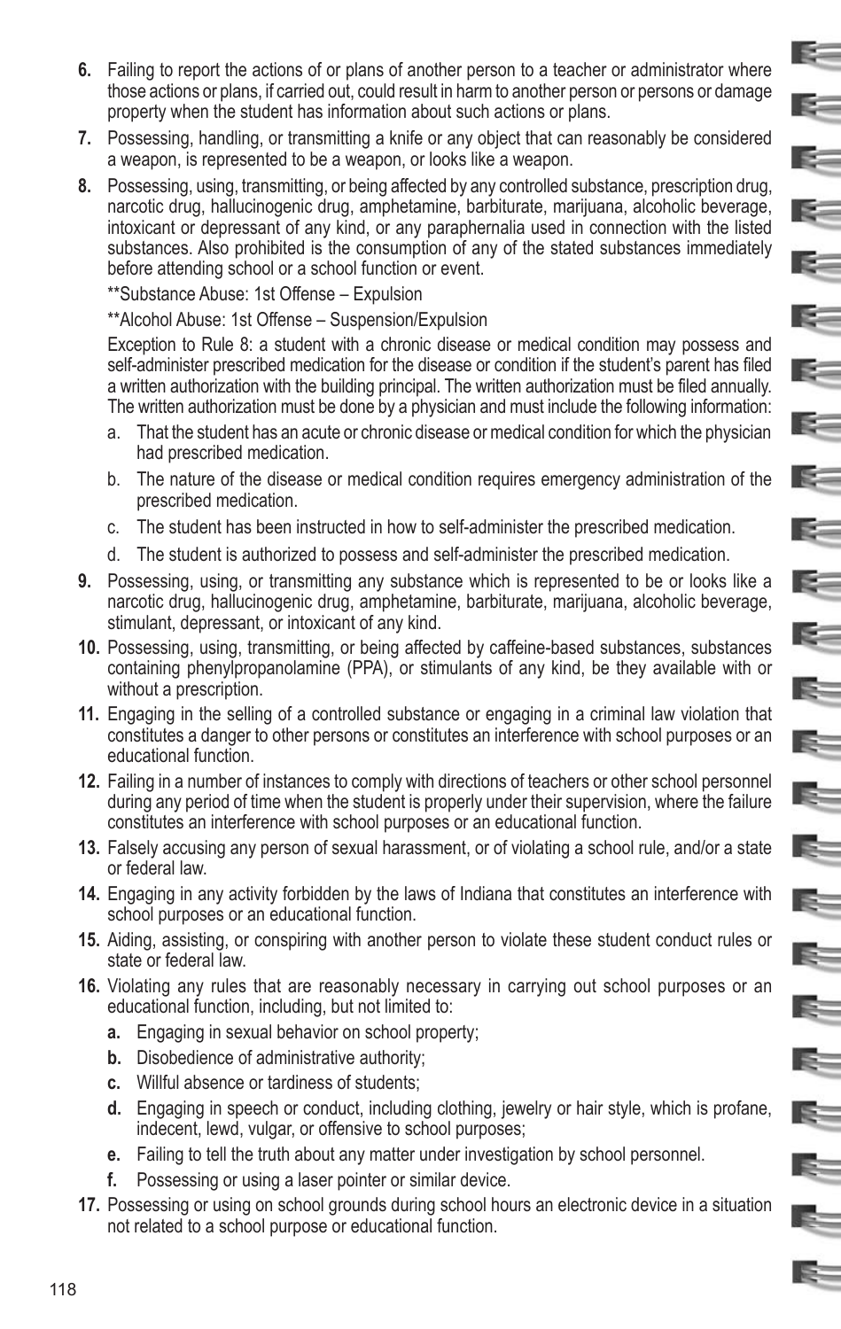6. Failing to report the actions of or plans of another person to a teacher or administrator where those actions or plans, if carried out, could result in harm to another person or persons or damage property when the student has information about such actions or plans.

7. Possessing, handling, or transmitting a knife or any object that can reasonably be considered a weapon, is represented to be a weapon, or looks like a weapon.

8. Possessing, using, transmitting, or being affected by any controlled substance, prescription drug, narcotic drug, hallucinogenic drug, amphetamine, barbiturate, marijuana, alcoholic beverage, intoxicant or depressant of any kind, or any paraphernalia used in connection with the listed substances. Also prohibited is the consumption of any of the stated substances immediately before attending school or a school function or event.

   **Substance Abuse: 1st Offense – Expulsion

   **Alcohol Abuse: 1st Offense – Suspension/Expulsion

   Exception to Rule 8: a student with a chronic disease or medical condition may possess and self-administer prescribed medication for the disease or condition if the student's parent has filed a written authorization with the building principal. The written authorization must be filed annually. The written authorization must be done by a physician and must include the following information:

   a. That the student has an acute or chronic disease or medical condition for which the physician had prescribed medication.
   b. The nature of the disease or medical condition requires emergency administration of the prescribed medication.
   c. The student has been instructed in how to self-administer the prescribed medication.
   d. The student is authorized to possess and self-administer the prescribed medication.

9. Possessing, using, or transmitting any substance which is represented to be or looks like a narcotic drug, hallucinogenic drug, amphetamine, barbiturate, marijuana, alcoholic beverage, stimulant, depressant, or intoxicant of any kind.

10. Possessing, using, transmitting, or being affected by caffeine-based substances, substances containing phenylpropanolamine (PPA), or stimulants of any kind, be they available with or without a prescription.

11. Engaging in the selling of a controlled substance or engaging in a criminal law violation that constitutes a danger to other persons or constitutes an interference with school purposes or an educational function.

12. Failing in a number of instances to comply with directions of teachers or other school personnel during any period of time when the student is properly under their supervision, where the failure constitutes an interference with school purposes or an educational function.

13. Falsely accusing any person of sexual harassment, or of violating a school rule, and/or a state or federal law.

14. Engaging in any activity forbidden by the laws of Indiana that constitutes an interference with school purposes or an educational function.

15. Aiding, assisting, or conspiring with another person to violate these student conduct rules or state or federal law.

16. Violating any rules that are reasonably necessary in carrying out school purposes or an educational function, including, but not limited to:

   **a.** Engaging in sexual behavior on school property;
   **b.** Disobedience of administrative authority;
   **c.** Willful absence or tardiness of students;
   **d.** Engaging in speech or conduct, including clothing, jewelry or hair style, which is profane, indecent, lewd, vulgar, or offensive to school purposes;
   **e.** Failing to tell the truth about any matter under investigation by school personnel.
   **f.** Possessing or using a laser pointer or similar device.

17. Possessing or using on school grounds during school hours an electronic device in a situation not related to a school purpose or educational function.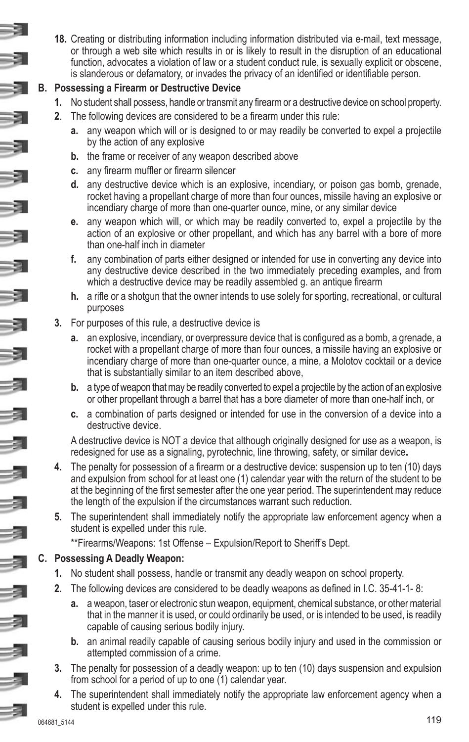18. Creating or distributing information including information distributed via e-mail, text message, or through a web site which results in or is likely to result in the disruption of an educational function, advocates a violation of law or a student conduct rule, is sexually explicit or obscene, is slanderous or defamatory, or invades the privacy of an identified or identifiable person.

**B. Possessing a Firearm or Destructive Device**

1. No student shall possess, handle or transmit any firearm or a destructive device on school property.
2. The following devices are considered to be a firearm under this rule:
   a. any weapon which will or is designed to or may readily be converted to expel a projectile by the action of any explosive
   b. the frame or receiver of any weapon described above
   c. any firearm muffler or firearm silencer
   d. any destructive device which is an explosive, incendiary, or poison gas bomb, grenade, rocket having a propellant charge of more than four ounces, missile having an explosive or incendiary charge of more than one-quarter ounce, mine, or any similar device
   e. any weapon which will, or which may be readily converted to, expel a projectile by the action of an explosive or other propellant, and which has any barrel with a bore of more than one-half inch in diameter
   f. any combination of parts either designed or intended for use in converting any device into any destructive device described in the two immediately preceding examples, and from which a destructive device may be readily assembled g. an antique firearm
   h. a rifle or a shotgun that the owner intends to use solely for sporting, recreational, or cultural purposes
3. For purposes of this rule, a destructive device is
   a. an explosive, incendiary, or overpressure device that is configured as a bomb, a grenade, a rocket with a propellant charge of more than four ounces, a missile having an explosive or incendiary charge of more than one-quarter ounce, a mine, a Molotov cocktail or a device that is substantially similar to an item described above,
   b. a type of weapon that may be readily converted to expel a projectile by the action of an explosive or other propellant through a barrel that has a bore diameter of more than one-half inch, or
   c. a combination of parts designed or intended for use in the conversion of a device into a destructive device.

   A destructive device is NOT a device that although originally designed for use as a weapon, is redesigned for use as a signaling, pyrotechnic, line throwing, safety, or similar device**.**
4. The penalty for possession of a firearm or a destructive device: suspension up to ten (10) days and expulsion from school for at least one (1) calendar year with the return of the student to be at the beginning of the first semester after the one year period. The superintendent may reduce the length of the expulsion if the circumstances warrant such reduction.
5. The superintendent shall immediately notify the appropriate law enforcement agency when a student is expelled under this rule.

   **Firearms/Weapons: 1st Offense – Expulsion/Report to Sheriff's Dept.

**C. Possessing A Deadly Weapon:**

1. No student shall possess, handle or transmit any deadly weapon on school property.
2. The following devices are considered to be deadly weapons as defined in I.C. 35-41-1- 8:
   a. a weapon, taser or electronic stun weapon, equipment, chemical substance, or other material that in the manner it is used, or could ordinarily be used, or is intended to be used, is readily capable of causing serious bodily injury.
   b. an animal readily capable of causing serious bodily injury and used in the commission or attempted commission of a crime.
3. The penalty for possession of a deadly weapon: up to ten (10) days suspension and expulsion from school for a period of up to one (1) calendar year.
4. The superintendent shall immediately notify the appropriate law enforcement agency when a student is expelled under this rule.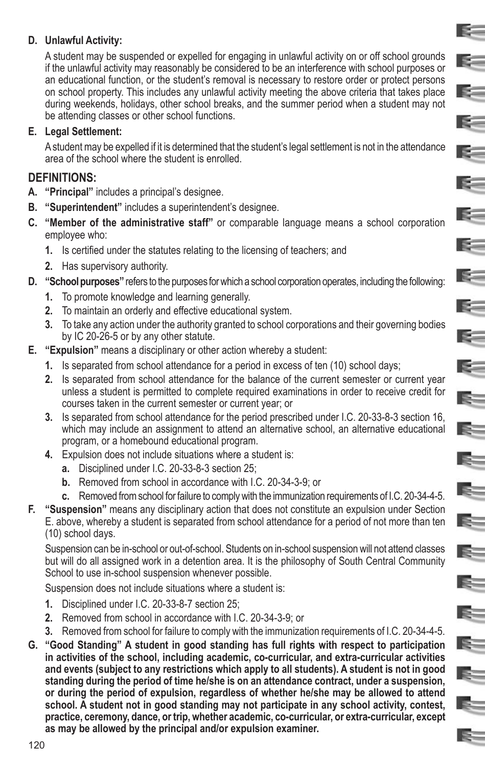**D. Unlawful Activity:**

A student may be suspended or expelled for engaging in unlawful activity on or off school grounds if the unlawful activity may reasonably be considered to be an interference with school purposes or an educational function, or the student's removal is necessary to restore order or protect persons on school property. This includes any unlawful activity meeting the above criteria that takes place during weekends, holidays, other school breaks, and the summer period when a student may not be attending classes or other school functions.

**E. Legal Settlement:**

A student may be expelled if it is determined that the student's legal settlement is not in the attendance area of the school where the student is enrolled.

## DEFINITIONS:

**A. "Principal"** includes a principal's designee.

**B. "Superintendent"** includes a superintendent's designee.

**C. "Member of the administrative staff"** or comparable language means a school corporation employee who:

1. Is certified under the statutes relating to the licensing of teachers; and
2. Has supervisory authority.

**D. "School purposes"** refers to the purposes for which a school corporation operates, including the following:

1. To promote knowledge and learning generally.
2. To maintain an orderly and effective educational system.
3. To take any action under the authority granted to school corporations and their governing bodies by IC 20-26-5 or by any other statute.

**E. "Expulsion"** means a disciplinary or other action whereby a student:

1. Is separated from school attendance for a period in excess of ten (10) school days;
2. Is separated from school attendance for the balance of the current semester or current year unless a student is permitted to complete required examinations in order to receive credit for courses taken in the current semester or current year; or
3. Is separated from school attendance for the period prescribed under I.C. 20-33-8-3 section 16, which may include an assignment to attend an alternative school, an alternative educational program, or a homebound educational program.
4. Expulsion does not include situations where a student is:
   a. Disciplined under I.C. 20-33-8-3 section 25;
   b. Removed from school in accordance with I.C. 20-34-3-9; or
   c. Removed from school for failure to comply with the immunization requirements of I.C. 20-34-4-5.

**F. "Suspension"** means any disciplinary action that does not constitute an expulsion under Section E. above, whereby a student is separated from school attendance for a period of not more than ten (10) school days.

Suspension can be in-school or out-of-school. Students on in-school suspension will not attend classes but will do all assigned work in a detention area. It is the philosophy of South Central Community School to use in-school suspension whenever possible.

Suspension does not include situations where a student is:

1. Disciplined under I.C. 20-33-8-7 section 25;
2. Removed from school in accordance with I.C. 20-34-3-9; or
3. Removed from school for failure to comply with the immunization requirements of I.C. 20-34-4-5.

**G. "Good Standing" A student in good standing has full rights with respect to participation in activities of the school, including academic, co-curricular, and extra-curricular activities and events (subject to any restrictions which apply to all students). A student is not in good standing during the period of time he/she is on an attendance contract, under a suspension, or during the period of expulsion, regardless of whether he/she may be allowed to attend school. A student not in good standing may not participate in any school activity, contest, practice, ceremony, dance, or trip, whether academic, co-curricular, or extra-curricular, except as may be allowed by the principal and/or expulsion examiner.**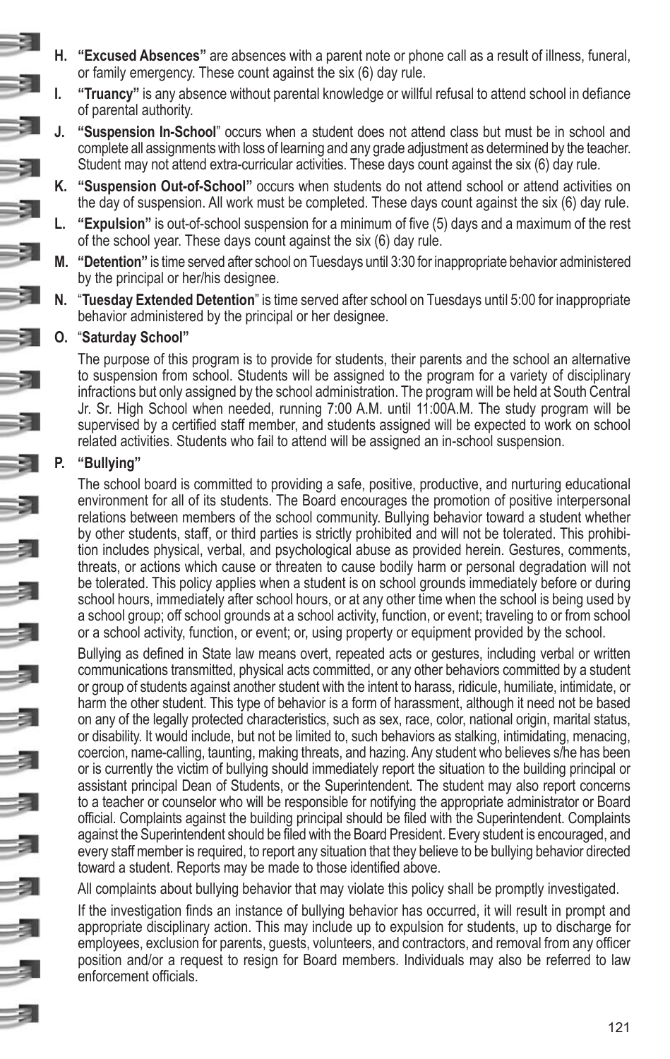**H. "Excused Absences"** are absences with a parent note or phone call as a result of illness, funeral, or family emergency. These count against the six (6) day rule.

**I. "Truancy"** is any absence without parental knowledge or willful refusal to attend school in defiance of parental authority.

**J. "Suspension In-School"** occurs when a student does not attend class but must be in school and complete all assignments with loss of learning and any grade adjustment as determined by the teacher. Student may not attend extra-curricular activities. These days count against the six (6) day rule.

**K. "Suspension Out-of-School"** occurs when students do not attend school or attend activities on the day of suspension. All work must be completed. These days count against the six (6) day rule.

**L. "Expulsion"** is out-of-school suspension for a minimum of five (5) days and a maximum of the rest of the school year. These days count against the six (6) day rule.

**M. "Detention"** is time served after school on Tuesdays until 3:30 for inappropriate behavior administered by the principal or her/his designee.

**N. "Tuesday Extended Detention"** is time served after school on Tuesdays until 5:00 for inappropriate behavior administered by the principal or her designee.

**O. "Saturday School"**

The purpose of this program is to provide for students, their parents and the school an alternative to suspension from school. Students will be assigned to the program for a variety of disciplinary infractions but only assigned by the school administration. The program will be held at South Central Jr. Sr. High School when needed, running 7:00 A.M. until 11:00A.M. The study program will be supervised by a certified staff member, and students assigned will be expected to work on school related activities. Students who fail to attend will be assigned an in-school suspension.

**P. "Bullying"**

The school board is committed to providing a safe, positive, productive, and nurturing educational environment for all of its students. The Board encourages the promotion of positive interpersonal relations between members of the school community. Bullying behavior toward a student whether by other students, staff, or third parties is strictly prohibited and will not be tolerated. This prohibition includes physical, verbal, and psychological abuse as provided herein. Gestures, comments, threats, or actions which cause or threaten to cause bodily harm or personal degradation will not be tolerated. This policy applies when a student is on school grounds immediately before or during school hours, immediately after school hours, or at any other time when the school is being used by a school group; off school grounds at a school activity, function, or event; traveling to or from school or a school activity, function, or event; or, using property or equipment provided by the school.

Bullying as defined in State law means overt, repeated acts or gestures, including verbal or written communications transmitted, physical acts committed, or any other behaviors committed by a student or group of students against another student with the intent to harass, ridicule, humiliate, intimidate, or harm the other student. This type of behavior is a form of harassment, although it need not be based on any of the legally protected characteristics, such as sex, race, color, national origin, marital status, or disability. It would include, but not be limited to, such behaviors as stalking, intimidating, menacing, coercion, name-calling, taunting, making threats, and hazing. Any student who believes s/he has been or is currently the victim of bullying should immediately report the situation to the building principal or assistant principal Dean of Students, or the Superintendent. The student may also report concerns to a teacher or counselor who will be responsible for notifying the appropriate administrator or Board official. Complaints against the building principal should be filed with the Superintendent. Complaints against the Superintendent should be filed with the Board President. Every student is encouraged, and every staff member is required, to report any situation that they believe to be bullying behavior directed toward a student. Reports may be made to those identified above.

All complaints about bullying behavior that may violate this policy shall be promptly investigated.

If the investigation finds an instance of bullying behavior has occurred, it will result in prompt and appropriate disciplinary action. This may include up to expulsion for students, up to discharge for employees, exclusion for parents, guests, volunteers, and contractors, and removal from any officer position and/or a request to resign for Board members. Individuals may also be referred to law enforcement officials.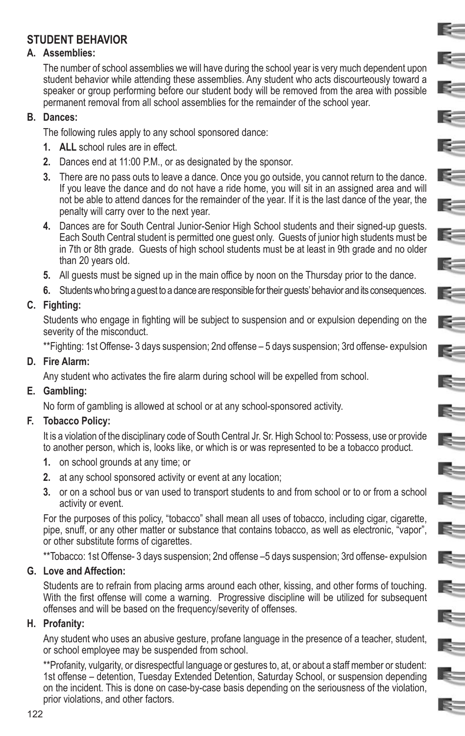## STUDENT BEHAVIOR

**A. Assemblies:**

The number of school assemblies we will have during the school year is very much dependent upon student behavior while attending these assemblies. Any student who acts discourteously toward a speaker or group performing before our student body will be removed from the area with possible permanent removal from all school assemblies for the remainder of the school year.

**B. Dances:**

The following rules apply to any school sponsored dance:

1. **ALL** school rules are in effect.
2. Dances end at 11:00 P.M., or as designated by the sponsor.
3. There are no pass outs to leave a dance. Once you go outside, you cannot return to the dance. If you leave the dance and do not have a ride home, you will sit in an assigned area and will not be able to attend dances for the remainder of the year. If it is the last dance of the year, the penalty will carry over to the next year.
4. Dances are for South Central Junior-Senior High School students and their signed-up guests. Each South Central student is permitted one guest only. Guests of junior high students must be in 7th or 8th grade. Guests of high school students must be at least in 9th grade and no older than 20 years old.
5. All guests must be signed up in the main office by noon on the Thursday prior to the dance.
6. Students who bring a guest to a dance are responsible for their guests' behavior and its consequences.

**C. Fighting:**

Students who engage in fighting will be subject to suspension and or expulsion depending on the severity of the misconduct.

**Fighting: 1st Offense- 3 days suspension; 2nd offense – 5 days suspension; 3rd offense- expulsion

**D. Fire Alarm:**

Any student who activates the fire alarm during school will be expelled from school.

**E. Gambling:**

No form of gambling is allowed at school or at any school-sponsored activity.

**F. Tobacco Policy:**

It is a violation of the disciplinary code of South Central Jr. Sr. High School to: Possess, use or provide to another person, which is, looks like, or which is or was represented to be a tobacco product.

1. on school grounds at any time; or
2. at any school sponsored activity or event at any location;
3. or on a school bus or van used to transport students to and from school or to or from a school activity or event.

For the purposes of this policy, "tobacco" shall mean all uses of tobacco, including cigar, cigarette, pipe, snuff, or any other matter or substance that contains tobacco, as well as electronic, "vapor", or other substitute forms of cigarettes.

**Tobacco: 1st Offense- 3 days suspension; 2nd offense –5 days suspension; 3rd offense- expulsion

**G. Love and Affection:**

Students are to refrain from placing arms around each other, kissing, and other forms of touching. With the first offense will come a warning. Progressive discipline will be utilized for subsequent offenses and will be based on the frequency/severity of offenses.

**H. Profanity:**

Any student who uses an abusive gesture, profane language in the presence of a teacher, student, or school employee may be suspended from school.

**Profanity, vulgarity, or disrespectful language or gestures to, at, or about a staff member or student: 1st offense – detention, Tuesday Extended Detention, Saturday School, or suspension depending on the incident. This is done on case-by-case basis depending on the seriousness of the violation, prior violations, and other factors.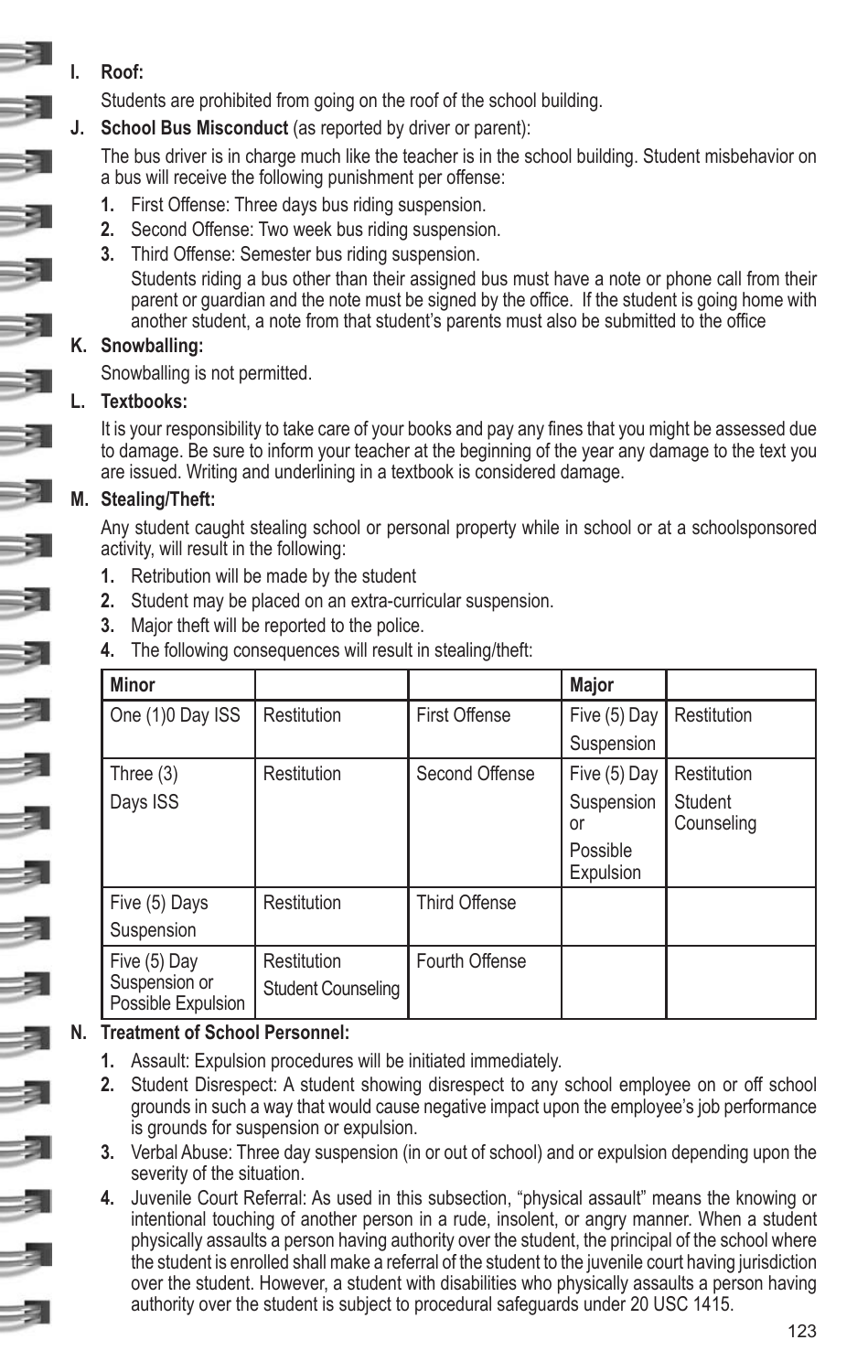**I. Roof:**

Students are prohibited from going on the roof of the school building.

**J. School Bus Misconduct** (as reported by driver or parent):

The bus driver is in charge much like the teacher is in the school building. Student misbehavior on a bus will receive the following punishment per offense:

1. First Offense: Three days bus riding suspension.
2. Second Offense: Two week bus riding suspension.
3. Third Offense: Semester bus riding suspension.

   Students riding a bus other than their assigned bus must have a note or phone call from their parent or guardian and the note must be signed by the office. If the student is going home with another student, a note from that student's parents must also be submitted to the office

**K. Snowballing:**

Snowballing is not permitted.

**L. Textbooks:**

It is your responsibility to take care of your books and pay any fines that you might be assessed due to damage. Be sure to inform your teacher at the beginning of the year any damage to the text you are issued. Writing and underlining in a textbook is considered damage.

**M. Stealing/Theft:**

Any student caught stealing school or personal property while in school or at a schoolsponsored activity, will result in the following:

1. Retribution will be made by the student
2. Student may be placed on an extra-curricular suspension.
3. Major theft will be reported to the police.
4. The following consequences will result in stealing/theft:

| Minor | | | Major | |
|---|---|---|---|---|
| One (1)0 Day ISS | Restitution | First Offense | Five (5) Day Suspension | Restitution |
| Three (3) Days ISS | Restitution | Second Offense | Five (5) Day Suspension or Possible Expulsion | Restitution Student Counseling |
| Five (5) Days Suspension | Restitution | Third Offense | | |
| Five (5) Day Suspension or Possible Expulsion | Restitution Student Counseling | Fourth Offense | | |

**N. Treatment of School Personnel:**

1. Assault: Expulsion procedures will be initiated immediately.
2. Student Disrespect: A student showing disrespect to any school employee on or off school grounds in such a way that would cause negative impact upon the employee's job performance is grounds for suspension or expulsion.
3. Verbal Abuse: Three day suspension (in or out of school) and or expulsion depending upon the severity of the situation.
4. Juvenile Court Referral: As used in this subsection, "physical assault" means the knowing or intentional touching of another person in a rude, insolent, or angry manner. When a student physically assaults a person having authority over the student, the principal of the school where the student is enrolled shall make a referral of the student to the juvenile court having jurisdiction over the student. However, a student with disabilities who physically assaults a person having authority over the student is subject to procedural safeguards under 20 USC 1415.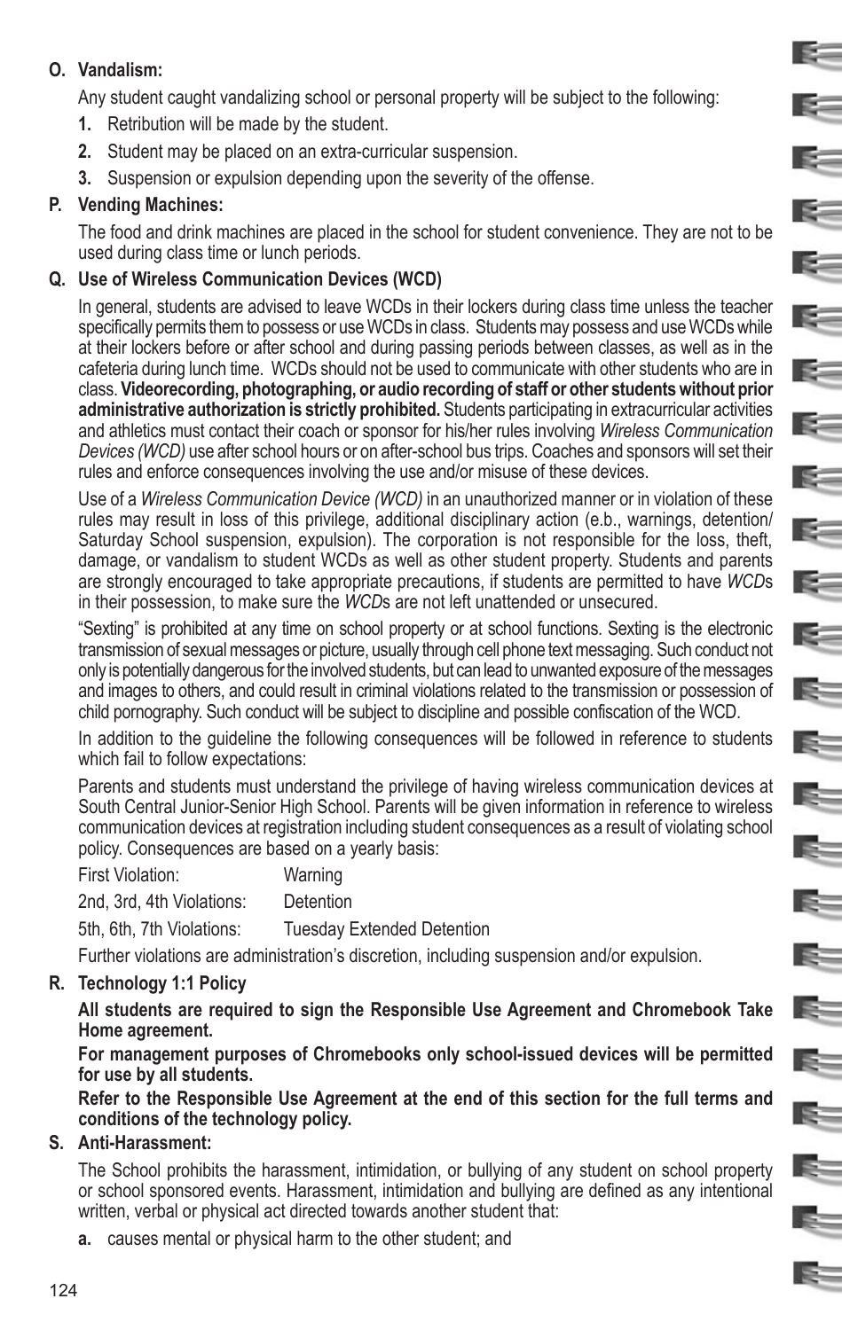**O. Vandalism:**

Any student caught vandalizing school or personal property will be subject to the following:

1. Retribution will be made by the student.
2. Student may be placed on an extra-curricular suspension.
3. Suspension or expulsion depending upon the severity of the offense.

**P. Vending Machines:**

The food and drink machines are placed in the school for student convenience. They are not to be used during class time or lunch periods.

**Q. Use of Wireless Communication Devices (WCD)**

In general, students are advised to leave WCDs in their lockers during class time unless the teacher specifically permits them to possess or use WCDs in class. Students may possess and use WCDs while at their lockers before or after school and during passing periods between classes, as well as in the cafeteria during lunch time. WCDs should not be used to communicate with other students who are in class. **Videorecording, photographing, or audio recording of staff or other students without prior administrative authorization is strictly prohibited.** Students participating in extracurricular activities and athletics must contact their coach or sponsor for his/her rules involving *Wireless Communication Devices (WCD)* use after school hours or on after-school bus trips. Coaches and sponsors will set their rules and enforce consequences involving the use and/or misuse of these devices.

Use of a *Wireless Communication Device (WCD)* in an unauthorized manner or in violation of these rules may result in loss of this privilege, additional disciplinary action (e.b., warnings, detention/ Saturday School suspension, expulsion). The corporation is not responsible for the loss, theft, damage, or vandalism to student WCDs as well as other student property. Students and parents are strongly encouraged to take appropriate precautions, if students are permitted to have *WCD*s in their possession, to make sure the *WCD*s are not left unattended or unsecured.

"Sexting" is prohibited at any time on school property or at school functions. Sexting is the electronic transmission of sexual messages or picture, usually through cell phone text messaging. Such conduct not only is potentially dangerous for the involved students, but can lead to unwanted exposure of the messages and images to others, and could result in criminal violations related to the transmission or possession of child pornography. Such conduct will be subject to discipline and possible confiscation of the WCD.

In addition to the guideline the following consequences will be followed in reference to students which fail to follow expectations:

Parents and students must understand the privilege of having wireless communication devices at South Central Junior-Senior High School. Parents will be given information in reference to wireless communication devices at registration including student consequences as a result of violating school policy. Consequences are based on a yearly basis:

| | |
|---|---|
| First Violation: | Warning |
| 2nd, 3rd, 4th Violations: | Detention |
| 5th, 6th, 7th Violations: | Tuesday Extended Detention |

Further violations are administration's discretion, including suspension and/or expulsion.

**R. Technology 1:1 Policy**

**All students are required to sign the Responsible Use Agreement and Chromebook Take Home agreement.**

**For management purposes of Chromebooks only school-issued devices will be permitted for use by all students.**

**Refer to the Responsible Use Agreement at the end of this section for the full terms and conditions of the technology policy.**

**S. Anti-Harassment:**

The School prohibits the harassment, intimidation, or bullying of any student on school property or school sponsored events. Harassment, intimidation and bullying are defined as any intentional written, verbal or physical act directed towards another student that:

a. causes mental or physical harm to the other student; and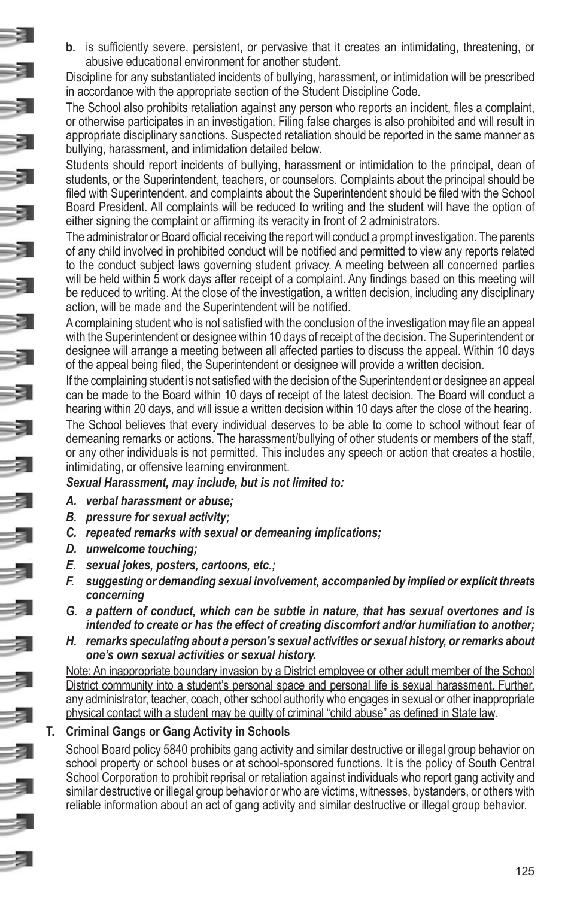**b.** is sufficiently severe, persistent, or pervasive that it creates an intimidating, threatening, or abusive educational environment for another student.

Discipline for any substantiated incidents of bullying, harassment, or intimidation will be prescribed in accordance with the appropriate section of the Student Discipline Code.

The School also prohibits retaliation against any person who reports an incident, files a complaint, or otherwise participates in an investigation. Filing false charges is also prohibited and will result in appropriate disciplinary sanctions. Suspected retaliation should be reported in the same manner as bullying, harassment, and intimidation detailed below.

Students should report incidents of bullying, harassment or intimidation to the principal, dean of students, or the Superintendent, teachers, or counselors. Complaints about the principal should be filed with Superintendent, and complaints about the Superintendent should be filed with the School Board President. All complaints will be reduced to writing and the student will have the option of either signing the complaint or affirming its veracity in front of 2 administrators.

The administrator or Board official receiving the report will conduct a prompt investigation. The parents of any child involved in prohibited conduct will be notified and permitted to view any reports related to the conduct subject laws governing student privacy. A meeting between all concerned parties will be held within 5 work days after receipt of a complaint. Any findings based on this meeting will be reduced to writing. At the close of the investigation, a written decision, including any disciplinary action, will be made and the Superintendent will be notified.

A complaining student who is not satisfied with the conclusion of the investigation may file an appeal with the Superintendent or designee within 10 days of receipt of the decision. The Superintendent or designee will arrange a meeting between all affected parties to discuss the appeal. Within 10 days of the appeal being filed, the Superintendent or designee will provide a written decision.

If the complaining student is not satisfied with the decision of the Superintendent or designee an appeal can be made to the Board within 10 days of receipt of the latest decision. The Board will conduct a hearing within 20 days, and will issue a written decision within 10 days after the close of the hearing.

The School believes that every individual deserves to be able to come to school without fear of demeaning remarks or actions. The harassment/bullying of other students or members of the staff, or any other individuals is not permitted. This includes any speech or action that creates a hostile, intimidating, or offensive learning environment.

***Sexual Harassment, may include, but is not limited to:***

- ***A. verbal harassment or abuse;***
- ***B. pressure for sexual activity;***
- ***C. repeated remarks with sexual or demeaning implications;***
- ***D. unwelcome touching;***
- ***E. sexual jokes, posters, cartoons, etc.;***
- ***F. suggesting or demanding sexual involvement, accompanied by implied or explicit threats concerning***
- ***G. a pattern of conduct, which can be subtle in nature, that has sexual overtones and is intended to create or has the effect of creating discomfort and/or humiliation to another;***
- ***H. remarks speculating about a person's sexual activities or sexual history, or remarks about one's own sexual activities or sexual history.***

<u>Note: An inappropriate boundary invasion by a District employee or other adult member of the School District community into a student's personal space and personal life is sexual harassment. Further, any administrator, teacher, coach, other school authority who engages in sexual or other inappropriate physical contact with a student may be guilty of criminal "child abuse" as defined in State law</u>.

## T. Criminal Gangs or Gang Activity in Schools

School Board policy 5840 prohibits gang activity and similar destructive or illegal group behavior on school property or school buses or at school-sponsored functions. It is the policy of South Central School Corporation to prohibit reprisal or retaliation against individuals who report gang activity and similar destructive or illegal group behavior or who are victims, witnesses, bystanders, or others with reliable information about an act of gang activity and similar destructive or illegal group behavior.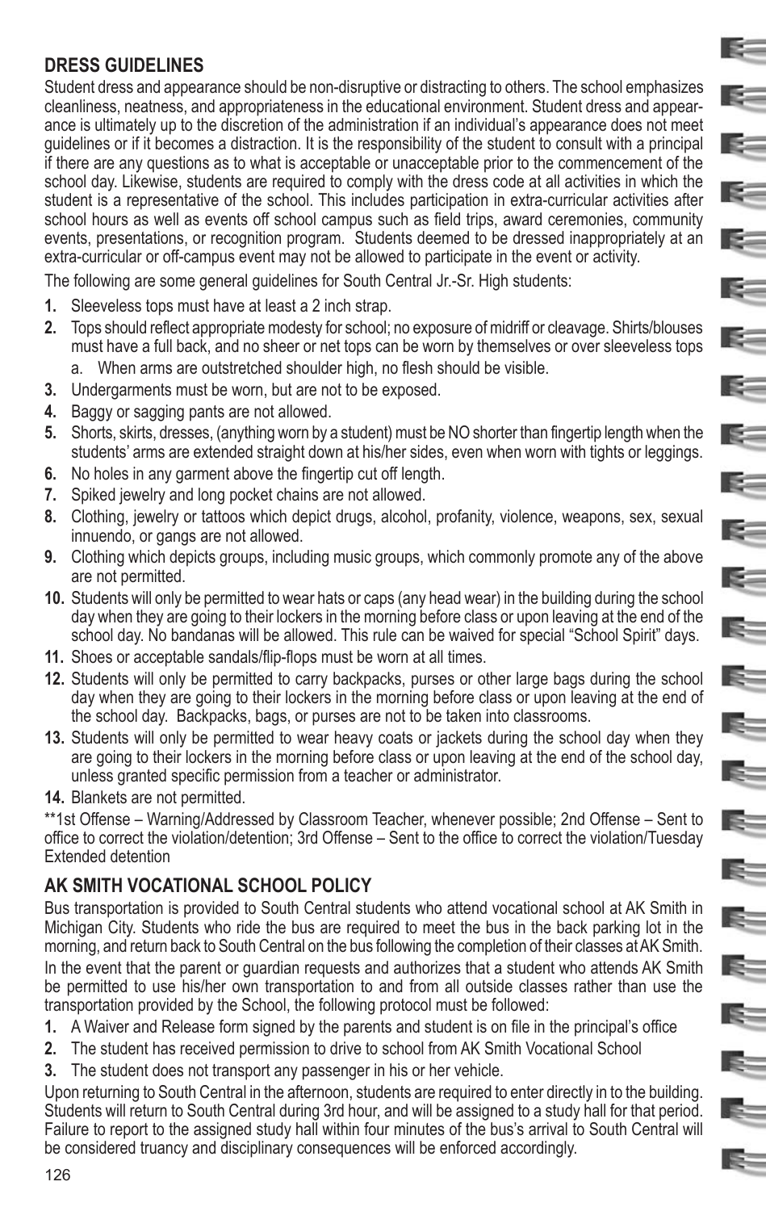## DRESS GUIDELINES

Student dress and appearance should be non-disruptive or distracting to others. The school emphasizes cleanliness, neatness, and appropriateness in the educational environment. Student dress and appearance is ultimately up to the discretion of the administration if an individual's appearance does not meet guidelines or if it becomes a distraction. It is the responsibility of the student to consult with a principal if there are any questions as to what is acceptable or unacceptable prior to the commencement of the school day. Likewise, students are required to comply with the dress code at all activities in which the student is a representative of the school. This includes participation in extra-curricular activities after school hours as well as events off school campus such as field trips, award ceremonies, community events, presentations, or recognition program. Students deemed to be dressed inappropriately at an extra-curricular or off-campus event may not be allowed to participate in the event or activity.

The following are some general guidelines for South Central Jr.-Sr. High students:

1. Sleeveless tops must have at least a 2 inch strap.
2. Tops should reflect appropriate modesty for school; no exposure of midriff or cleavage. Shirts/blouses must have a full back, and no sheer or net tops can be worn by themselves or over sleeveless tops
   a. When arms are outstretched shoulder high, no flesh should be visible.
3. Undergarments must be worn, but are not to be exposed.
4. Baggy or sagging pants are not allowed.
5. Shorts, skirts, dresses, (anything worn by a student) must be NO shorter than fingertip length when the students' arms are extended straight down at his/her sides, even when worn with tights or leggings.
6. No holes in any garment above the fingertip cut off length.
7. Spiked jewelry and long pocket chains are not allowed.
8. Clothing, jewelry or tattoos which depict drugs, alcohol, profanity, violence, weapons, sex, sexual innuendo, or gangs are not allowed.
9. Clothing which depicts groups, including music groups, which commonly promote any of the above are not permitted.
10. Students will only be permitted to wear hats or caps (any head wear) in the building during the school day when they are going to their lockers in the morning before class or upon leaving at the end of the school day. No bandanas will be allowed. This rule can be waived for special "School Spirit" days.
11. Shoes or acceptable sandals/flip-flops must be worn at all times.
12. Students will only be permitted to carry backpacks, purses or other large bags during the school day when they are going to their lockers in the morning before class or upon leaving at the end of the school day. Backpacks, bags, or purses are not to be taken into classrooms.
13. Students will only be permitted to wear heavy coats or jackets during the school day when they are going to their lockers in the morning before class or upon leaving at the end of the school day, unless granted specific permission from a teacher or administrator.
14. Blankets are not permitted.

**1st Offense – Warning/Addressed by Classroom Teacher, whenever possible; 2nd Offense – Sent to office to correct the violation/detention; 3rd Offense – Sent to the office to correct the violation/Tuesday Extended detention

## AK SMITH VOCATIONAL SCHOOL POLICY

Bus transportation is provided to South Central students who attend vocational school at AK Smith in Michigan City. Students who ride the bus are required to meet the bus in the back parking lot in the morning, and return back to South Central on the bus following the completion of their classes at AK Smith.

In the event that the parent or guardian requests and authorizes that a student who attends AK Smith be permitted to use his/her own transportation to and from all outside classes rather than use the transportation provided by the School, the following protocol must be followed:

1. A Waiver and Release form signed by the parents and student is on file in the principal's office
2. The student has received permission to drive to school from AK Smith Vocational School
3. The student does not transport any passenger in his or her vehicle.

Upon returning to South Central in the afternoon, students are required to enter directly in to the building. Students will return to South Central during 3rd hour, and will be assigned to a study hall for that period. Failure to report to the assigned study hall within four minutes of the bus's arrival to South Central will be considered truancy and disciplinary consequences will be enforced accordingly.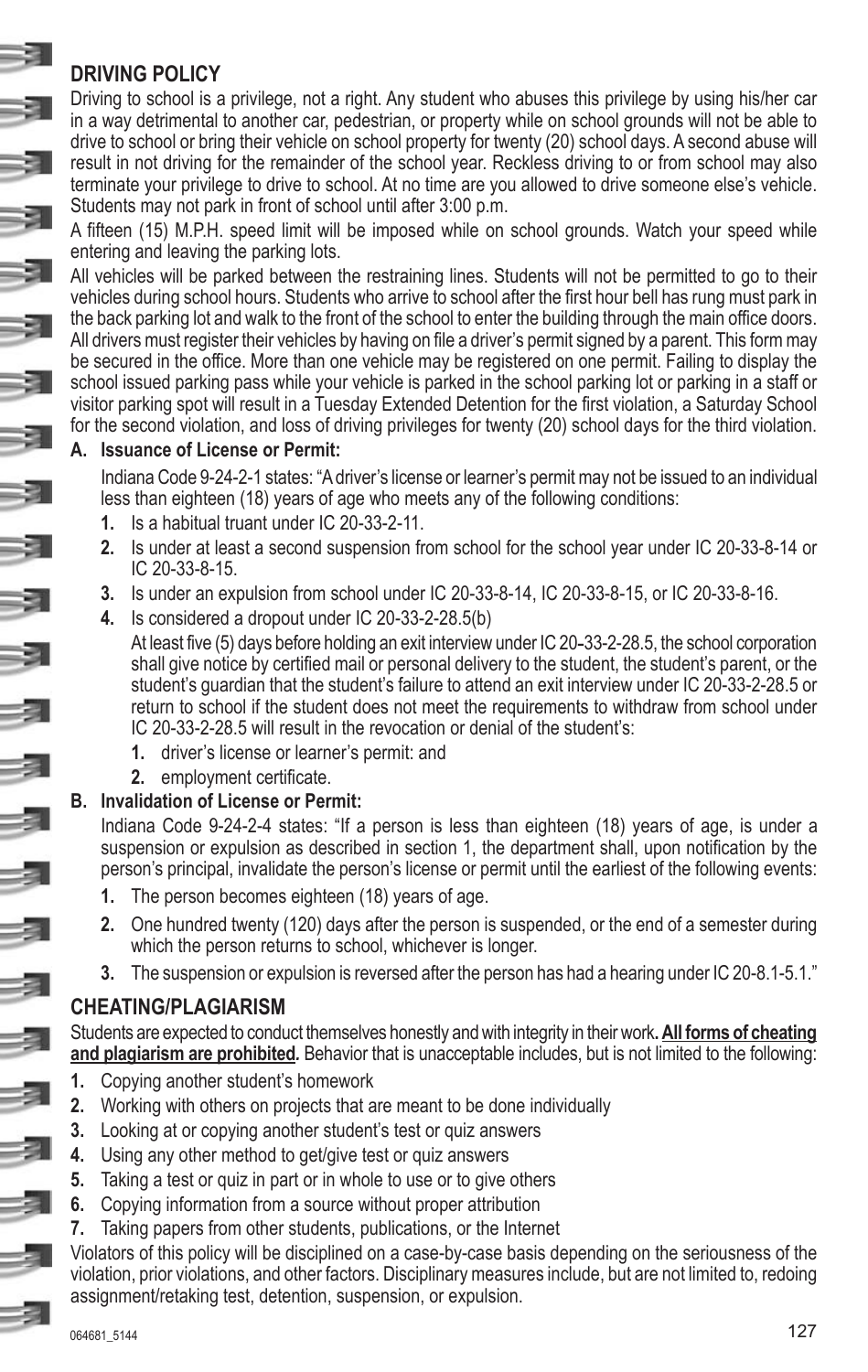## DRIVING POLICY

Driving to school is a privilege, not a right. Any student who abuses this privilege by using his/her car in a way detrimental to another car, pedestrian, or property while on school grounds will not be able to drive to school or bring their vehicle on school property for twenty (20) school days. A second abuse will result in not driving for the remainder of the school year. Reckless driving to or from school may also terminate your privilege to drive to school. At no time are you allowed to drive someone else's vehicle. Students may not park in front of school until after 3:00 p.m.

A fifteen (15) M.P.H. speed limit will be imposed while on school grounds. Watch your speed while entering and leaving the parking lots.

All vehicles will be parked between the restraining lines. Students will not be permitted to go to their vehicles during school hours. Students who arrive to school after the first hour bell has rung must park in the back parking lot and walk to the front of the school to enter the building through the main office doors. All drivers must register their vehicles by having on file a driver's permit signed by a parent. This form may be secured in the office. More than one vehicle may be registered on one permit. Failing to display the school issued parking pass while your vehicle is parked in the school parking lot or parking in a staff or visitor parking spot will result in a Tuesday Extended Detention for the first violation, a Saturday School for the second violation, and loss of driving privileges for twenty (20) school days for the third violation.

**A. Issuance of License or Permit:**

Indiana Code 9-24-2-1 states: "A driver's license or learner's permit may not be issued to an individual less than eighteen (18) years of age who meets any of the following conditions:

1. Is a habitual truant under IC 20-33-2-11.
2. Is under at least a second suspension from school for the school year under IC 20-33-8-14 or IC 20-33-8-15.
3. Is under an expulsion from school under IC 20-33-8-14, IC 20-33-8-15, or IC 20-33-8-16.
4. Is considered a dropout under IC 20-33-2-28.5(b)

   At least five (5) days before holding an exit interview under IC 20-33-2-28.5, the school corporation shall give notice by certified mail or personal delivery to the student, the student's parent, or the student's guardian that the student's failure to attend an exit interview under IC 20-33-2-28.5 or return to school if the student does not meet the requirements to withdraw from school under IC 20-33-2-28.5 will result in the revocation or denial of the student's:

   1. driver's license or learner's permit: and
   2. employment certificate.

**B. Invalidation of License or Permit:**

Indiana Code 9-24-2-4 states: "If a person is less than eighteen (18) years of age, is under a suspension or expulsion as described in section 1, the department shall, upon notification by the person's principal, invalidate the person's license or permit until the earliest of the following events:

1. The person becomes eighteen (18) years of age.
2. One hundred twenty (120) days after the person is suspended, or the end of a semester during which the person returns to school, whichever is longer.
3. The suspension or expulsion is reversed after the person has had a hearing under IC 20-8.1-5.1."

## CHEATING/PLAGIARISM

Students are expected to conduct themselves honestly and with integrity in their work. **All forms of cheating and plagiarism are prohibited.** Behavior that is unacceptable includes, but is not limited to the following:

1. Copying another student's homework
2. Working with others on projects that are meant to be done individually
3. Looking at or copying another student's test or quiz answers
4. Using any other method to get/give test or quiz answers
5. Taking a test or quiz in part or in whole to use or to give others
6. Copying information from a source without proper attribution
7. Taking papers from other students, publications, or the Internet

Violators of this policy will be disciplined on a case-by-case basis depending on the seriousness of the violation, prior violations, and other factors. Disciplinary measures include, but are not limited to, redoing assignment/retaking test, detention, suspension, or expulsion.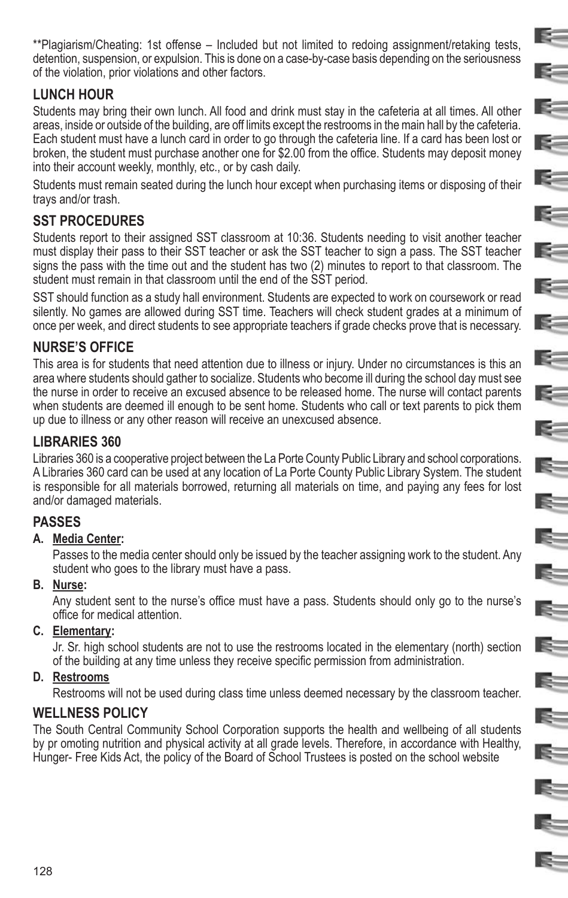**Plagiarism/Cheating: 1st offense – Included but not limited to redoing assignment/retaking tests, detention, suspension, or expulsion. This is done on a case-by-case basis depending on the seriousness of the violation, prior violations and other factors.

## LUNCH HOUR

Students may bring their own lunch. All food and drink must stay in the cafeteria at all times. All other areas, inside or outside of the building, are off limits except the restrooms in the main hall by the cafeteria. Each student must have a lunch card in order to go through the cafeteria line. If a card has been lost or broken, the student must purchase another one for $2.00 from the office. Students may deposit money into their account weekly, monthly, etc., or by cash daily.

Students must remain seated during the lunch hour except when purchasing items or disposing of their trays and/or trash.

## SST PROCEDURES

Students report to their assigned SST classroom at 10:36. Students needing to visit another teacher must display their pass to their SST teacher or ask the SST teacher to sign a pass. The SST teacher signs the pass with the time out and the student has two (2) minutes to report to that classroom. The student must remain in that classroom until the end of the SST period.

SST should function as a study hall environment. Students are expected to work on coursework or read silently. No games are allowed during SST time. Teachers will check student grades at a minimum of once per week, and direct students to see appropriate teachers if grade checks prove that is necessary.

## NURSE'S OFFICE

This area is for students that need attention due to illness or injury. Under no circumstances is this an area where students should gather to socialize. Students who become ill during the school day must see the nurse in order to receive an excused absence to be released home. The nurse will contact parents when students are deemed ill enough to be sent home. Students who call or text parents to pick them up due to illness or any other reason will receive an unexcused absence.

## LIBRARIES 360

Libraries 360 is a cooperative project between the La Porte County Public Library and school corporations. A Libraries 360 card can be used at any location of La Porte County Public Library System. The student is responsible for all materials borrowed, returning all materials on time, and paying any fees for lost and/or damaged materials.

## PASSES

**A. Media Center:**

Passes to the media center should only be issued by the teacher assigning work to the student. Any student who goes to the library must have a pass.

**B. Nurse:**

Any student sent to the nurse's office must have a pass. Students should only go to the nurse's office for medical attention.

**C. Elementary:**

Jr. Sr. high school students are not to use the restrooms located in the elementary (north) section of the building at any time unless they receive specific permission from administration.

**D. Restrooms**

Restrooms will not be used during class time unless deemed necessary by the classroom teacher.

## WELLNESS POLICY

The South Central Community School Corporation supports the health and wellbeing of all students by pr omoting nutrition and physical activity at all grade levels. Therefore, in accordance with Healthy, Hunger- Free Kids Act, the policy of the Board of School Trustees is posted on the school website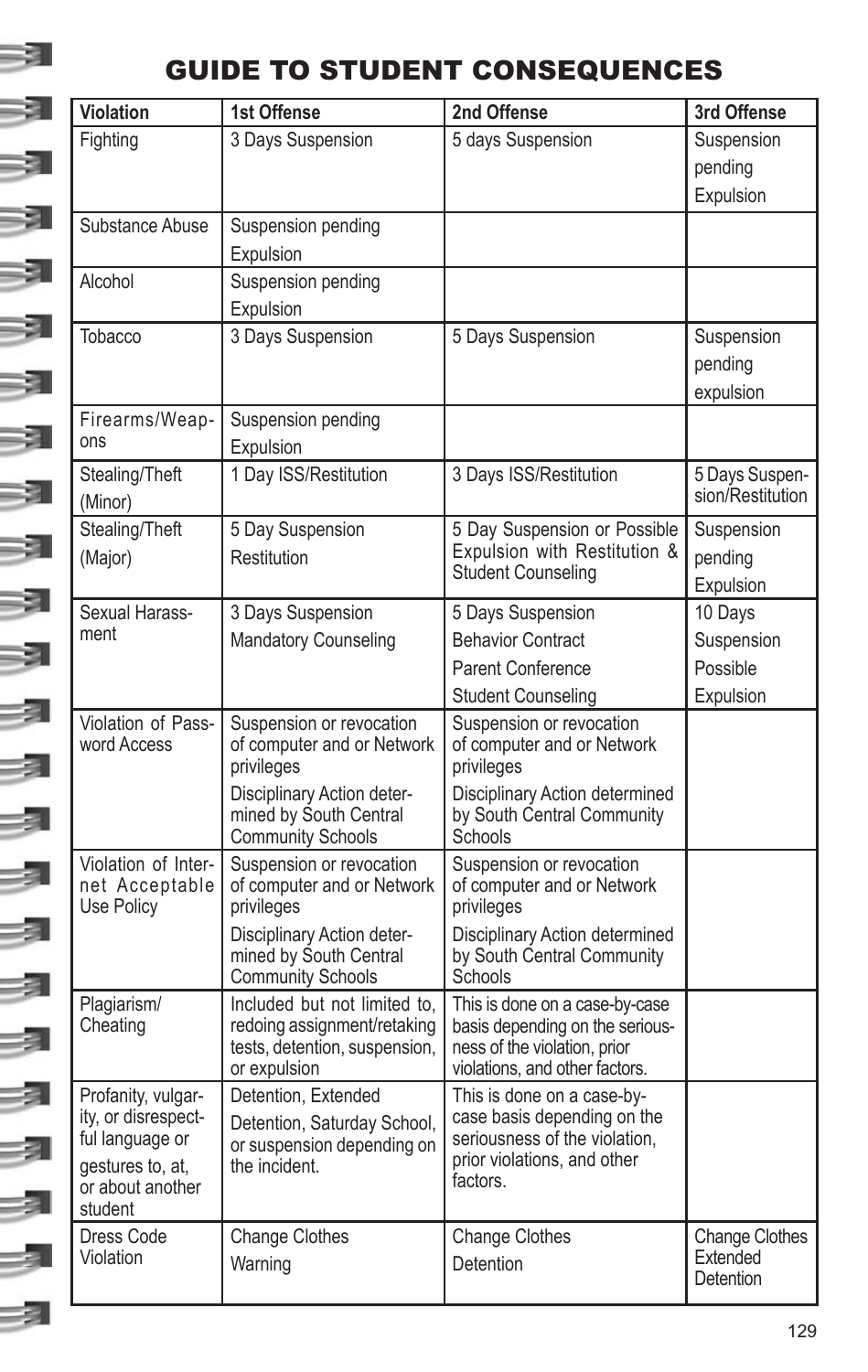# GUIDE TO STUDENT CONSEQUENCES

| Violation | 1st Offense | 2nd Offense | 3rd Offense |
|---|---|---|---|
| Fighting | 3 Days Suspension | 5 days Suspension | Suspension pending Expulsion |
| Substance Abuse | Suspension pending Expulsion | | |
| Alcohol | Suspension pending Expulsion | | |
| Tobacco | 3 Days Suspension | 5 Days Suspension | Suspension pending expulsion |
| Firearms/Weapons | Suspension pending Expulsion | | |
| Stealing/Theft (Minor) | 1 Day ISS/Restitution | 3 Days ISS/Restitution | 5 Days Suspension/Restitution |
| Stealing/Theft (Major) | 5 Day Suspension Restitution | 5 Day Suspension or Possible Expulsion with Restitution & Student Counseling | Suspension pending Expulsion |
| Sexual Harassment | 3 Days Suspension Mandatory Counseling | 5 Days Suspension Behavior Contract Parent Conference Student Counseling | 10 Days Suspension Possible Expulsion |
| Violation of Password Access | Suspension or revocation of computer and or Network privileges Disciplinary Action determined by South Central Community Schools | Suspension or revocation of computer and or Network privileges Disciplinary Action determined by South Central Community Schools | |
| Violation of Internet Acceptable Use Policy | Suspension or revocation of computer and or Network privileges Disciplinary Action determined by South Central Community Schools | Suspension or revocation of computer and or Network privileges Disciplinary Action determined by South Central Community Schools | |
| Plagiarism/ Cheating | Included but not limited to, redoing assignment/retaking tests, detention, suspension, or expulsion | This is done on a case-by-case basis depending on the seriousness of the violation, prior violations, and other factors. | |
| Profanity, vulgarity, or disrespectful language or gestures to, at, or about another student | Detention, Extended Detention, Saturday School, or suspension depending on the incident. | This is done on a case-by-case basis depending on the seriousness of the violation, prior violations, and other factors. | |
| Dress Code Violation | Change Clothes Warning | Change Clothes Detention | Change Clothes Extended Detention |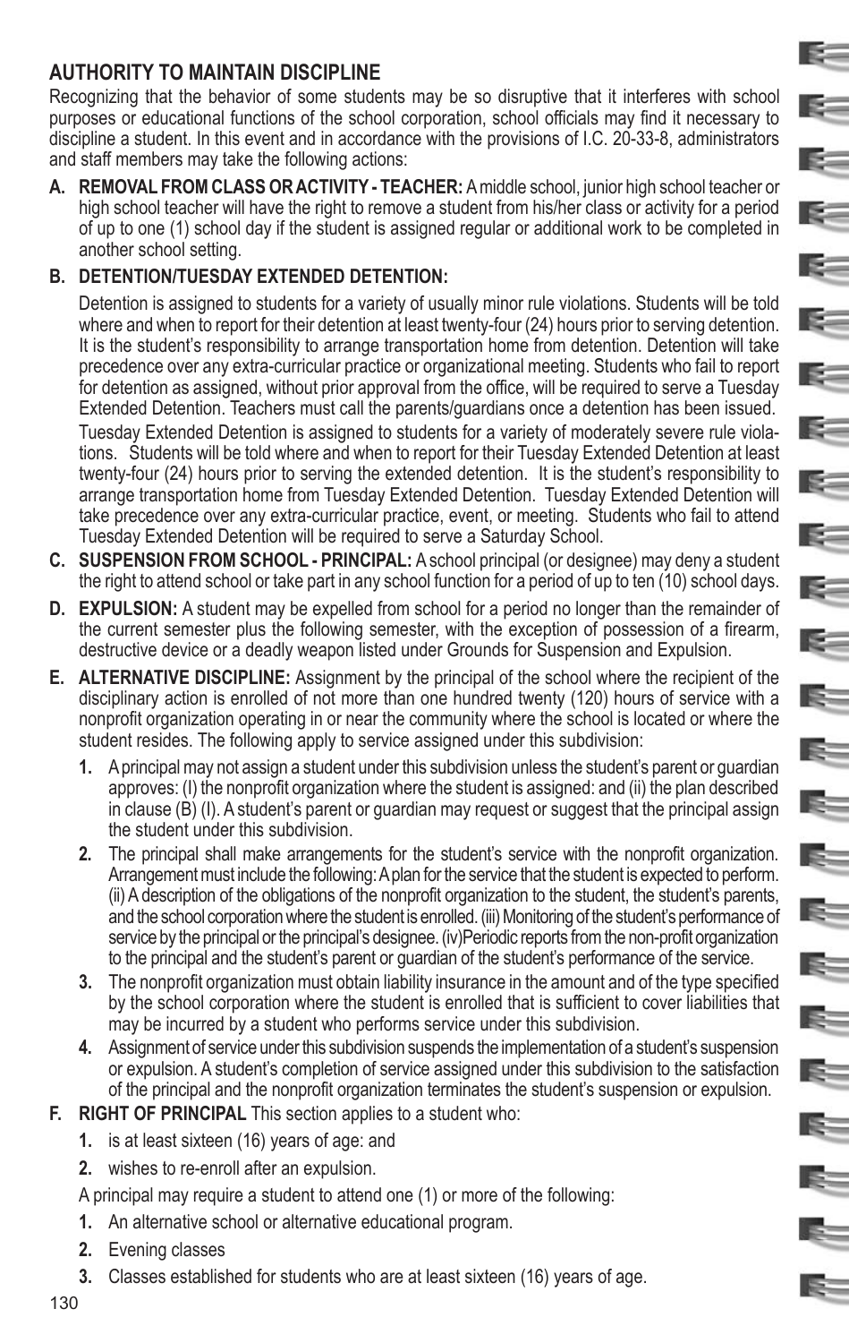## AUTHORITY TO MAINTAIN DISCIPLINE

Recognizing that the behavior of some students may be so disruptive that it interferes with school purposes or educational functions of the school corporation, school officials may find it necessary to discipline a student. In this event and in accordance with the provisions of I.C. 20-33-8, administrators and staff members may take the following actions:

**A. REMOVAL FROM CLASS OR ACTIVITY - TEACHER:** A middle school, junior high school teacher or high school teacher will have the right to remove a student from his/her class or activity for a period of up to one (1) school day if the student is assigned regular or additional work to be completed in another school setting.

**B. DETENTION/TUESDAY EXTENDED DETENTION:**

Detention is assigned to students for a variety of usually minor rule violations. Students will be told where and when to report for their detention at least twenty-four (24) hours prior to serving detention. It is the student's responsibility to arrange transportation home from detention. Detention will take precedence over any extra-curricular practice or organizational meeting. Students who fail to report for detention as assigned, without prior approval from the office, will be required to serve a Tuesday Extended Detention. Teachers must call the parents/guardians once a detention has been issued.

Tuesday Extended Detention is assigned to students for a variety of moderately severe rule violations. Students will be told where and when to report for their Tuesday Extended Detention at least twenty-four (24) hours prior to serving the extended detention. It is the student's responsibility to arrange transportation home from Tuesday Extended Detention. Tuesday Extended Detention will take precedence over any extra-curricular practice, event, or meeting. Students who fail to attend Tuesday Extended Detention will be required to serve a Saturday School.

**C. SUSPENSION FROM SCHOOL - PRINCIPAL:** A school principal (or designee) may deny a student the right to attend school or take part in any school function for a period of up to ten (10) school days.

**D. EXPULSION:** A student may be expelled from school for a period no longer than the remainder of the current semester plus the following semester, with the exception of possession of a firearm, destructive device or a deadly weapon listed under Grounds for Suspension and Expulsion.

**E. ALTERNATIVE DISCIPLINE:** Assignment by the principal of the school where the recipient of the disciplinary action is enrolled of not more than one hundred twenty (120) hours of service with a nonprofit organization operating in or near the community where the school is located or where the student resides. The following apply to service assigned under this subdivision:

1. A principal may not assign a student under this subdivision unless the student's parent or guardian approves: (I) the nonprofit organization where the student is assigned: and (ii) the plan described in clause (B) (I). A student's parent or guardian may request or suggest that the principal assign the student under this subdivision.
2. The principal shall make arrangements for the student's service with the nonprofit organization. Arrangement must include the following: A plan for the service that the student is expected to perform. (ii) A description of the obligations of the nonprofit organization to the student, the student's parents, and the school corporation where the student is enrolled. (iii) Monitoring of the student's performance of service by the principal or the principal's designee. (iv)Periodic reports from the non-profit organization to the principal and the student's parent or guardian of the student's performance of the service.
3. The nonprofit organization must obtain liability insurance in the amount and of the type specified by the school corporation where the student is enrolled that is sufficient to cover liabilities that may be incurred by a student who performs service under this subdivision.
4. Assignment of service under this subdivision suspends the implementation of a student's suspension or expulsion. A student's completion of service assigned under this subdivision to the satisfaction of the principal and the nonprofit organization terminates the student's suspension or expulsion.

**F. RIGHT OF PRINCIPAL** This section applies to a student who:

1. is at least sixteen (16) years of age: and
2. wishes to re-enroll after an expulsion.

A principal may require a student to attend one (1) or more of the following:

1. An alternative school or alternative educational program.
2. Evening classes
3. Classes established for students who are at least sixteen (16) years of age.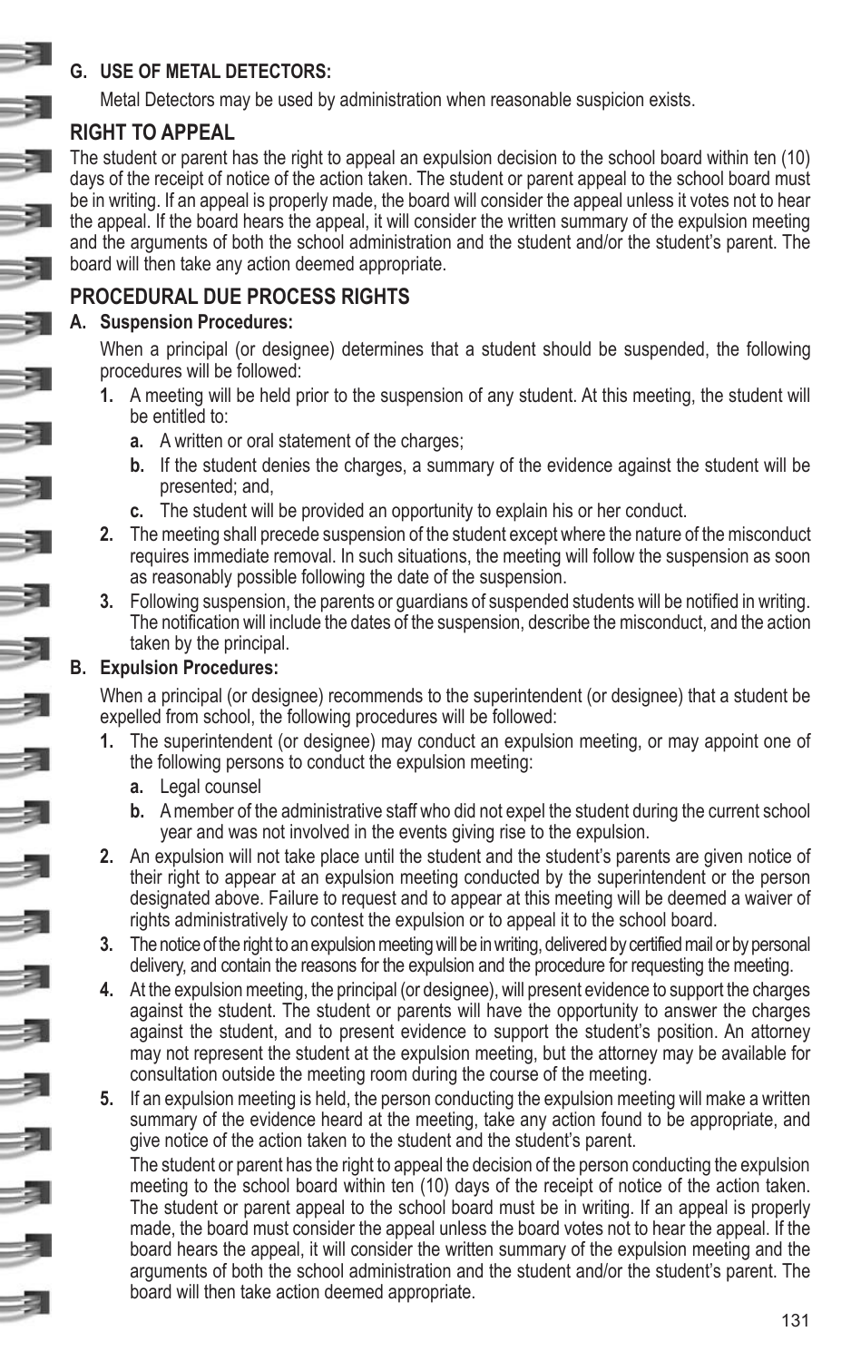**G. USE OF METAL DETECTORS:**

Metal Detectors may be used by administration when reasonable suspicion exists.

## RIGHT TO APPEAL

The student or parent has the right to appeal an expulsion decision to the school board within ten (10) days of the receipt of notice of the action taken. The student or parent appeal to the school board must be in writing. If an appeal is properly made, the board will consider the appeal unless it votes not to hear the appeal. If the board hears the appeal, it will consider the written summary of the expulsion meeting and the arguments of both the school administration and the student and/or the student's parent. The board will then take any action deemed appropriate.

## PROCEDURAL DUE PROCESS RIGHTS

**A. Suspension Procedures:**

When a principal (or designee) determines that a student should be suspended, the following procedures will be followed:

1. A meeting will be held prior to the suspension of any student. At this meeting, the student will be entitled to:
   a. A written or oral statement of the charges;
   b. If the student denies the charges, a summary of the evidence against the student will be presented; and,
   c. The student will be provided an opportunity to explain his or her conduct.
2. The meeting shall precede suspension of the student except where the nature of the misconduct requires immediate removal. In such situations, the meeting will follow the suspension as soon as reasonably possible following the date of the suspension.
3. Following suspension, the parents or guardians of suspended students will be notified in writing. The notification will include the dates of the suspension, describe the misconduct, and the action taken by the principal.

**B. Expulsion Procedures:**

When a principal (or designee) recommends to the superintendent (or designee) that a student be expelled from school, the following procedures will be followed:

1. The superintendent (or designee) may conduct an expulsion meeting, or may appoint one of the following persons to conduct the expulsion meeting:
   a. Legal counsel
   b. A member of the administrative staff who did not expel the student during the current school year and was not involved in the events giving rise to the expulsion.
2. An expulsion will not take place until the student and the student's parents are given notice of their right to appear at an expulsion meeting conducted by the superintendent or the person designated above. Failure to request and to appear at this meeting will be deemed a waiver of rights administratively to contest the expulsion or to appeal it to the school board.
3. The notice of the right to an expulsion meeting will be in writing, delivered by certified mail or by personal delivery, and contain the reasons for the expulsion and the procedure for requesting the meeting.
4. At the expulsion meeting, the principal (or designee), will present evidence to support the charges against the student. The student or parents will have the opportunity to answer the charges against the student, and to present evidence to support the student's position. An attorney may not represent the student at the expulsion meeting, but the attorney may be available for consultation outside the meeting room during the course of the meeting.
5. If an expulsion meeting is held, the person conducting the expulsion meeting will make a written summary of the evidence heard at the meeting, take any action found to be appropriate, and give notice of the action taken to the student and the student's parent.

   The student or parent has the right to appeal the decision of the person conducting the expulsion meeting to the school board within ten (10) days of the receipt of notice of the action taken. The student or parent appeal to the school board must be in writing. If an appeal is properly made, the board must consider the appeal unless the board votes not to hear the appeal. If the board hears the appeal, it will consider the written summary of the expulsion meeting and the arguments of both the school administration and the student and/or the student's parent. The board will then take action deemed appropriate.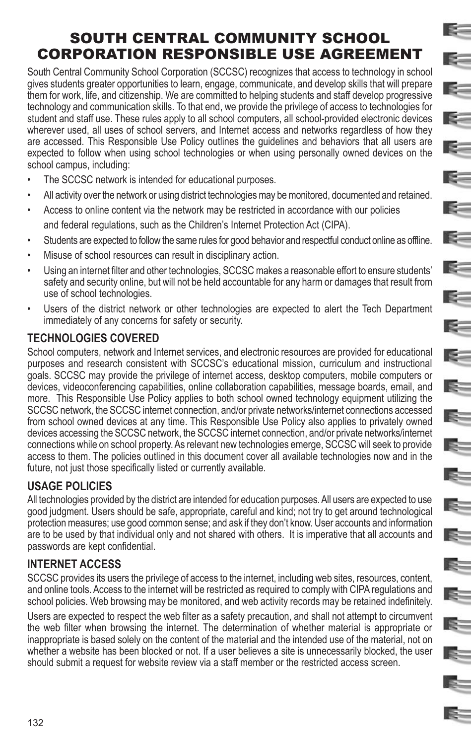# SOUTH CENTRAL COMMUNITY SCHOOL CORPORATION RESPONSIBLE USE AGREEMENT

South Central Community School Corporation (SCCSC) recognizes that access to technology in school gives students greater opportunities to learn, engage, communicate, and develop skills that will prepare them for work, life, and citizenship. We are committed to helping students and staff develop progressive technology and communication skills. To that end, we provide the privilege of access to technologies for student and staff use. These rules apply to all school computers, all school-provided electronic devices wherever used, all uses of school servers, and Internet access and networks regardless of how they are accessed. This Responsible Use Policy outlines the guidelines and behaviors that all users are expected to follow when using school technologies or when using personally owned devices on the school campus, including:

- The SCCSC network is intended for educational purposes.
- All activity over the network or using district technologies may be monitored, documented and retained.
- Access to online content via the network may be restricted in accordance with our policies and federal regulations, such as the Children's Internet Protection Act (CIPA).
- Students are expected to follow the same rules for good behavior and respectful conduct online as offline.
- Misuse of school resources can result in disciplinary action.
- Using an internet filter and other technologies, SCCSC makes a reasonable effort to ensure students' safety and security online, but will not be held accountable for any harm or damages that result from use of school technologies.
- Users of the district network or other technologies are expected to alert the Tech Department immediately of any concerns for safety or security.

## TECHNOLOGIES COVERED

School computers, network and Internet services, and electronic resources are provided for educational purposes and research consistent with SCCSC's educational mission, curriculum and instructional goals. SCCSC may provide the privilege of internet access, desktop computers, mobile computers or devices, videoconferencing capabilities, online collaboration capabilities, message boards, email, and more. This Responsible Use Policy applies to both school owned technology equipment utilizing the SCCSC network, the SCCSC internet connection, and/or private networks/internet connections accessed from school owned devices at any time. This Responsible Use Policy also applies to privately owned devices accessing the SCCSC network, the SCCSC internet connection, and/or private networks/internet connections while on school property. As relevant new technologies emerge, SCCSC will seek to provide access to them. The policies outlined in this document cover all available technologies now and in the future, not just those specifically listed or currently available.

## USAGE POLICIES

All technologies provided by the district are intended for education purposes. All users are expected to use good judgment. Users should be safe, appropriate, careful and kind; not try to get around technological protection measures; use good common sense; and ask if they don't know. User accounts and information are to be used by that individual only and not shared with others. It is imperative that all accounts and passwords are kept confidential.

## INTERNET ACCESS

SCCSC provides its users the privilege of access to the internet, including web sites, resources, content, and online tools. Access to the internet will be restricted as required to comply with CIPA regulations and school policies. Web browsing may be monitored, and web activity records may be retained indefinitely.

Users are expected to respect the web filter as a safety precaution, and shall not attempt to circumvent the web filter when browsing the internet. The determination of whether material is appropriate or inappropriate is based solely on the content of the material and the intended use of the material, not on whether a website has been blocked or not. If a user believes a site is unnecessarily blocked, the user should submit a request for website review via a staff member or the restricted access screen.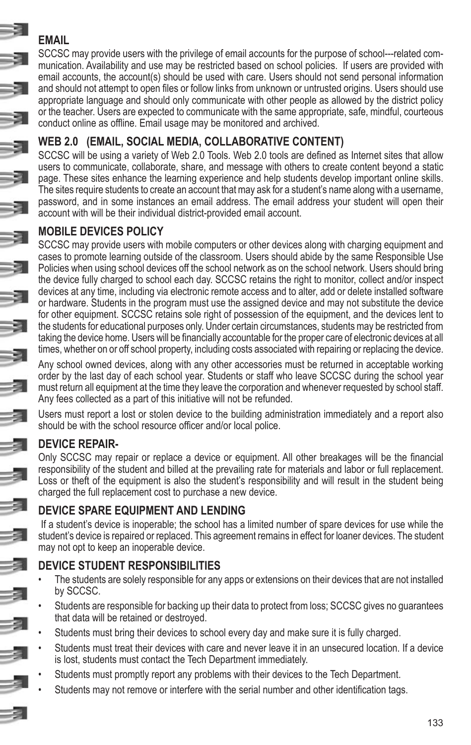## EMAIL

SCCSC may provide users with the privilege of email accounts for the purpose of school---related communication. Availability and use may be restricted based on school policies. If users are provided with email accounts, the account(s) should be used with care. Users should not send personal information and should not attempt to open files or follow links from unknown or untrusted origins. Users should use appropriate language and should only communicate with other people as allowed by the district policy or the teacher. Users are expected to communicate with the same appropriate, safe, mindful, courteous conduct online as offline. Email usage may be monitored and archived.

## WEB 2.0 (EMAIL, SOCIAL MEDIA, COLLABORATIVE CONTENT)

SCCSC will be using a variety of Web 2.0 Tools. Web 2.0 tools are defined as Internet sites that allow users to communicate, collaborate, share, and message with others to create content beyond a static page. These sites enhance the learning experience and help students develop important online skills. The sites require students to create an account that may ask for a student's name along with a username, password, and in some instances an email address. The email address your student will open their account with will be their individual district-provided email account.

## MOBILE DEVICES POLICY

SCCSC may provide users with mobile computers or other devices along with charging equipment and cases to promote learning outside of the classroom. Users should abide by the same Responsible Use Policies when using school devices off the school network as on the school network. Users should bring the device fully charged to school each day. SCCSC retains the right to monitor, collect and/or inspect devices at any time, including via electronic remote access and to alter, add or delete installed software or hardware. Students in the program must use the assigned device and may not substitute the device for other equipment. SCCSC retains sole right of possession of the equipment, and the devices lent to the students for educational purposes only. Under certain circumstances, students may be restricted from taking the device home. Users will be financially accountable for the proper care of electronic devices at all times, whether on or off school property, including costs associated with repairing or replacing the device.

Any school owned devices, along with any other accessories must be returned in acceptable working order by the last day of each school year. Students or staff who leave SCCSC during the school year must return all equipment at the time they leave the corporation and whenever requested by school staff. Any fees collected as a part of this initiative will not be refunded.

Users must report a lost or stolen device to the building administration immediately and a report also should be with the school resource officer and/or local police.

## DEVICE REPAIR-

Only SCCSC may repair or replace a device or equipment. All other breakages will be the financial responsibility of the student and billed at the prevailing rate for materials and labor or full replacement. Loss or theft of the equipment is also the student's responsibility and will result in the student being charged the full replacement cost to purchase a new device.

## DEVICE SPARE EQUIPMENT AND LENDING

If a student's device is inoperable; the school has a limited number of spare devices for use while the student's device is repaired or replaced. This agreement remains in effect for loaner devices. The student may not opt to keep an inoperable device.

## DEVICE STUDENT RESPONSIBILITIES

- The students are solely responsible for any apps or extensions on their devices that are not installed by SCCSC.
- Students are responsible for backing up their data to protect from loss; SCCSC gives no guarantees that data will be retained or destroyed.
- Students must bring their devices to school every day and make sure it is fully charged.
- Students must treat their devices with care and never leave it in an unsecured location. If a device is lost, students must contact the Tech Department immediately.
- Students must promptly report any problems with their devices to the Tech Department.
- Students may not remove or interfere with the serial number and other identification tags.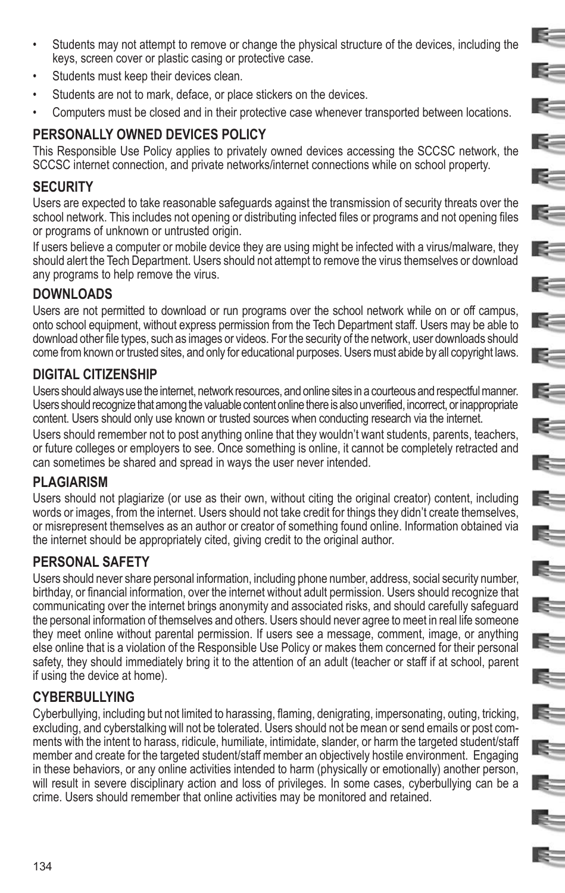- Students may not attempt to remove or change the physical structure of the devices, including the keys, screen cover or plastic casing or protective case.
- Students must keep their devices clean.
- Students are not to mark, deface, or place stickers on the devices.
- Computers must be closed and in their protective case whenever transported between locations.

## PERSONALLY OWNED DEVICES POLICY

This Responsible Use Policy applies to privately owned devices accessing the SCCSC network, the SCCSC internet connection, and private networks/internet connections while on school property.

## SECURITY

Users are expected to take reasonable safeguards against the transmission of security threats over the school network. This includes not opening or distributing infected files or programs and not opening files or programs of unknown or untrusted origin.

If users believe a computer or mobile device they are using might be infected with a virus/malware, they should alert the Tech Department. Users should not attempt to remove the virus themselves or download any programs to help remove the virus.

## DOWNLOADS

Users are not permitted to download or run programs over the school network while on or off campus, onto school equipment, without express permission from the Tech Department staff. Users may be able to download other file types, such as images or videos. For the security of the network, user downloads should come from known or trusted sites, and only for educational purposes. Users must abide by all copyright laws.

## DIGITAL CITIZENSHIP

Users should always use the internet, network resources, and online sites in a courteous and respectful manner. Users should recognize that among the valuable content online there is also unverified, incorrect, or inappropriate content. Users should only use known or trusted sources when conducting research via the internet.

Users should remember not to post anything online that they wouldn't want students, parents, teachers, or future colleges or employers to see. Once something is online, it cannot be completely retracted and can sometimes be shared and spread in ways the user never intended.

## PLAGIARISM

Users should not plagiarize (or use as their own, without citing the original creator) content, including words or images, from the internet. Users should not take credit for things they didn't create themselves, or misrepresent themselves as an author or creator of something found online. Information obtained via the internet should be appropriately cited, giving credit to the original author.

## PERSONAL SAFETY

Users should never share personal information, including phone number, address, social security number, birthday, or financial information, over the internet without adult permission. Users should recognize that communicating over the internet brings anonymity and associated risks, and should carefully safeguard the personal information of themselves and others. Users should never agree to meet in real life someone they meet online without parental permission. If users see a message, comment, image, or anything else online that is a violation of the Responsible Use Policy or makes them concerned for their personal safety, they should immediately bring it to the attention of an adult (teacher or staff if at school, parent if using the device at home).

## CYBERBULLYING

Cyberbullying, including but not limited to harassing, flaming, denigrating, impersonating, outing, tricking, excluding, and cyberstalking will not be tolerated. Users should not be mean or send emails or post comments with the intent to harass, ridicule, humiliate, intimidate, slander, or harm the targeted student/staff member and create for the targeted student/staff member an objectively hostile environment. Engaging in these behaviors, or any online activities intended to harm (physically or emotionally) another person, will result in severe disciplinary action and loss of privileges. In some cases, cyberbullying can be a crime. Users should remember that online activities may be monitored and retained.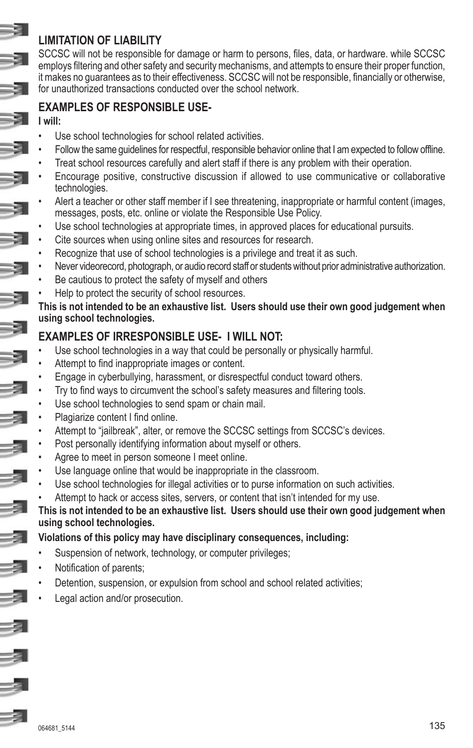## LIMITATION OF LIABILITY

SCCSC will not be responsible for damage or harm to persons, files, data, or hardware. while SCCSC employs filtering and other safety and security mechanisms, and attempts to ensure their proper function, it makes no guarantees as to their effectiveness. SCCSC will not be responsible, financially or otherwise, for unauthorized transactions conducted over the school network.

## EXAMPLES OF RESPONSIBLE USE-

**I will:**

- Use school technologies for school related activities.
- Follow the same guidelines for respectful, responsible behavior online that I am expected to follow offline.
- Treat school resources carefully and alert staff if there is any problem with their operation.
- Encourage positive, constructive discussion if allowed to use communicative or collaborative technologies.
- Alert a teacher or other staff member if I see threatening, inappropriate or harmful content (images, messages, posts, etc. online or violate the Responsible Use Policy.
- Use school technologies at appropriate times, in approved places for educational pursuits.
- Cite sources when using online sites and resources for research.
- Recognize that use of school technologies is a privilege and treat it as such.
- Never videorecord, photograph, or audio record staff or students without prior administrative authorization.
- Be cautious to protect the safety of myself and others
- Help to protect the security of school resources.

**This is not intended to be an exhaustive list. Users should use their own good judgement when using school technologies.**

## EXAMPLES OF IRRESPONSIBLE USE- I WILL NOT:

- Use school technologies in a way that could be personally or physically harmful.
- Attempt to find inappropriate images or content.
- Engage in cyberbullying, harassment, or disrespectful conduct toward others.
- Try to find ways to circumvent the school's safety measures and filtering tools.
- Use school technologies to send spam or chain mail.
- Plagiarize content I find online.
- Attempt to "jailbreak", alter, or remove the SCCSC settings from SCCSC's devices.
- Post personally identifying information about myself or others.
- Agree to meet in person someone I meet online.
- Use language online that would be inappropriate in the classroom.
- Use school technologies for illegal activities or to purse information on such activities.
- Attempt to hack or access sites, servers, or content that isn't intended for my use.

**This is not intended to be an exhaustive list. Users should use their own good judgement when using school technologies.**

**Violations of this policy may have disciplinary consequences, including:**

- Suspension of network, technology, or computer privileges;
- Notification of parents;
- Detention, suspension, or expulsion from school and school related activities;
- Legal action and/or prosecution.